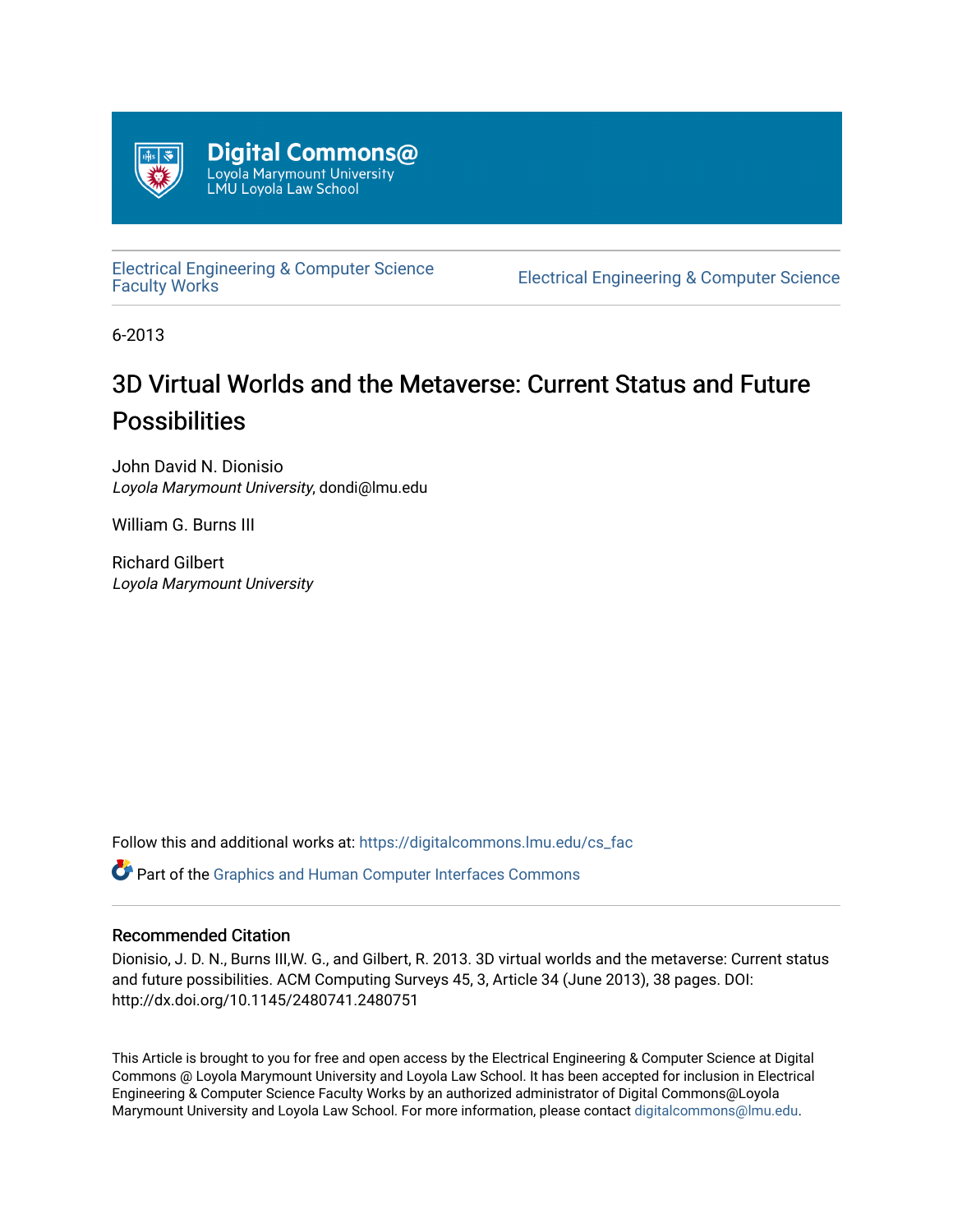Digital Commons@
Loyola Marymount University
LMU Loyola Law School

Electrical Engineering & Computer Science Faculty Works

Electrical Engineering & Computer Science

6-2013

# 3D Virtual Worlds and the Metaverse: Current Status and Future Possibilities

John David N. Dionisio
*Loyola Marymount University*, dondi@lmu.edu

William G. Burns III

Richard Gilbert
*Loyola Marymount University*

Follow this and additional works at: https://digitalcommons.lmu.edu/cs_fac

Part of the Graphics and Human Computer Interfaces Commons

## Recommended Citation

Dionisio, J. D. N., Burns III,W. G., and Gilbert, R. 2013. 3D virtual worlds and the metaverse: Current status and future possibilities. ACM Computing Surveys 45, 3, Article 34 (June 2013), 38 pages. DOI: http://dx.doi.org/10.1145/2480741.2480751

This Article is brought to you for free and open access by the Electrical Engineering & Computer Science at Digital Commons @ Loyola Marymount University and Loyola Law School. It has been accepted for inclusion in Electrical Engineering & Computer Science Faculty Works by an authorized administrator of Digital Commons@Loyola Marymount University and Loyola Law School. For more information, please contact digitalcommons@lmu.edu.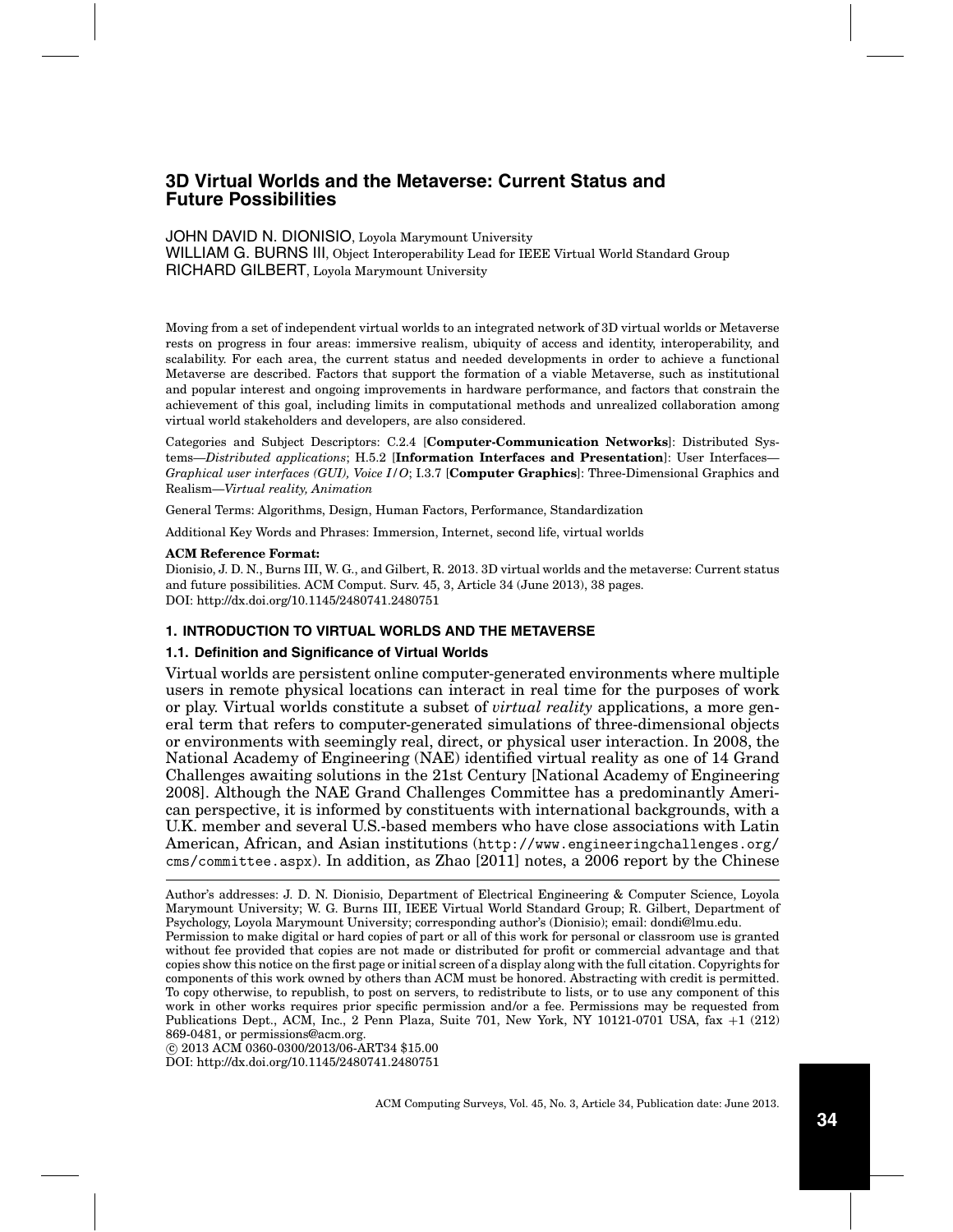# 3D Virtual Worlds and the Metaverse: Current Status and Future Possibilities

JOHN DAVID N. DIONISIO, Loyola Marymount University
WILLIAM G. BURNS III, Object Interoperability Lead for IEEE Virtual World Standard Group
RICHARD GILBERT, Loyola Marymount University

Moving from a set of independent virtual worlds to an integrated network of 3D virtual worlds or Metaverse rests on progress in four areas: immersive realism, ubiquity of access and identity, interoperability, and scalability. For each area, the current status and needed developments in order to achieve a functional Metaverse are described. Factors that support the formation of a viable Metaverse, such as institutional and popular interest and ongoing improvements in hardware performance, and factors that constrain the achievement of this goal, including limits in computational methods and unrealized collaboration among virtual world stakeholders and developers, are also considered.

Categories and Subject Descriptors: C.2.4 [**Computer-Communication Networks**]: Distributed Systems—*Distributed applications*; H.5.2 [**Information Interfaces and Presentation**]: User Interfaces—*Graphical user interfaces (GUI), Voice I/O*; I.3.7 [**Computer Graphics**]: Three-Dimensional Graphics and Realism—*Virtual reality, Animation*

General Terms: Algorithms, Design, Human Factors, Performance, Standardization

Additional Key Words and Phrases: Immersion, Internet, second life, virtual worlds

**ACM Reference Format:**
Dionisio, J. D. N., Burns III, W. G., and Gilbert, R. 2013. 3D virtual worlds and the metaverse: Current status and future possibilities. ACM Comput. Surv. 45, 3, Article 34 (June 2013), 38 pages.
DOI: http://dx.doi.org/10.1145/2480741.2480751

## 1. INTRODUCTION TO VIRTUAL WORLDS AND THE METAVERSE

### 1.1. Definition and Significance of Virtual Worlds

Virtual worlds are persistent online computer-generated environments where multiple users in remote physical locations can interact in real time for the purposes of work or play. Virtual worlds constitute a subset of *virtual reality* applications, a more general term that refers to computer-generated simulations of three-dimensional objects or environments with seemingly real, direct, or physical user interaction. In 2008, the National Academy of Engineering (NAE) identified virtual reality as one of 14 Grand Challenges awaiting solutions in the 21st Century [National Academy of Engineering 2008]. Although the NAE Grand Challenges Committee has a predominantly American perspective, it is informed by constituents with international backgrounds, with a U.K. member and several U.S.-based members who have close associations with Latin American, African, and Asian institutions (http://www.engineeringchallenges.org/cms/committee.aspx). In addition, as Zhao [2011] notes, a 2006 report by the Chinese

---

Author's addresses: J. D. N. Dionisio, Department of Electrical Engineering & Computer Science, Loyola Marymount University; W. G. Burns III, IEEE Virtual World Standard Group; R. Gilbert, Department of Psychology, Loyola Marymount University; corresponding author's (Dionisio); email: dondi@lmu.edu.
Permission to make digital or hard copies of part or all of this work for personal or classroom use is granted without fee provided that copies are not made or distributed for profit or commercial advantage and that copies show this notice on the first page or initial screen of a display along with the full citation. Copyrights for components of this work owned by others than ACM must be honored. Abstracting with credit is permitted. To copy otherwise, to republish, to post on servers, to redistribute to lists, or to use any component of this work in other works requires prior specific permission and/or a fee. Permissions may be requested from Publications Dept., ACM, Inc., 2 Penn Plaza, Suite 701, New York, NY 10121-0701 USA, fax +1 (212) 869-0481, or permissions@acm.org.
© 2013 ACM 0360-0300/2013/06-ART34 $15.00
DOI: http://dx.doi.org/10.1145/2480741.2480751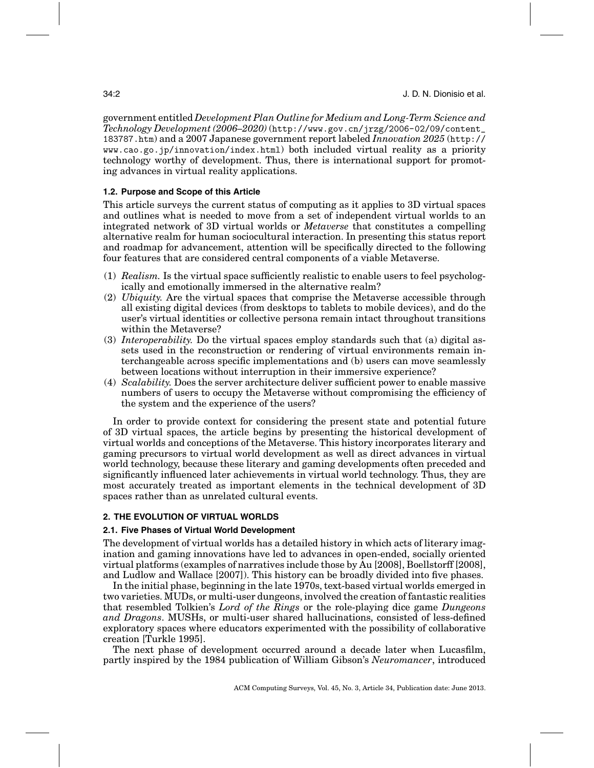government entitled *Development Plan Outline for Medium and Long-Term Science and Technology Development (2006–2020)* (http://www.gov.cn/jrzg/2006-02/09/content_183787.htm) and a 2007 Japanese government report labeled *Innovation 2025* (http://www.cao.go.jp/innovation/index.html) both included virtual reality as a priority technology worthy of development. Thus, there is international support for promoting advances in virtual reality applications.

### 1.2. Purpose and Scope of this Article

This article surveys the current status of computing as it applies to 3D virtual spaces and outlines what is needed to move from a set of independent virtual worlds to an integrated network of 3D virtual worlds or *Metaverse* that constitutes a compelling alternative realm for human sociocultural interaction. In presenting this status report and roadmap for advancement, attention will be specifically directed to the following four features that are considered central components of a viable Metaverse.

(1) *Realism.* Is the virtual space sufficiently realistic to enable users to feel psychologically and emotionally immersed in the alternative realm?
(2) *Ubiquity.* Are the virtual spaces that comprise the Metaverse accessible through all existing digital devices (from desktops to tablets to mobile devices), and do the user's virtual identities or collective persona remain intact throughout transitions within the Metaverse?
(3) *Interoperability.* Do the virtual spaces employ standards such that (a) digital assets used in the reconstruction or rendering of virtual environments remain interchangeable across specific implementations and (b) users can move seamlessly between locations without interruption in their immersive experience?
(4) *Scalability.* Does the server architecture deliver sufficient power to enable massive numbers of users to occupy the Metaverse without compromising the efficiency of the system and the experience of the users?

In order to provide context for considering the present state and potential future of 3D virtual spaces, the article begins by presenting the historical development of virtual worlds and conceptions of the Metaverse. This history incorporates literary and gaming precursors to virtual world development as well as direct advances in virtual world technology, because these literary and gaming developments often preceded and significantly influenced later achievements in virtual world technology. Thus, they are most accurately treated as important elements in the technical development of 3D spaces rather than as unrelated cultural events.

## 2. THE EVOLUTION OF VIRTUAL WORLDS

### 2.1. Five Phases of Virtual World Development

The development of virtual worlds has a detailed history in which acts of literary imagination and gaming innovations have led to advances in open-ended, socially oriented virtual platforms (examples of narratives include those by Au [2008], Boellstorff [2008], and Ludlow and Wallace [2007]). This history can be broadly divided into five phases.

In the initial phase, beginning in the late 1970s, text-based virtual worlds emerged in two varieties. MUDs, or multi-user dungeons, involved the creation of fantastic realities that resembled Tolkien's *Lord of the Rings* or the role-playing dice game *Dungeons and Dragons*. MUSHs, or multi-user shared hallucinations, consisted of less-defined exploratory spaces where educators experimented with the possibility of collaborative creation [Turkle 1995].

The next phase of development occurred around a decade later when Lucasfilm, partly inspired by the 1984 publication of William Gibson's *Neuromancer*, introduced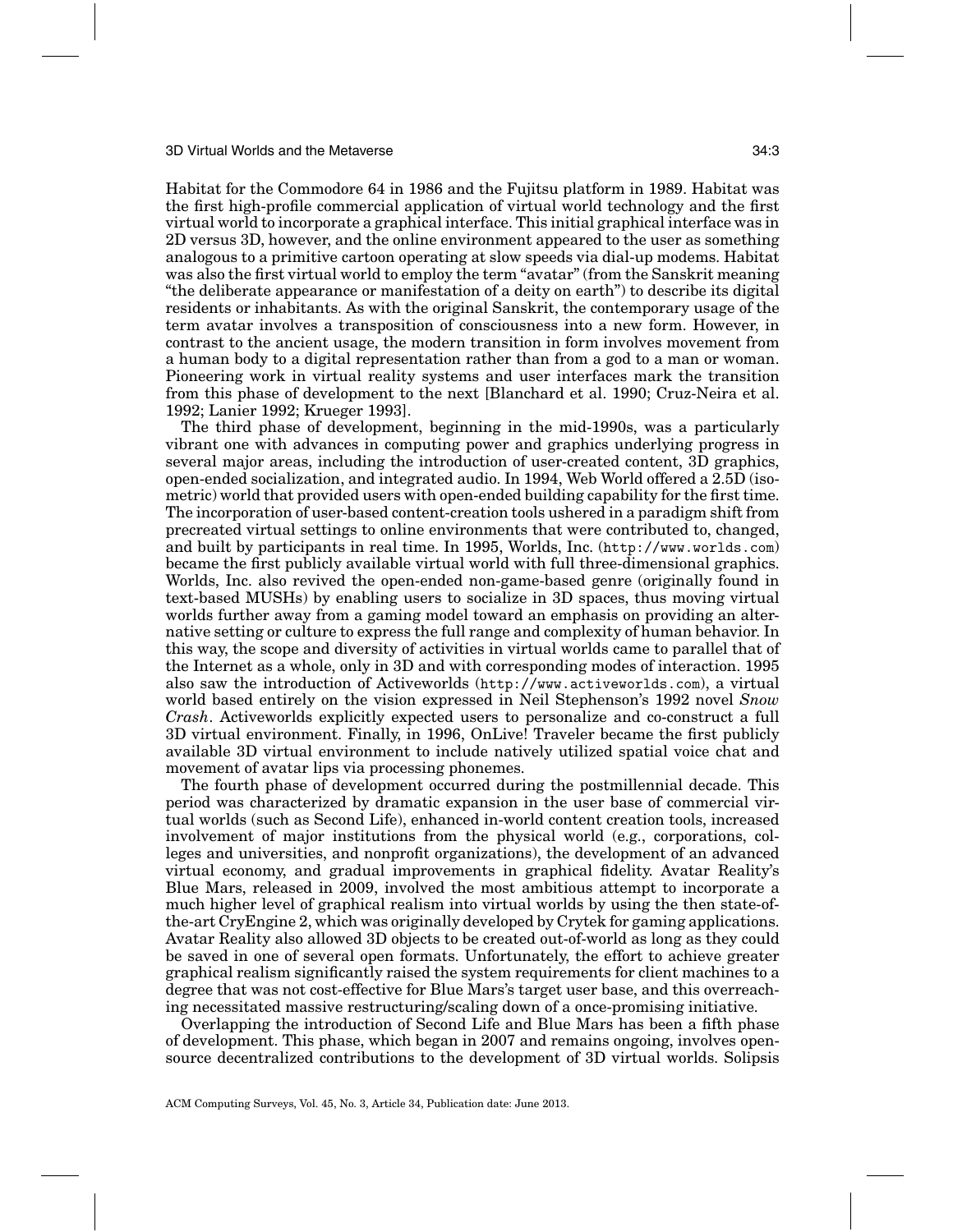Habitat for the Commodore 64 in 1986 and the Fujitsu platform in 1989. Habitat was the first high-profile commercial application of virtual world technology and the first virtual world to incorporate a graphical interface. This initial graphical interface was in 2D versus 3D, however, and the online environment appeared to the user as something analogous to a primitive cartoon operating at slow speeds via dial-up modems. Habitat was also the first virtual world to employ the term "avatar" (from the Sanskrit meaning "the deliberate appearance or manifestation of a deity on earth") to describe its digital residents or inhabitants. As with the original Sanskrit, the contemporary usage of the term avatar involves a transposition of consciousness into a new form. However, in contrast to the ancient usage, the modern transition in form involves movement from a human body to a digital representation rather than from a god to a man or woman. Pioneering work in virtual reality systems and user interfaces mark the transition from this phase of development to the next [Blanchard et al. 1990; Cruz-Neira et al. 1992; Lanier 1992; Krueger 1993].

The third phase of development, beginning in the mid-1990s, was a particularly vibrant one with advances in computing power and graphics underlying progress in several major areas, including the introduction of user-created content, 3D graphics, open-ended socialization, and integrated audio. In 1994, Web World offered a 2.5D (isometric) world that provided users with open-ended building capability for the first time. The incorporation of user-based content-creation tools ushered in a paradigm shift from precreated virtual settings to online environments that were contributed to, changed, and built by participants in real time. In 1995, Worlds, Inc. (`http://www.worlds.com`) became the first publicly available virtual world with full three-dimensional graphics. Worlds, Inc. also revived the open-ended non-game-based genre (originally found in text-based MUSHs) by enabling users to socialize in 3D spaces, thus moving virtual worlds further away from a gaming model toward an emphasis on providing an alternative setting or culture to express the full range and complexity of human behavior. In this way, the scope and diversity of activities in virtual worlds came to parallel that of the Internet as a whole, only in 3D and with corresponding modes of interaction. 1995 also saw the introduction of Activeworlds (`http://www.activeworlds.com`), a virtual world based entirely on the vision expressed in Neil Stephenson's 1992 novel *Snow Crash*. Activeworlds explicitly expected users to personalize and co-construct a full 3D virtual environment. Finally, in 1996, OnLive! Traveler became the first publicly available 3D virtual environment to include natively utilized spatial voice chat and movement of avatar lips via processing phonemes.

The fourth phase of development occurred during the postmillennial decade. This period was characterized by dramatic expansion in the user base of commercial virtual worlds (such as Second Life), enhanced in-world content creation tools, increased involvement of major institutions from the physical world (e.g., corporations, colleges and universities, and nonprofit organizations), the development of an advanced virtual economy, and gradual improvements in graphical fidelity. Avatar Reality's Blue Mars, released in 2009, involved the most ambitious attempt to incorporate a much higher level of graphical realism into virtual worlds by using the then state-of-the-art CryEngine 2, which was originally developed by Crytek for gaming applications. Avatar Reality also allowed 3D objects to be created out-of-world as long as they could be saved in one of several open formats. Unfortunately, the effort to achieve greater graphical realism significantly raised the system requirements for client machines to a degree that was not cost-effective for Blue Mars's target user base, and this overreaching necessitated massive restructuring/scaling down of a once-promising initiative.

Overlapping the introduction of Second Life and Blue Mars has been a fifth phase of development. This phase, which began in 2007 and remains ongoing, involves open-source decentralized contributions to the development of 3D virtual worlds. Solipsis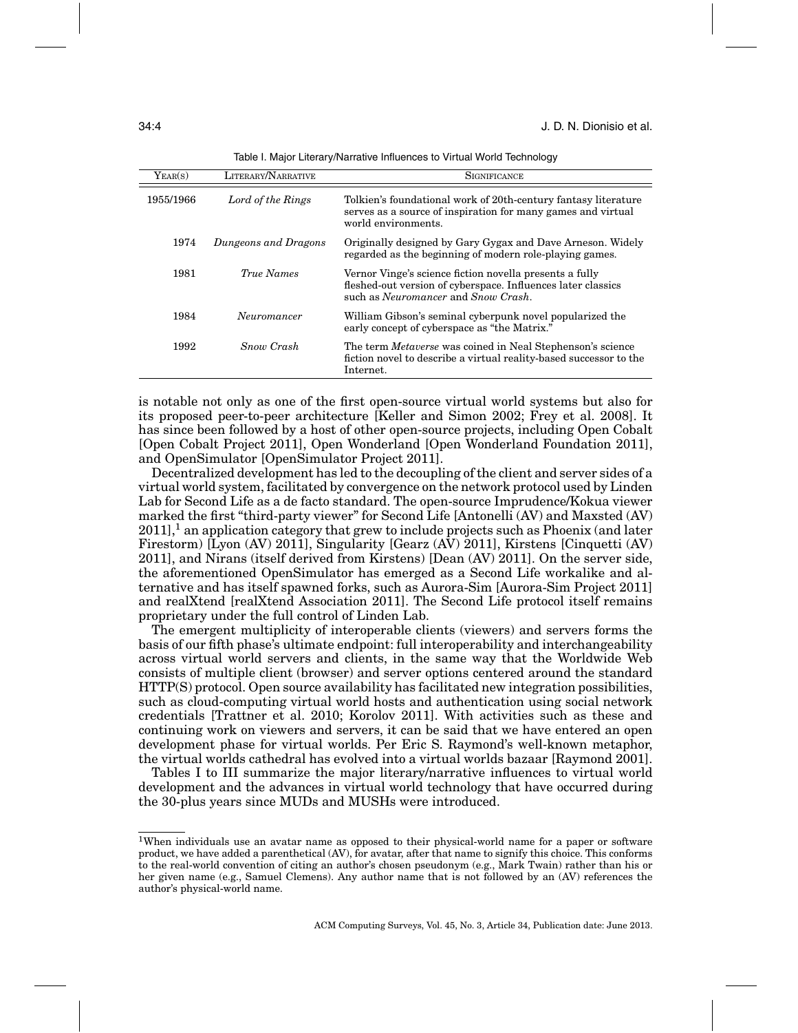Table I. Major Literary/Narrative Influences to Virtual World Technology

| Year(s) | Literary/Narrative | Significance |
| --- | --- | --- |
| 1955/1966 | *Lord of the Rings* | Tolkien's foundational work of 20th-century fantasy literature serves as a source of inspiration for many games and virtual world environments. |
| 1974 | *Dungeons and Dragons* | Originally designed by Gary Gygax and Dave Arneson. Widely regarded as the beginning of modern role-playing games. |
| 1981 | *True Names* | Vernor Vinge's science fiction novella presents a fully fleshed-out version of cyberspace. Influences later classics such as *Neuromancer* and *Snow Crash*. |
| 1984 | *Neuromancer* | William Gibson's seminal cyberpunk novel popularized the early concept of cyberspace as "the Matrix." |
| 1992 | *Snow Crash* | The term *Metaverse* was coined in Neal Stephenson's science fiction novel to describe a virtual reality-based successor to the Internet. |

is notable not only as one of the first open-source virtual world systems but also for its proposed peer-to-peer architecture [Keller and Simon 2002; Frey et al. 2008]. It has since been followed by a host of other open-source projects, including Open Cobalt [Open Cobalt Project 2011], Open Wonderland [Open Wonderland Foundation 2011], and OpenSimulator [OpenSimulator Project 2011].

Decentralized development has led to the decoupling of the client and server sides of a virtual world system, facilitated by convergence on the network protocol used by Linden Lab for Second Life as a de facto standard. The open-source Imprudence/Kokua viewer marked the first "third-party viewer" for Second Life [Antonelli (AV) and Maxsted (AV) 2011],[1] an application category that grew to include projects such as Phoenix (and later Firestorm) [Lyon (AV) 2011], Singularity [Gearz (AV) 2011], Kirstens [Cinquetti (AV) 2011], and Nirans (itself derived from Kirstens) [Dean (AV) 2011]. On the server side, the aforementioned OpenSimulator has emerged as a Second Life workalike and alternative and has itself spawned forks, such as Aurora-Sim [Aurora-Sim Project 2011] and realXtend [realXtend Association 2011]. The Second Life protocol itself remains proprietary under the full control of Linden Lab.

The emergent multiplicity of interoperable clients (viewers) and servers forms the basis of our fifth phase's ultimate endpoint: full interoperability and interchangeability across virtual world servers and clients, in the same way that the Worldwide Web consists of multiple client (browser) and server options centered around the standard HTTP(S) protocol. Open source availability has facilitated new integration possibilities, such as cloud-computing virtual world hosts and authentication using social network credentials [Trattner et al. 2010; Korolov 2011]. With activities such as these and continuing work on viewers and servers, it can be said that we have entered an open development phase for virtual worlds. Per Eric S. Raymond's well-known metaphor, the virtual worlds cathedral has evolved into a virtual worlds bazaar [Raymond 2001].

Tables I to III summarize the major literary/narrative influences to virtual world development and the advances in virtual world technology that have occurred during the 30-plus years since MUDs and MUSHs were introduced.

[1]When individuals use an avatar name as opposed to their physical-world name for a paper or software product, we have added a parenthetical (AV), for avatar, after that name to signify this choice. This conforms to the real-world convention of citing an author's chosen pseudonym (e.g., Mark Twain) rather than his or her given name (e.g., Samuel Clemens). Any author name that is not followed by an (AV) references the author's physical-world name.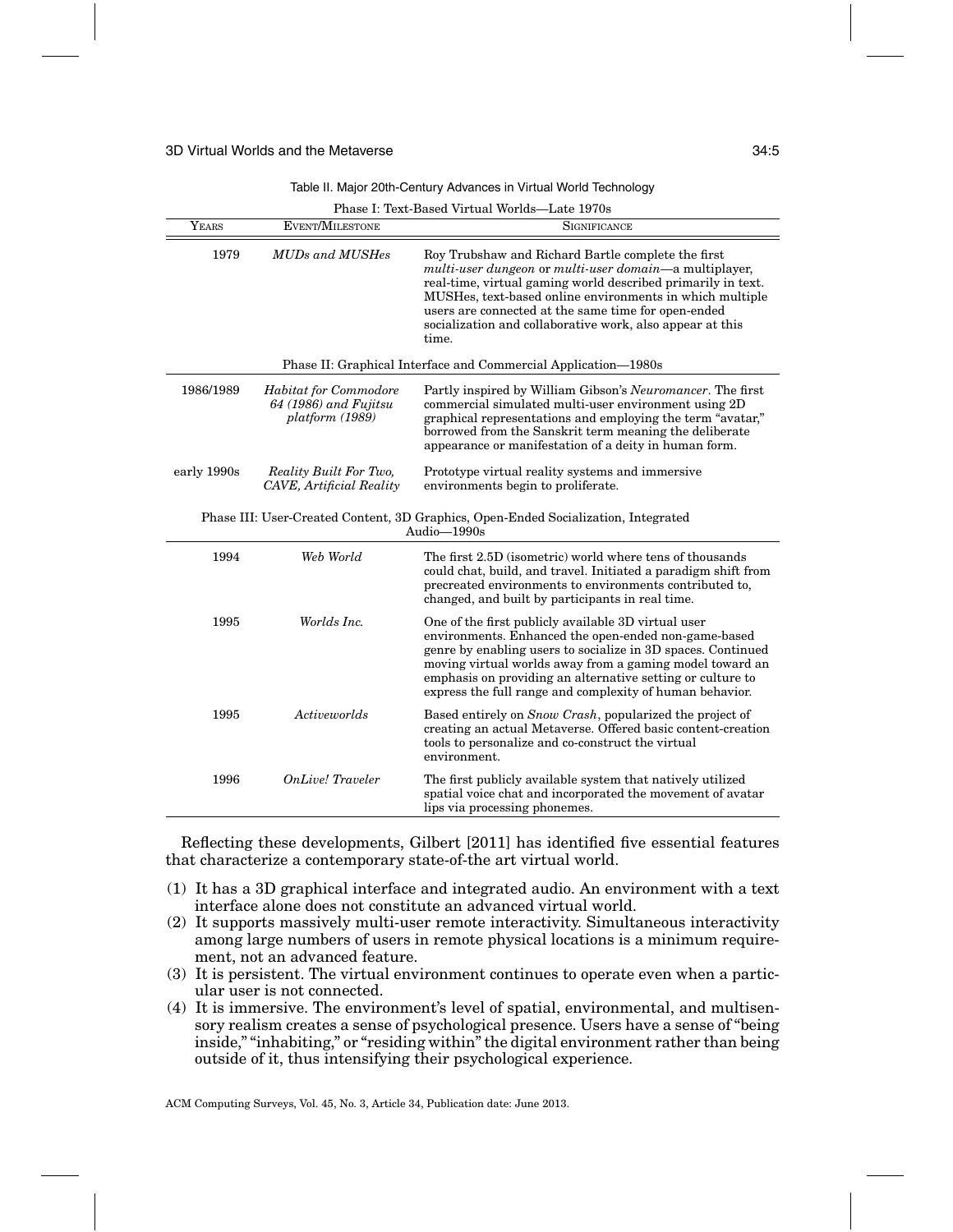Table II. Major 20th-Century Advances in Virtual World Technology

| Years | Event/Milestone | Significance |
|---|---|---|
| **Phase I: Text-Based Virtual Worlds—Late 1970s** | | |
| 1979 | *MUDs and MUSHes* | Roy Trubshaw and Richard Bartle complete the first *multi-user dungeon* or *multi-user domain*—a multiplayer, real-time, virtual gaming world described primarily in text. MUSHes, text-based online environments in which multiple users are connected at the same time for open-ended socialization and collaborative work, also appear at this time. |
| **Phase II: Graphical Interface and Commercial Application—1980s** | | |
| 1986/1989 | *Habitat for Commodore 64 (1986) and Fujitsu platform (1989)* | Partly inspired by William Gibson's *Neuromancer*. The first commercial simulated multi-user environment using 2D graphical representations and employing the term "avatar," borrowed from the Sanskrit term meaning the deliberate appearance or manifestation of a deity in human form. |
| early 1990s | *Reality Built For Two, CAVE, Artificial Reality* | Prototype virtual reality systems and immersive environments begin to proliferate. |
| **Phase III: User-Created Content, 3D Graphics, Open-Ended Socialization, Integrated Audio—1990s** | | |
| 1994 | *Web World* | The first 2.5D (isometric) world where tens of thousands could chat, build, and travel. Initiated a paradigm shift from precreated environments to environments contributed to, changed, and built by participants in real time. |
| 1995 | *Worlds Inc.* | One of the first publicly available 3D virtual user environments. Enhanced the open-ended non-game-based genre by enabling users to socialize in 3D spaces. Continued moving virtual worlds away from a gaming model toward an emphasis on providing an alternative setting or culture to express the full range and complexity of human behavior. |
| 1995 | *Activeworlds* | Based entirely on *Snow Crash*, popularized the project of creating an actual Metaverse. Offered basic content-creation tools to personalize and co-construct the virtual environment. |
| 1996 | *OnLive! Traveler* | The first publicly available system that natively utilized spatial voice chat and incorporated the movement of avatar lips via processing phonemes. |

Reflecting these developments, Gilbert [2011] has identified five essential features that characterize a contemporary state-of-the art virtual world.

(1) It has a 3D graphical interface and integrated audio. An environment with a text interface alone does not constitute an advanced virtual world.
(2) It supports massively multi-user remote interactivity. Simultaneous interactivity among large numbers of users in remote physical locations is a minimum requirement, not an advanced feature.
(3) It is persistent. The virtual environment continues to operate even when a particular user is not connected.
(4) It is immersive. The environment's level of spatial, environmental, and multisensory realism creates a sense of psychological presence. Users have a sense of "being inside," "inhabiting," or "residing within" the digital environment rather than being outside of it, thus intensifying their psychological experience.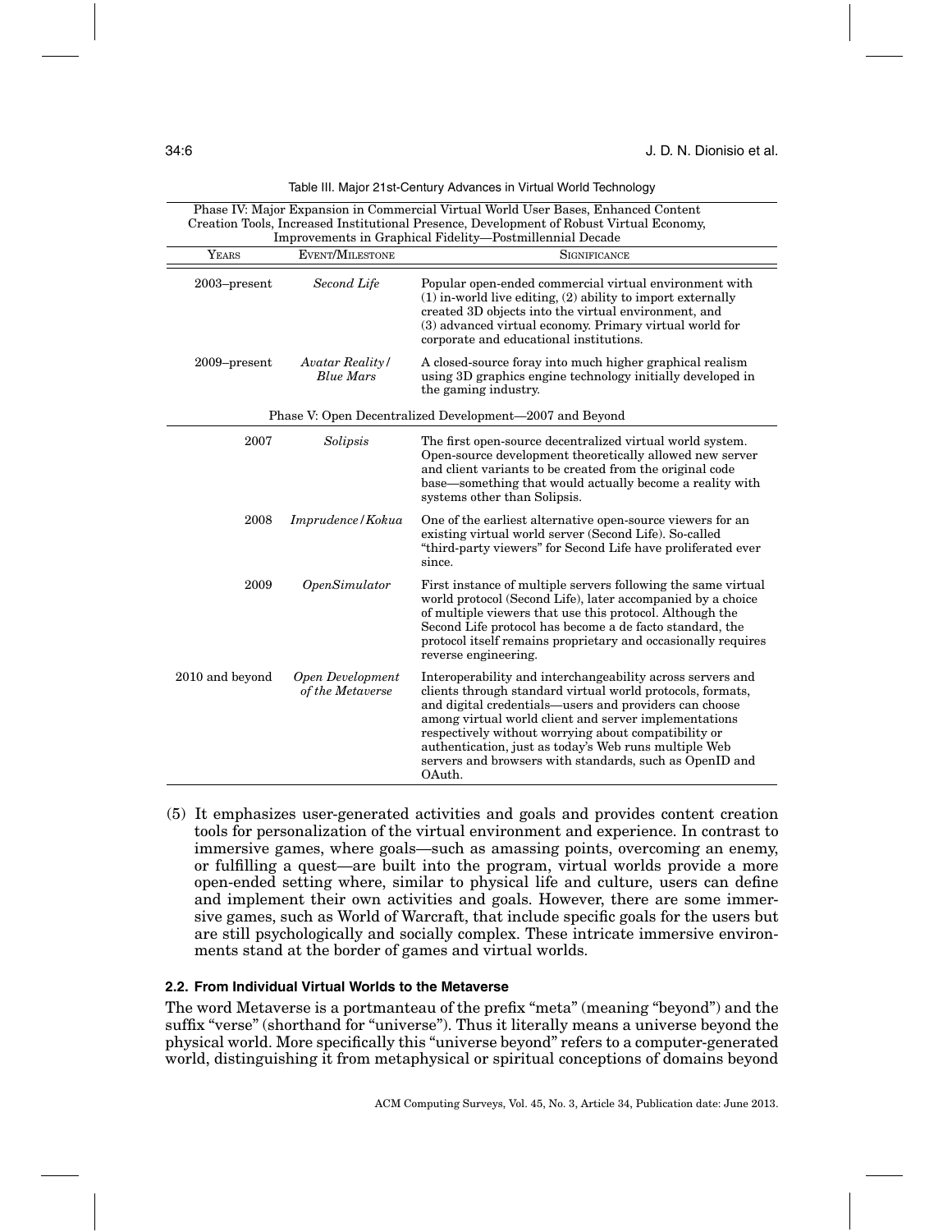Table III. Major 21st-Century Advances in Virtual World Technology

| Years | Event/Milestone | Significance |
|---|---|---|
| Phase IV: Major Expansion in Commercial Virtual World User Bases, Enhanced Content Creation Tools, Increased Institutional Presence, Development of Robust Virtual Economy, Improvements in Graphical Fidelity—Postmillennial Decade | | |
| 2003–present | *Second Life* | Popular open-ended commercial virtual environment with (1) in-world live editing, (2) ability to import externally created 3D objects into the virtual environment, and (3) advanced virtual economy. Primary virtual world for corporate and educational institutions. |
| 2009–present | *Avatar Reality/ Blue Mars* | A closed-source foray into much higher graphical realism using 3D graphics engine technology initially developed in the gaming industry. |
| Phase V: Open Decentralized Development—2007 and Beyond | | |
| 2007 | *Solipsis* | The first open-source decentralized virtual world system. Open-source development theoretically allowed new server and client variants to be created from the original code base—something that would actually become a reality with systems other than Solipsis. |
| 2008 | *Imprudence/Kokua* | One of the earliest alternative open-source viewers for an existing virtual world server (Second Life). So-called "third-party viewers" for Second Life have proliferated ever since. |
| 2009 | *OpenSimulator* | First instance of multiple servers following the same virtual world protocol (Second Life), later accompanied by a choice of multiple viewers that use this protocol. Although the Second Life protocol has become a de facto standard, the protocol itself remains proprietary and occasionally requires reverse engineering. |
| 2010 and beyond | *Open Development of the Metaverse* | Interoperability and interchangeability across servers and clients through standard virtual world protocols, formats, and digital credentials—users and providers can choose among virtual world client and server implementations respectively without worrying about compatibility or authentication, just as today's Web runs multiple Web servers and browsers with standards, such as OpenID and OAuth. |

(5) It emphasizes user-generated activities and goals and provides content creation tools for personalization of the virtual environment and experience. In contrast to immersive games, where goals—such as amassing points, overcoming an enemy, or fulfilling a quest—are built into the program, virtual worlds provide a more open-ended setting where, similar to physical life and culture, users can define and implement their own activities and goals. However, there are some immersive games, such as World of Warcraft, that include specific goals for the users but are still psychologically and socially complex. These intricate immersive environments stand at the border of games and virtual worlds.

### 2.2. From Individual Virtual Worlds to the Metaverse

The word Metaverse is a portmanteau of the prefix "meta" (meaning "beyond") and the suffix "verse" (shorthand for "universe"). Thus it literally means a universe beyond the physical world. More specifically this "universe beyond" refers to a computer-generated world, distinguishing it from metaphysical or spiritual conceptions of domains beyond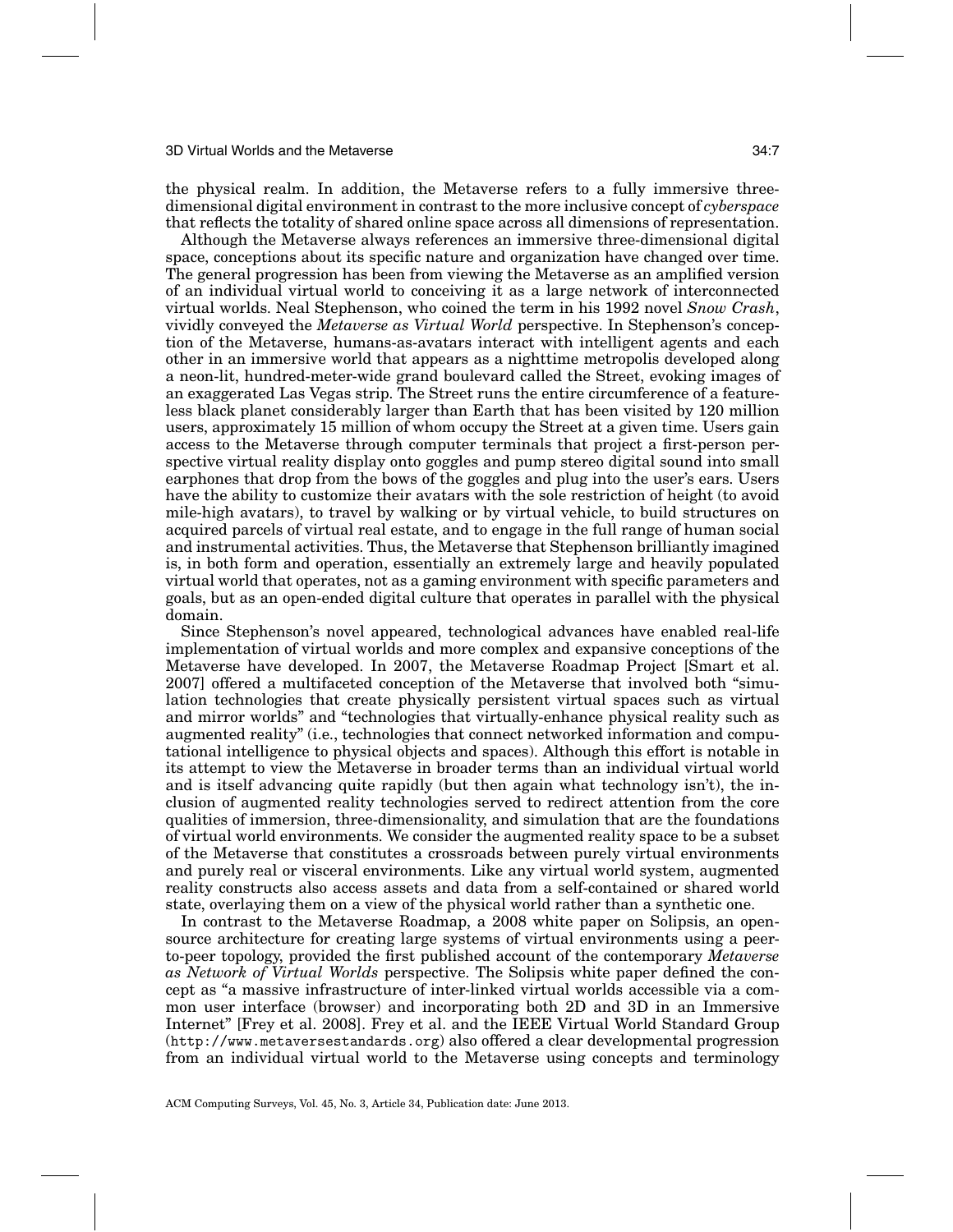the physical realm. In addition, the Metaverse refers to a fully immersive three-dimensional digital environment in contrast to the more inclusive concept of *cyberspace* that reflects the totality of shared online space across all dimensions of representation.

Although the Metaverse always references an immersive three-dimensional digital space, conceptions about its specific nature and organization have changed over time. The general progression has been from viewing the Metaverse as an amplified version of an individual virtual world to conceiving it as a large network of interconnected virtual worlds. Neal Stephenson, who coined the term in his 1992 novel *Snow Crash*, vividly conveyed the *Metaverse as Virtual World* perspective. In Stephenson's conception of the Metaverse, humans-as-avatars interact with intelligent agents and each other in an immersive world that appears as a nighttime metropolis developed along a neon-lit, hundred-meter-wide grand boulevard called the Street, evoking images of an exaggerated Las Vegas strip. The Street runs the entire circumference of a featureless black planet considerably larger than Earth that has been visited by 120 million users, approximately 15 million of whom occupy the Street at a given time. Users gain access to the Metaverse through computer terminals that project a first-person perspective virtual reality display onto goggles and pump stereo digital sound into small earphones that drop from the bows of the goggles and plug into the user's ears. Users have the ability to customize their avatars with the sole restriction of height (to avoid mile-high avatars), to travel by walking or by virtual vehicle, to build structures on acquired parcels of virtual real estate, and to engage in the full range of human social and instrumental activities. Thus, the Metaverse that Stephenson brilliantly imagined is, in both form and operation, essentially an extremely large and heavily populated virtual world that operates, not as a gaming environment with specific parameters and goals, but as an open-ended digital culture that operates in parallel with the physical domain.

Since Stephenson's novel appeared, technological advances have enabled real-life implementation of virtual worlds and more complex and expansive conceptions of the Metaverse have developed. In 2007, the Metaverse Roadmap Project [Smart et al. 2007] offered a multifaceted conception of the Metaverse that involved both "simulation technologies that create physically persistent virtual spaces such as virtual and mirror worlds" and "technologies that virtually-enhance physical reality such as augmented reality" (i.e., technologies that connect networked information and computational intelligence to physical objects and spaces). Although this effort is notable in its attempt to view the Metaverse in broader terms than an individual virtual world and is itself advancing quite rapidly (but then again what technology isn't), the inclusion of augmented reality technologies served to redirect attention from the core qualities of immersion, three-dimensionality, and simulation that are the foundations of virtual world environments. We consider the augmented reality space to be a subset of the Metaverse that constitutes a crossroads between purely virtual environments and purely real or visceral environments. Like any virtual world system, augmented reality constructs also access assets and data from a self-contained or shared world state, overlaying them on a view of the physical world rather than a synthetic one.

In contrast to the Metaverse Roadmap, a 2008 white paper on Solipsis, an open-source architecture for creating large systems of virtual environments using a peer-to-peer topology, provided the first published account of the contemporary *Metaverse as Network of Virtual Worlds* perspective. The Solipsis white paper defined the concept as "a massive infrastructure of inter-linked virtual worlds accessible via a common user interface (browser) and incorporating both 2D and 3D in an Immersive Internet" [Frey et al. 2008]. Frey et al. and the IEEE Virtual World Standard Group (`http://www.metaversestandards.org`) also offered a clear developmental progression from an individual virtual world to the Metaverse using concepts and terminology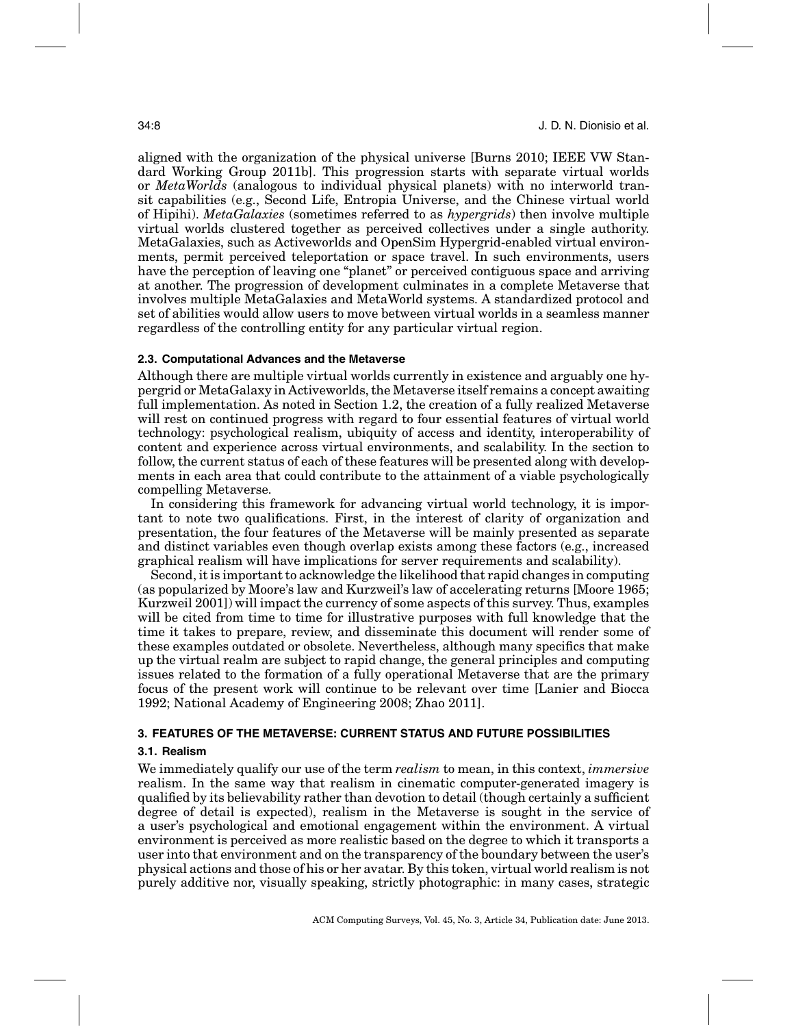aligned with the organization of the physical universe [Burns 2010; IEEE VW Standard Working Group 2011b]. This progression starts with separate virtual worlds or *MetaWorlds* (analogous to individual physical planets) with no interworld transit capabilities (e.g., Second Life, Entropia Universe, and the Chinese virtual world of Hipihi). *MetaGalaxies* (sometimes referred to as *hypergrids*) then involve multiple virtual worlds clustered together as perceived collectives under a single authority. MetaGalaxies, such as Activeworlds and OpenSim Hypergrid-enabled virtual environments, permit perceived teleportation or space travel. In such environments, users have the perception of leaving one "planet" or perceived contiguous space and arriving at another. The progression of development culminates in a complete Metaverse that involves multiple MetaGalaxies and MetaWorld systems. A standardized protocol and set of abilities would allow users to move between virtual worlds in a seamless manner regardless of the controlling entity for any particular virtual region.

### 2.3. Computational Advances and the Metaverse

Although there are multiple virtual worlds currently in existence and arguably one hypergrid or MetaGalaxy in Activeworlds, the Metaverse itself remains a concept awaiting full implementation. As noted in Section 1.2, the creation of a fully realized Metaverse will rest on continued progress with regard to four essential features of virtual world technology: psychological realism, ubiquity of access and identity, interoperability of content and experience across virtual environments, and scalability. In the section to follow, the current status of each of these features will be presented along with developments in each area that could contribute to the attainment of a viable psychologically compelling Metaverse.

In considering this framework for advancing virtual world technology, it is important to note two qualifications. First, in the interest of clarity of organization and presentation, the four features of the Metaverse will be mainly presented as separate and distinct variables even though overlap exists among these factors (e.g., increased graphical realism will have implications for server requirements and scalability).

Second, it is important to acknowledge the likelihood that rapid changes in computing (as popularized by Moore's law and Kurzweil's law of accelerating returns [Moore 1965; Kurzweil 2001]) will impact the currency of some aspects of this survey. Thus, examples will be cited from time to time for illustrative purposes with full knowledge that the time it takes to prepare, review, and disseminate this document will render some of these examples outdated or obsolete. Nevertheless, although many specifics that make up the virtual realm are subject to rapid change, the general principles and computing issues related to the formation of a fully operational Metaverse that are the primary focus of the present work will continue to be relevant over time [Lanier and Biocca 1992; National Academy of Engineering 2008; Zhao 2011].

## 3. FEATURES OF THE METAVERSE: CURRENT STATUS AND FUTURE POSSIBILITIES

### 3.1. Realism

We immediately qualify our use of the term *realism* to mean, in this context, *immersive* realism. In the same way that realism in cinematic computer-generated imagery is qualified by its believability rather than devotion to detail (though certainly a sufficient degree of detail is expected), realism in the Metaverse is sought in the service of a user's psychological and emotional engagement within the environment. A virtual environment is perceived as more realistic based on the degree to which it transports a user into that environment and on the transparency of the boundary between the user's physical actions and those of his or her avatar. By this token, virtual world realism is not purely additive nor, visually speaking, strictly photographic: in many cases, strategic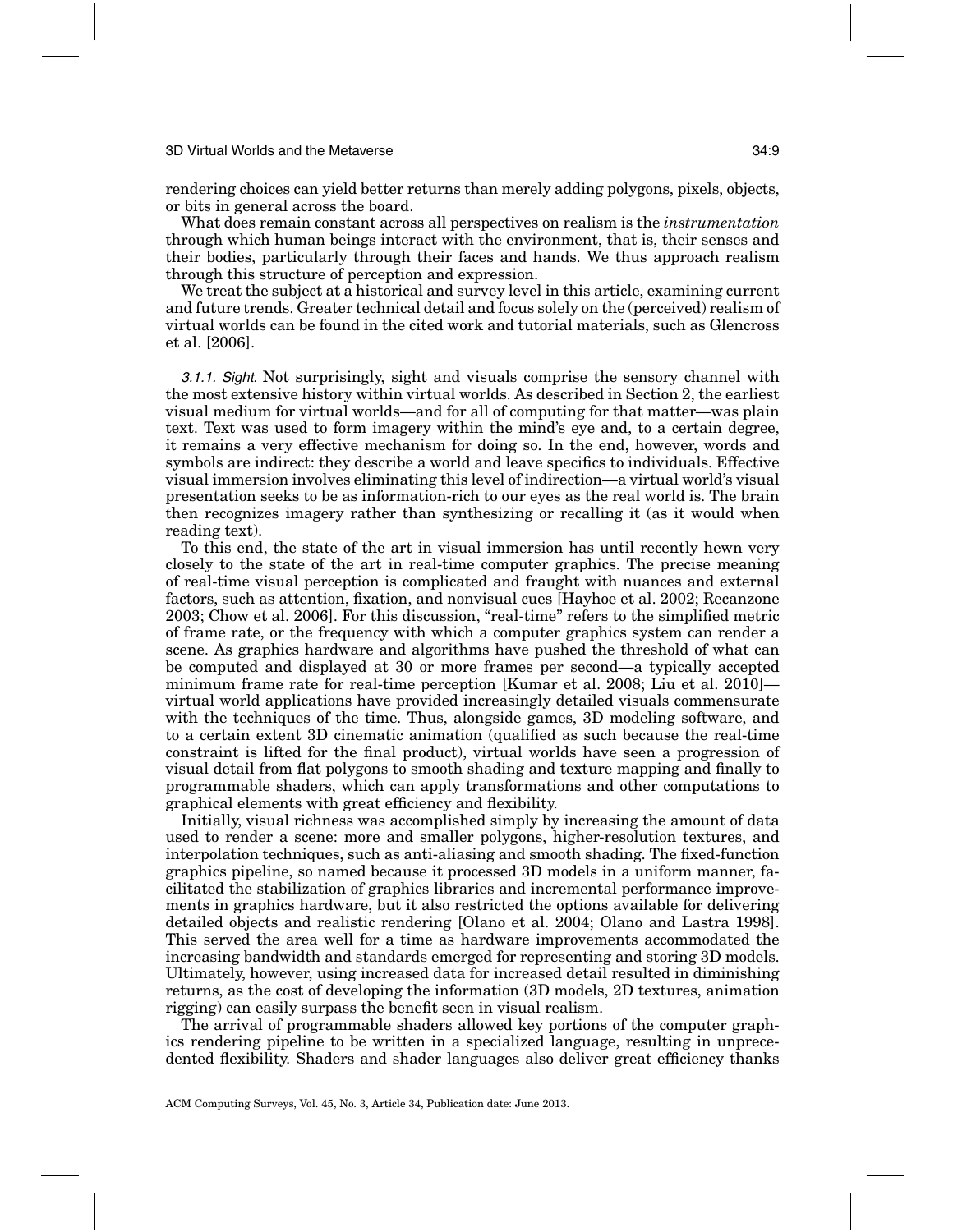rendering choices can yield better returns than merely adding polygons, pixels, objects, or bits in general across the board.

What does remain constant across all perspectives on realism is the *instrumentation* through which human beings interact with the environment, that is, their senses and their bodies, particularly through their faces and hands. We thus approach realism through this structure of perception and expression.

We treat the subject at a historical and survey level in this article, examining current and future trends. Greater technical detail and focus solely on the (perceived) realism of virtual worlds can be found in the cited work and tutorial materials, such as Glencross et al. [2006].

*3.1.1. Sight.* Not surprisingly, sight and visuals comprise the sensory channel with the most extensive history within virtual worlds. As described in Section 2, the earliest visual medium for virtual worlds—and for all of computing for that matter—was plain text. Text was used to form imagery within the mind's eye and, to a certain degree, it remains a very effective mechanism for doing so. In the end, however, words and symbols are indirect: they describe a world and leave specifics to individuals. Effective visual immersion involves eliminating this level of indirection—a virtual world's visual presentation seeks to be as information-rich to our eyes as the real world is. The brain then recognizes imagery rather than synthesizing or recalling it (as it would when reading text).

To this end, the state of the art in visual immersion has until recently hewn very closely to the state of the art in real-time computer graphics. The precise meaning of real-time visual perception is complicated and fraught with nuances and external factors, such as attention, fixation, and nonvisual cues [Hayhoe et al. 2002; Recanzone 2003; Chow et al. 2006]. For this discussion, "real-time" refers to the simplified metric of frame rate, or the frequency with which a computer graphics system can render a scene. As graphics hardware and algorithms have pushed the threshold of what can be computed and displayed at 30 or more frames per second—a typically accepted minimum frame rate for real-time perception [Kumar et al. 2008; Liu et al. 2010]—virtual world applications have provided increasingly detailed visuals commensurate with the techniques of the time. Thus, alongside games, 3D modeling software, and to a certain extent 3D cinematic animation (qualified as such because the real-time constraint is lifted for the final product), virtual worlds have seen a progression of visual detail from flat polygons to smooth shading and texture mapping and finally to programmable shaders, which can apply transformations and other computations to graphical elements with great efficiency and flexibility.

Initially, visual richness was accomplished simply by increasing the amount of data used to render a scene: more and smaller polygons, higher-resolution textures, and interpolation techniques, such as anti-aliasing and smooth shading. The fixed-function graphics pipeline, so named because it processed 3D models in a uniform manner, facilitated the stabilization of graphics libraries and incremental performance improvements in graphics hardware, but it also restricted the options available for delivering detailed objects and realistic rendering [Olano et al. 2004; Olano and Lastra 1998]. This served the area well for a time as hardware improvements accommodated the increasing bandwidth and standards emerged for representing and storing 3D models. Ultimately, however, using increased data for increased detail resulted in diminishing returns, as the cost of developing the information (3D models, 2D textures, animation rigging) can easily surpass the benefit seen in visual realism.

The arrival of programmable shaders allowed key portions of the computer graphics rendering pipeline to be written in a specialized language, resulting in unprecedented flexibility. Shaders and shader languages also deliver great efficiency thanks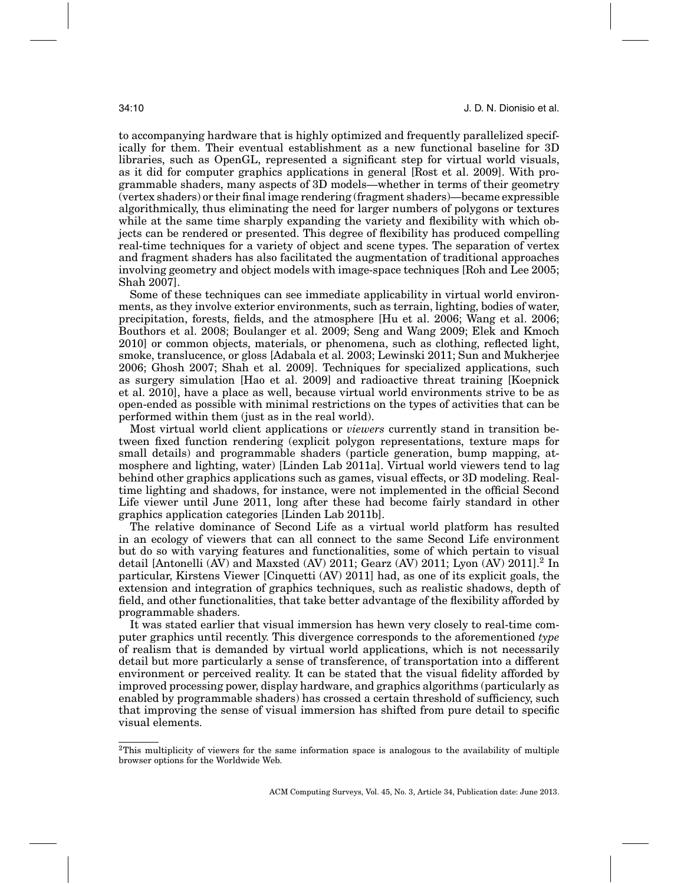to accompanying hardware that is highly optimized and frequently parallelized specifically for them. Their eventual establishment as a new functional baseline for 3D libraries, such as OpenGL, represented a significant step for virtual world visuals, as it did for computer graphics applications in general [Rost et al. 2009]. With programmable shaders, many aspects of 3D models—whether in terms of their geometry (vertex shaders) or their final image rendering (fragment shaders)—became expressible algorithmically, thus eliminating the need for larger numbers of polygons or textures while at the same time sharply expanding the variety and flexibility with which objects can be rendered or presented. This degree of flexibility has produced compelling real-time techniques for a variety of object and scene types. The separation of vertex and fragment shaders has also facilitated the augmentation of traditional approaches involving geometry and object models with image-space techniques [Roh and Lee 2005; Shah 2007].

Some of these techniques can see immediate applicability in virtual world environments, as they involve exterior environments, such as terrain, lighting, bodies of water, precipitation, forests, fields, and the atmosphere [Hu et al. 2006; Wang et al. 2006; Bouthors et al. 2008; Boulanger et al. 2009; Seng and Wang 2009; Elek and Kmoch 2010] or common objects, materials, or phenomena, such as clothing, reflected light, smoke, translucence, or gloss [Adabala et al. 2003; Lewinski 2011; Sun and Mukherjee 2006; Ghosh 2007; Shah et al. 2009]. Techniques for specialized applications, such as surgery simulation [Hao et al. 2009] and radioactive threat training [Koepnick et al. 2010], have a place as well, because virtual world environments strive to be as open-ended as possible with minimal restrictions on the types of activities that can be performed within them (just as in the real world).

Most virtual world client applications or *viewers* currently stand in transition between fixed function rendering (explicit polygon representations, texture maps for small details) and programmable shaders (particle generation, bump mapping, atmosphere and lighting, water) [Linden Lab 2011a]. Virtual world viewers tend to lag behind other graphics applications such as games, visual effects, or 3D modeling. Real-time lighting and shadows, for instance, were not implemented in the official Second Life viewer until June 2011, long after these had become fairly standard in other graphics application categories [Linden Lab 2011b].

The relative dominance of Second Life as a virtual world platform has resulted in an ecology of viewers that can all connect to the same Second Life environment but do so with varying features and functionalities, some of which pertain to visual detail [Antonelli (AV) and Maxsted (AV) 2011; Gearz (AV) 2011; Lyon (AV) 2011].[2] In particular, Kirstens Viewer [Cinquetti (AV) 2011] had, as one of its explicit goals, the extension and integration of graphics techniques, such as realistic shadows, depth of field, and other functionalities, that take better advantage of the flexibility afforded by programmable shaders.

It was stated earlier that visual immersion has hewn very closely to real-time computer graphics until recently. This divergence corresponds to the aforementioned *type* of realism that is demanded by virtual world applications, which is not necessarily detail but more particularly a sense of transference, of transportation into a different environment or perceived reality. It can be stated that the visual fidelity afforded by improved processing power, display hardware, and graphics algorithms (particularly as enabled by programmable shaders) has crossed a certain threshold of sufficiency, such that improving the sense of visual immersion has shifted from pure detail to specific visual elements.

[2]This multiplicity of viewers for the same information space is analogous to the availability of multiple browser options for the Worldwide Web.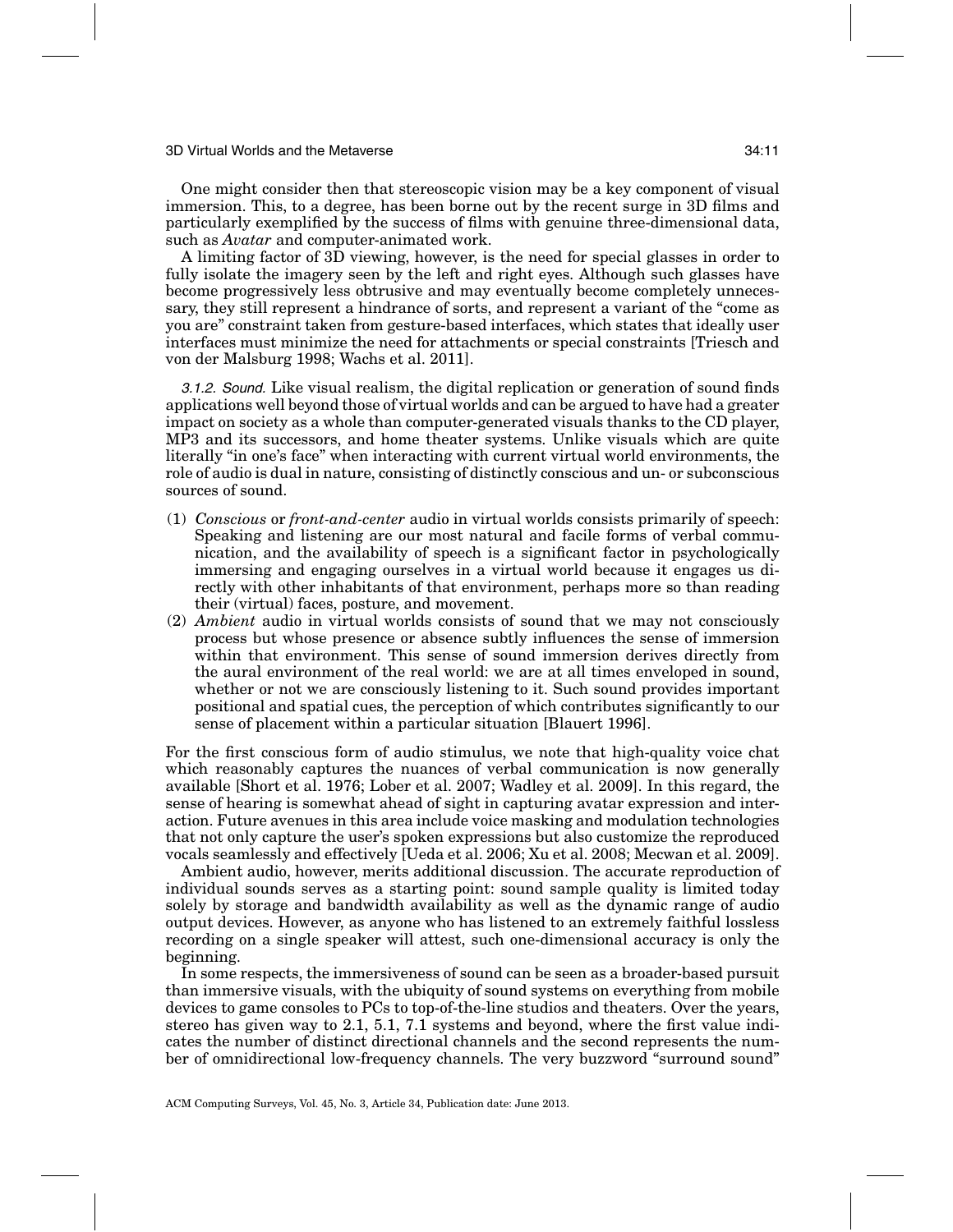One might consider then that stereoscopic vision may be a key component of visual immersion. This, to a degree, has been borne out by the recent surge in 3D films and particularly exemplified by the success of films with genuine three-dimensional data, such as *Avatar* and computer-animated work.

A limiting factor of 3D viewing, however, is the need for special glasses in order to fully isolate the imagery seen by the left and right eyes. Although such glasses have become progressively less obtrusive and may eventually become completely unnecessary, they still represent a hindrance of sorts, and represent a variant of the "come as you are" constraint taken from gesture-based interfaces, which states that ideally user interfaces must minimize the need for attachments or special constraints [Triesch and von der Malsburg 1998; Wachs et al. 2011].

*3.1.2. Sound.* Like visual realism, the digital replication or generation of sound finds applications well beyond those of virtual worlds and can be argued to have had a greater impact on society as a whole than computer-generated visuals thanks to the CD player, MP3 and its successors, and home theater systems. Unlike visuals which are quite literally "in one's face" when interacting with current virtual world environments, the role of audio is dual in nature, consisting of distinctly conscious and un- or subconscious sources of sound.

(1) *Conscious* or *front-and-center* audio in virtual worlds consists primarily of speech: Speaking and listening are our most natural and facile forms of verbal communication, and the availability of speech is a significant factor in psychologically immersing and engaging ourselves in a virtual world because it engages us directly with other inhabitants of that environment, perhaps more so than reading their (virtual) faces, posture, and movement.
(2) *Ambient* audio in virtual worlds consists of sound that we may not consciously process but whose presence or absence subtly influences the sense of immersion within that environment. This sense of sound immersion derives directly from the aural environment of the real world: we are at all times enveloped in sound, whether or not we are consciously listening to it. Such sound provides important positional and spatial cues, the perception of which contributes significantly to our sense of placement within a particular situation [Blauert 1996].

For the first conscious form of audio stimulus, we note that high-quality voice chat which reasonably captures the nuances of verbal communication is now generally available [Short et al. 1976; Lober et al. 2007; Wadley et al. 2009]. In this regard, the sense of hearing is somewhat ahead of sight in capturing avatar expression and interaction. Future avenues in this area include voice masking and modulation technologies that not only capture the user's spoken expressions but also customize the reproduced vocals seamlessly and effectively [Ueda et al. 2006; Xu et al. 2008; Mecwan et al. 2009].

Ambient audio, however, merits additional discussion. The accurate reproduction of individual sounds serves as a starting point: sound sample quality is limited today solely by storage and bandwidth availability as well as the dynamic range of audio output devices. However, as anyone who has listened to an extremely faithful lossless recording on a single speaker will attest, such one-dimensional accuracy is only the beginning.

In some respects, the immersiveness of sound can be seen as a broader-based pursuit than immersive visuals, with the ubiquity of sound systems on everything from mobile devices to game consoles to PCs to top-of-the-line studios and theaters. Over the years, stereo has given way to 2.1, 5.1, 7.1 systems and beyond, where the first value indicates the number of distinct directional channels and the second represents the number of omnidirectional low-frequency channels. The very buzzword "surround sound"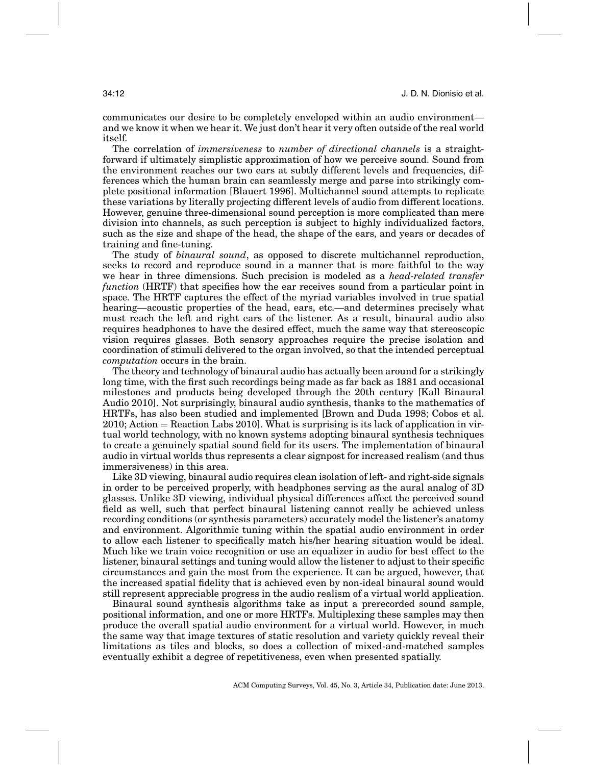communicates our desire to be completely enveloped within an audio environment—and we know it when we hear it. We just don't hear it very often outside of the real world itself.

The correlation of *immersiveness* to *number of directional channels* is a straightforward if ultimately simplistic approximation of how we perceive sound. Sound from the environment reaches our two ears at subtly different levels and frequencies, differences which the human brain can seamlessly merge and parse into strikingly complete positional information [Blauert 1996]. Multichannel sound attempts to replicate these variations by literally projecting different levels of audio from different locations. However, genuine three-dimensional sound perception is more complicated than mere division into channels, as such perception is subject to highly individualized factors, such as the size and shape of the head, the shape of the ears, and years or decades of training and fine-tuning.

The study of *binaural sound*, as opposed to discrete multichannel reproduction, seeks to record and reproduce sound in a manner that is more faithful to the way we hear in three dimensions. Such precision is modeled as a *head-related transfer function* (HRTF) that specifies how the ear receives sound from a particular point in space. The HRTF captures the effect of the myriad variables involved in true spatial hearing—acoustic properties of the head, ears, etc.—and determines precisely what must reach the left and right ears of the listener. As a result, binaural audio also requires headphones to have the desired effect, much the same way that stereoscopic vision requires glasses. Both sensory approaches require the precise isolation and coordination of stimuli delivered to the organ involved, so that the intended perceptual *computation* occurs in the brain.

The theory and technology of binaural audio has actually been around for a strikingly long time, with the first such recordings being made as far back as 1881 and occasional milestones and products being developed through the 20th century [Kall Binaural Audio 2010]. Not surprisingly, binaural audio synthesis, thanks to the mathematics of HRTFs, has also been studied and implemented [Brown and Duda 1998; Cobos et al. 2010; Action = Reaction Labs 2010]. What is surprising is its lack of application in virtual world technology, with no known systems adopting binaural synthesis techniques to create a genuinely spatial sound field for its users. The implementation of binaural audio in virtual worlds thus represents a clear signpost for increased realism (and thus immersiveness) in this area.

Like 3D viewing, binaural audio requires clean isolation of left- and right-side signals in order to be perceived properly, with headphones serving as the aural analog of 3D glasses. Unlike 3D viewing, individual physical differences affect the perceived sound field as well, such that perfect binaural listening cannot really be achieved unless recording conditions (or synthesis parameters) accurately model the listener's anatomy and environment. Algorithmic tuning within the spatial audio environment in order to allow each listener to specifically match his/her hearing situation would be ideal. Much like we train voice recognition or use an equalizer in audio for best effect to the listener, binaural settings and tuning would allow the listener to adjust to their specific circumstances and gain the most from the experience. It can be argued, however, that the increased spatial fidelity that is achieved even by non-ideal binaural sound would still represent appreciable progress in the audio realism of a virtual world application.

Binaural sound synthesis algorithms take as input a prerecorded sound sample, positional information, and one or more HRTFs. Multiplexing these samples may then produce the overall spatial audio environment for a virtual world. However, in much the same way that image textures of static resolution and variety quickly reveal their limitations as tiles and blocks, so does a collection of mixed-and-matched samples eventually exhibit a degree of repetitiveness, even when presented spatially.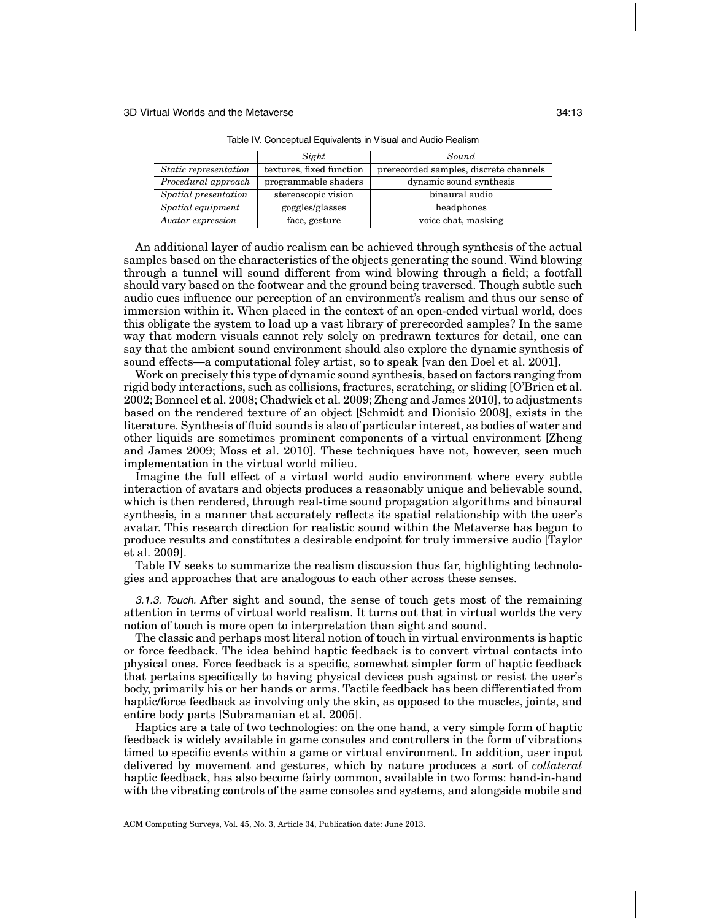Table IV. Conceptual Equivalents in Visual and Audio Realism

| | *Sight* | *Sound* |
|---|---|---|
| *Static representation* | textures, fixed function | prerecorded samples, discrete channels |
| *Procedural approach* | programmable shaders | dynamic sound synthesis |
| *Spatial presentation* | stereoscopic vision | binaural audio |
| *Spatial equipment* | goggles/glasses | headphones |
| *Avatar expression* | face, gesture | voice chat, masking |

An additional layer of audio realism can be achieved through synthesis of the actual samples based on the characteristics of the objects generating the sound. Wind blowing through a tunnel will sound different from wind blowing through a field; a footfall should vary based on the footwear and the ground being traversed. Though subtle such audio cues influence our perception of an environment's realism and thus our sense of immersion within it. When placed in the context of an open-ended virtual world, does this obligate the system to load up a vast library of prerecorded samples? In the same way that modern visuals cannot rely solely on predrawn textures for detail, one can say that the ambient sound environment should also explore the dynamic synthesis of sound effects—a computational foley artist, so to speak [van den Doel et al. 2001].

Work on precisely this type of dynamic sound synthesis, based on factors ranging from rigid body interactions, such as collisions, fractures, scratching, or sliding [O'Brien et al. 2002; Bonneel et al. 2008; Chadwick et al. 2009; Zheng and James 2010], to adjustments based on the rendered texture of an object [Schmidt and Dionisio 2008], exists in the literature. Synthesis of fluid sounds is also of particular interest, as bodies of water and other liquids are sometimes prominent components of a virtual environment [Zheng and James 2009; Moss et al. 2010]. These techniques have not, however, seen much implementation in the virtual world milieu.

Imagine the full effect of a virtual world audio environment where every subtle interaction of avatars and objects produces a reasonably unique and believable sound, which is then rendered, through real-time sound propagation algorithms and binaural synthesis, in a manner that accurately reflects its spatial relationship with the user's avatar. This research direction for realistic sound within the Metaverse has begun to produce results and constitutes a desirable endpoint for truly immersive audio [Taylor et al. 2009].

Table IV seeks to summarize the realism discussion thus far, highlighting technologies and approaches that are analogous to each other across these senses.

#### *3.1.3. Touch.*

After sight and sound, the sense of touch gets most of the remaining attention in terms of virtual world realism. It turns out that in virtual worlds the very notion of touch is more open to interpretation than sight and sound.

The classic and perhaps most literal notion of touch in virtual environments is haptic or force feedback. The idea behind haptic feedback is to convert virtual contacts into physical ones. Force feedback is a specific, somewhat simpler form of haptic feedback that pertains specifically to having physical devices push against or resist the user's body, primarily his or her hands or arms. Tactile feedback has been differentiated from haptic/force feedback as involving only the skin, as opposed to the muscles, joints, and entire body parts [Subramanian et al. 2005].

Haptics are a tale of two technologies: on the one hand, a very simple form of haptic feedback is widely available in game consoles and controllers in the form of vibrations timed to specific events within a game or virtual environment. In addition, user input delivered by movement and gestures, which by nature produces a sort of *collateral* haptic feedback, has also become fairly common, available in two forms: hand-in-hand with the vibrating controls of the same consoles and systems, and alongside mobile and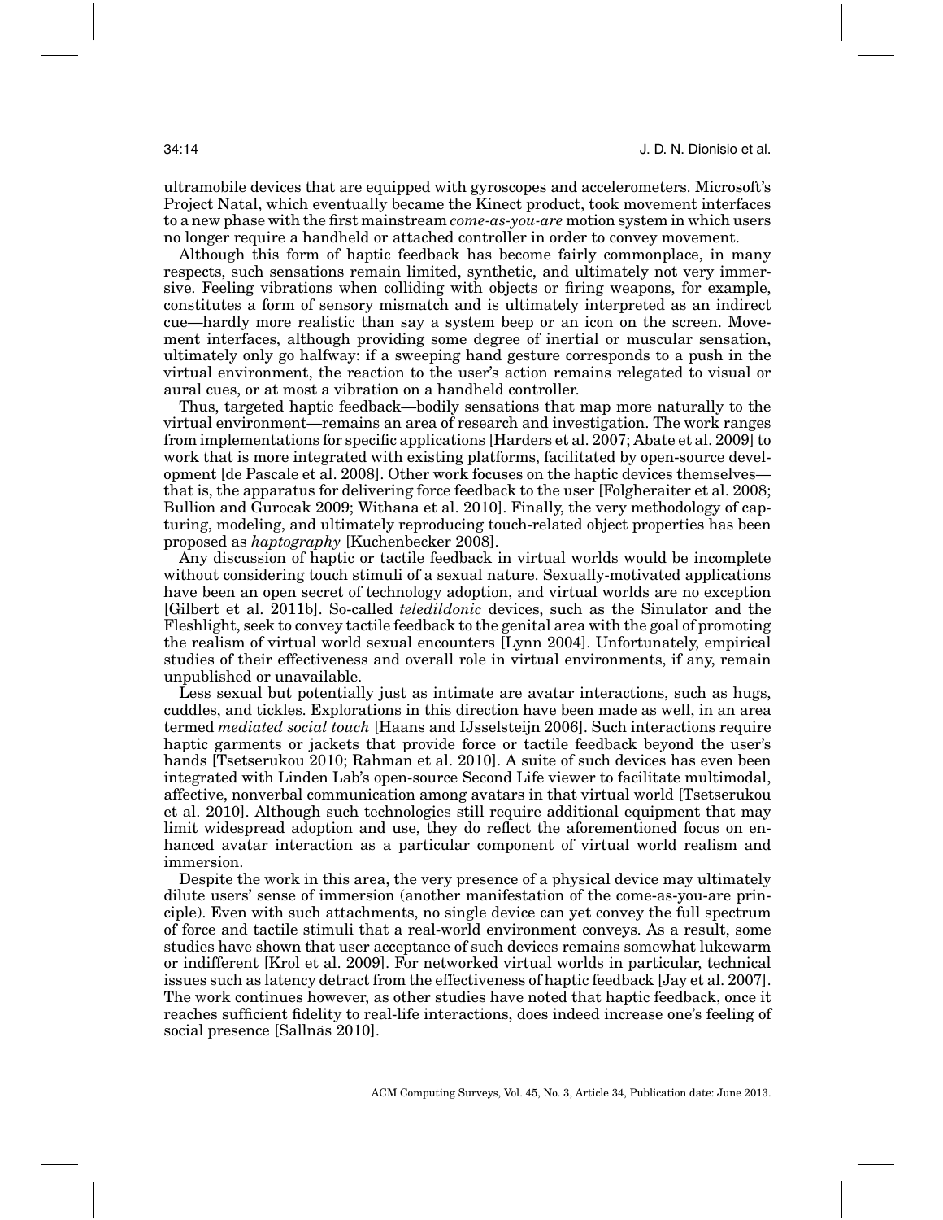ultramobile devices that are equipped with gyroscopes and accelerometers. Microsoft's Project Natal, which eventually became the Kinect product, took movement interfaces to a new phase with the first mainstream *come-as-you-are* motion system in which users no longer require a handheld or attached controller in order to convey movement.

Although this form of haptic feedback has become fairly commonplace, in many respects, such sensations remain limited, synthetic, and ultimately not very immersive. Feeling vibrations when colliding with objects or firing weapons, for example, constitutes a form of sensory mismatch and is ultimately interpreted as an indirect cue—hardly more realistic than say a system beep or an icon on the screen. Movement interfaces, although providing some degree of inertial or muscular sensation, ultimately only go halfway: if a sweeping hand gesture corresponds to a push in the virtual environment, the reaction to the user's action remains relegated to visual or aural cues, or at most a vibration on a handheld controller.

Thus, targeted haptic feedback—bodily sensations that map more naturally to the virtual environment—remains an area of research and investigation. The work ranges from implementations for specific applications [Harders et al. 2007; Abate et al. 2009] to work that is more integrated with existing platforms, facilitated by open-source development [de Pascale et al. 2008]. Other work focuses on the haptic devices themselves—that is, the apparatus for delivering force feedback to the user [Folgheraiter et al. 2008; Bullion and Gurocak 2009; Withana et al. 2010]. Finally, the very methodology of capturing, modeling, and ultimately reproducing touch-related object properties has been proposed as *haptography* [Kuchenbecker 2008].

Any discussion of haptic or tactile feedback in virtual worlds would be incomplete without considering touch stimuli of a sexual nature. Sexually-motivated applications have been an open secret of technology adoption, and virtual worlds are no exception [Gilbert et al. 2011b]. So-called *teledildonic* devices, such as the Sinulator and the Fleshlight, seek to convey tactile feedback to the genital area with the goal of promoting the realism of virtual world sexual encounters [Lynn 2004]. Unfortunately, empirical studies of their effectiveness and overall role in virtual environments, if any, remain unpublished or unavailable.

Less sexual but potentially just as intimate are avatar interactions, such as hugs, cuddles, and tickles. Explorations in this direction have been made as well, in an area termed *mediated social touch* [Haans and IJsselsteijn 2006]. Such interactions require haptic garments or jackets that provide force or tactile feedback beyond the user's hands [Tsetserukou 2010; Rahman et al. 2010]. A suite of such devices has even been integrated with Linden Lab's open-source Second Life viewer to facilitate multimodal, affective, nonverbal communication among avatars in that virtual world [Tsetserukou et al. 2010]. Although such technologies still require additional equipment that may limit widespread adoption and use, they do reflect the aforementioned focus on enhanced avatar interaction as a particular component of virtual world realism and immersion.

Despite the work in this area, the very presence of a physical device may ultimately dilute users' sense of immersion (another manifestation of the come-as-you-are principle). Even with such attachments, no single device can yet convey the full spectrum of force and tactile stimuli that a real-world environment conveys. As a result, some studies have shown that user acceptance of such devices remains somewhat lukewarm or indifferent [Krol et al. 2009]. For networked virtual worlds in particular, technical issues such as latency detract from the effectiveness of haptic feedback [Jay et al. 2007]. The work continues however, as other studies have noted that haptic feedback, once it reaches sufficient fidelity to real-life interactions, does indeed increase one's feeling of social presence [Sallnäs 2010].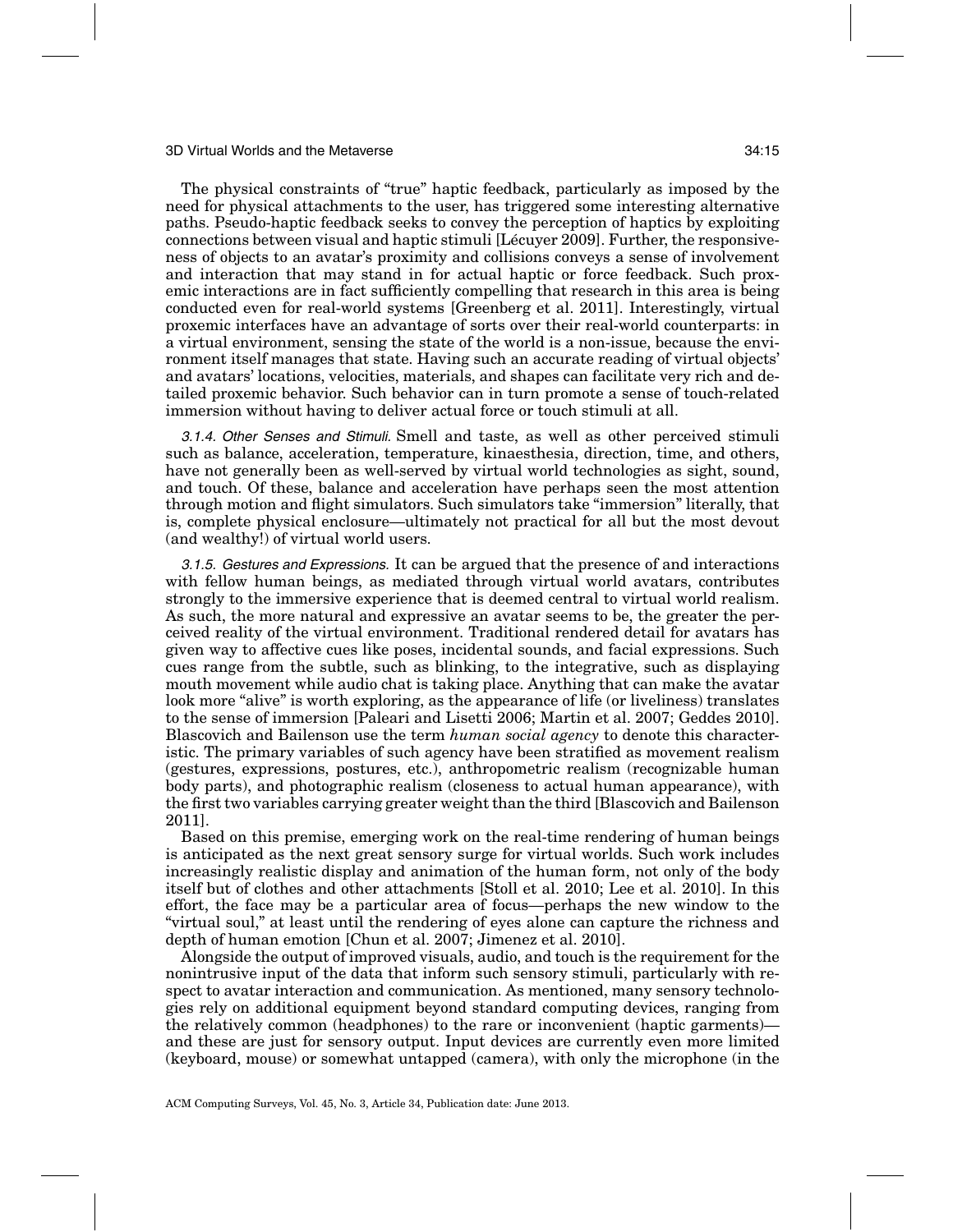The physical constraints of "true" haptic feedback, particularly as imposed by the need for physical attachments to the user, has triggered some interesting alternative paths. Pseudo-haptic feedback seeks to convey the perception of haptics by exploiting connections between visual and haptic stimuli [Lécuyer 2009]. Further, the responsiveness of objects to an avatar's proximity and collisions conveys a sense of involvement and interaction that may stand in for actual haptic or force feedback. Such proxemic interactions are in fact sufficiently compelling that research in this area is being conducted even for real-world systems [Greenberg et al. 2011]. Interestingly, virtual proxemic interfaces have an advantage of sorts over their real-world counterparts: in a virtual environment, sensing the state of the world is a non-issue, because the environment itself manages that state. Having such an accurate reading of virtual objects' and avatars' locations, velocities, materials, and shapes can facilitate very rich and detailed proxemic behavior. Such behavior can in turn promote a sense of touch-related immersion without having to deliver actual force or touch stimuli at all.

*3.1.4. Other Senses and Stimuli.* Smell and taste, as well as other perceived stimuli such as balance, acceleration, temperature, kinaesthesia, direction, time, and others, have not generally been as well-served by virtual world technologies as sight, sound, and touch. Of these, balance and acceleration have perhaps seen the most attention through motion and flight simulators. Such simulators take "immersion" literally, that is, complete physical enclosure—ultimately not practical for all but the most devout (and wealthy!) of virtual world users.

*3.1.5. Gestures and Expressions.* It can be argued that the presence of and interactions with fellow human beings, as mediated through virtual world avatars, contributes strongly to the immersive experience that is deemed central to virtual world realism. As such, the more natural and expressive an avatar seems to be, the greater the perceived reality of the virtual environment. Traditional rendered detail for avatars has given way to affective cues like poses, incidental sounds, and facial expressions. Such cues range from the subtle, such as blinking, to the integrative, such as displaying mouth movement while audio chat is taking place. Anything that can make the avatar look more "alive" is worth exploring, as the appearance of life (or liveliness) translates to the sense of immersion [Paleari and Lisetti 2006; Martin et al. 2007; Geddes 2010]. Blascovich and Bailenson use the term *human social agency* to denote this characteristic. The primary variables of such agency have been stratified as movement realism (gestures, expressions, postures, etc.), anthropometric realism (recognizable human body parts), and photographic realism (closeness to actual human appearance), with the first two variables carrying greater weight than the third [Blascovich and Bailenson 2011].

Based on this premise, emerging work on the real-time rendering of human beings is anticipated as the next great sensory surge for virtual worlds. Such work includes increasingly realistic display and animation of the human form, not only of the body itself but of clothes and other attachments [Stoll et al. 2010; Lee et al. 2010]. In this effort, the face may be a particular area of focus—perhaps the new window to the "virtual soul," at least until the rendering of eyes alone can capture the richness and depth of human emotion [Chun et al. 2007; Jimenez et al. 2010].

Alongside the output of improved visuals, audio, and touch is the requirement for the nonintrusive input of the data that inform such sensory stimuli, particularly with respect to avatar interaction and communication. As mentioned, many sensory technologies rely on additional equipment beyond standard computing devices, ranging from the relatively common (headphones) to the rare or inconvenient (haptic garments)—and these are just for sensory output. Input devices are currently even more limited (keyboard, mouse) or somewhat untapped (camera), with only the microphone (in the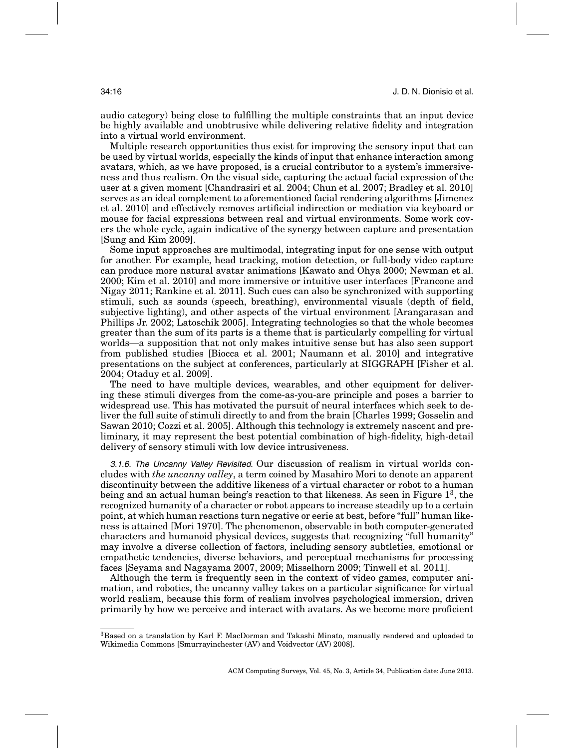audio category) being close to fulfilling the multiple constraints that an input device be highly available and unobtrusive while delivering relative fidelity and integration into a virtual world environment.

Multiple research opportunities thus exist for improving the sensory input that can be used by virtual worlds, especially the kinds of input that enhance interaction among avatars, which, as we have proposed, is a crucial contributor to a system's immersiveness and thus realism. On the visual side, capturing the actual facial expression of the user at a given moment [Chandrasiri et al. 2004; Chun et al. 2007; Bradley et al. 2010] serves as an ideal complement to aforementioned facial rendering algorithms [Jimenez et al. 2010] and effectively removes artificial indirection or mediation via keyboard or mouse for facial expressions between real and virtual environments. Some work covers the whole cycle, again indicative of the synergy between capture and presentation [Sung and Kim 2009].

Some input approaches are multimodal, integrating input for one sense with output for another. For example, head tracking, motion detection, or full-body video capture can produce more natural avatar animations [Kawato and Ohya 2000; Newman et al. 2000; Kim et al. 2010] and more immersive or intuitive user interfaces [Francone and Nigay 2011; Rankine et al. 2011]. Such cues can also be synchronized with supporting stimuli, such as sounds (speech, breathing), environmental visuals (depth of field, subjective lighting), and other aspects of the virtual environment [Arangarasan and Phillips Jr. 2002; Latoschik 2005]. Integrating technologies so that the whole becomes greater than the sum of its parts is a theme that is particularly compelling for virtual worlds—a supposition that not only makes intuitive sense but has also seen support from published studies [Biocca et al. 2001; Naumann et al. 2010] and integrative presentations on the subject at conferences, particularly at SIGGRAPH [Fisher et al. 2004; Otaduy et al. 2009].

The need to have multiple devices, wearables, and other equipment for delivering these stimuli diverges from the come-as-you-are principle and poses a barrier to widespread use. This has motivated the pursuit of neural interfaces which seek to deliver the full suite of stimuli directly to and from the brain [Charles 1999; Gosselin and Sawan 2010; Cozzi et al. 2005]. Although this technology is extremely nascent and preliminary, it may represent the best potential combination of high-fidelity, high-detail delivery of sensory stimuli with low device intrusiveness.

*3.1.6. The Uncanny Valley Revisited.* Our discussion of realism in virtual worlds concludes with *the uncanny valley*, a term coined by Masahiro Mori to denote an apparent discontinuity between the additive likeness of a virtual character or robot to a human being and an actual human being's reaction to that likeness. As seen in Figure 1[3], the recognized humanity of a character or robot appears to increase steadily up to a certain point, at which human reactions turn negative or eerie at best, before "full" human likeness is attained [Mori 1970]. The phenomenon, observable in both computer-generated characters and humanoid physical devices, suggests that recognizing "full humanity" may involve a diverse collection of factors, including sensory subtleties, emotional or empathetic tendencies, diverse behaviors, and perceptual mechanisms for processing faces [Seyama and Nagayama 2007, 2009; Misselhorn 2009; Tinwell et al. 2011].

Although the term is frequently seen in the context of video games, computer animation, and robotics, the uncanny valley takes on a particular significance for virtual world realism, because this form of realism involves psychological immersion, driven primarily by how we perceive and interact with avatars. As we become more proficient

[3]Based on a translation by Karl F. MacDorman and Takashi Minato, manually rendered and uploaded to Wikimedia Commons [Smurrayinchester (AV) and Voidvector (AV) 2008].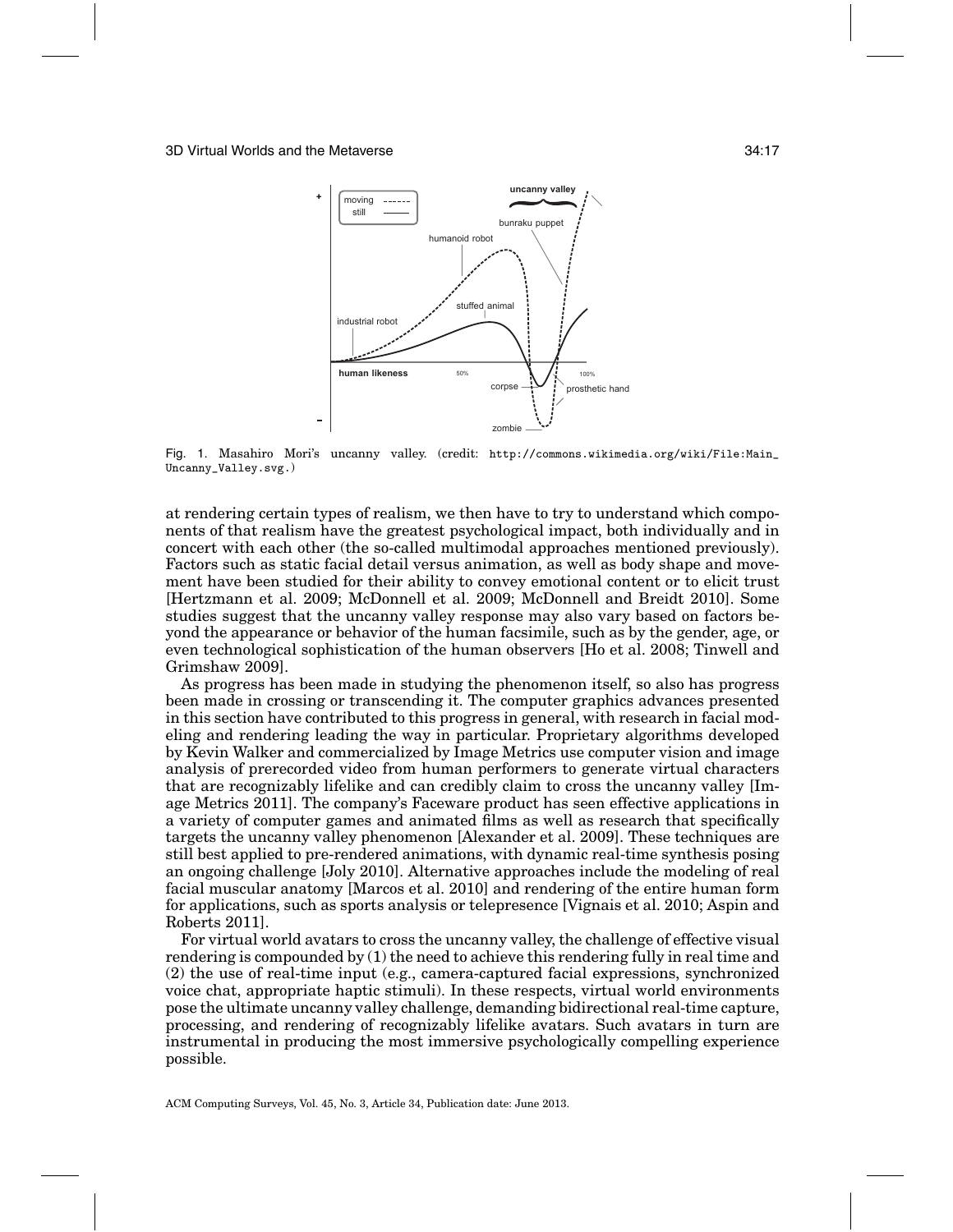Fig. 1. Masahiro Mori's uncanny valley. (credit: http://commons.wikimedia.org/wiki/File:Main_Uncanny_Valley.svg.)

at rendering certain types of realism, we then have to try to understand which components of that realism have the greatest psychological impact, both individually and in concert with each other (the so-called multimodal approaches mentioned previously). Factors such as static facial detail versus animation, as well as body shape and movement have been studied for their ability to convey emotional content or to elicit trust [Hertzmann et al. 2009; McDonnell et al. 2009; McDonnell and Breidt 2010]. Some studies suggest that the uncanny valley response may also vary based on factors beyond the appearance or behavior of the human facsimile, such as by the gender, age, or even technological sophistication of the human observers [Ho et al. 2008; Tinwell and Grimshaw 2009].

As progress has been made in studying the phenomenon itself, so also has progress been made in crossing or transcending it. The computer graphics advances presented in this section have contributed to this progress in general, with research in facial modeling and rendering leading the way in particular. Proprietary algorithms developed by Kevin Walker and commercialized by Image Metrics use computer vision and image analysis of prerecorded video from human performers to generate virtual characters that are recognizably lifelike and can credibly claim to cross the uncanny valley [Image Metrics 2011]. The company's Faceware product has seen effective applications in a variety of computer games and animated films as well as research that specifically targets the uncanny valley phenomenon [Alexander et al. 2009]. These techniques are still best applied to pre-rendered animations, with dynamic real-time synthesis posing an ongoing challenge [Joly 2010]. Alternative approaches include the modeling of real facial muscular anatomy [Marcos et al. 2010] and rendering of the entire human form for applications, such as sports analysis or telepresence [Vignais et al. 2010; Aspin and Roberts 2011].

For virtual world avatars to cross the uncanny valley, the challenge of effective visual rendering is compounded by (1) the need to achieve this rendering fully in real time and (2) the use of real-time input (e.g., camera-captured facial expressions, synchronized voice chat, appropriate haptic stimuli). In these respects, virtual world environments pose the ultimate uncanny valley challenge, demanding bidirectional real-time capture, processing, and rendering of recognizably lifelike avatars. Such avatars in turn are instrumental in producing the most immersive psychologically compelling experience possible.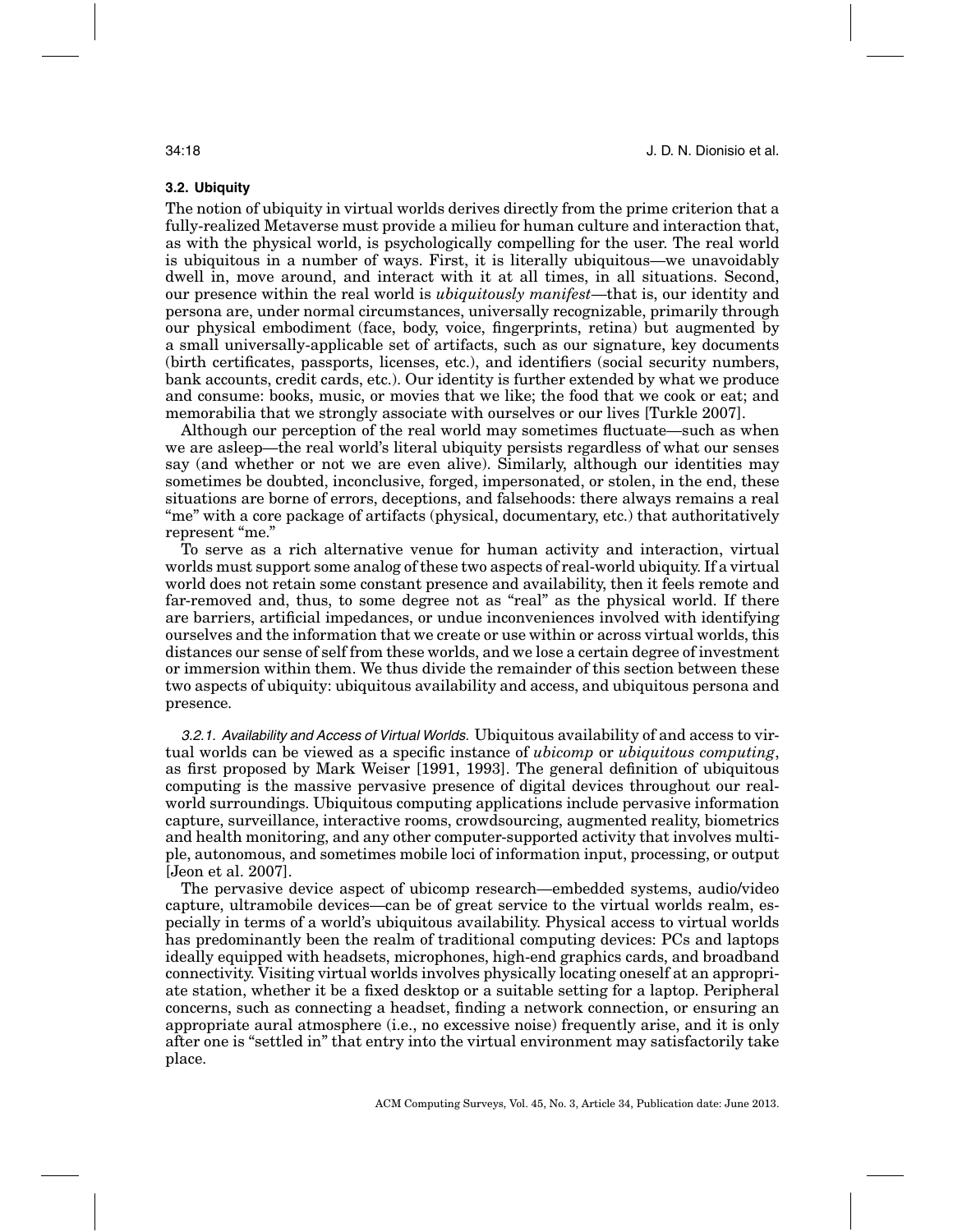### 3.2. Ubiquity

The notion of ubiquity in virtual worlds derives directly from the prime criterion that a fully-realized Metaverse must provide a milieu for human culture and interaction that, as with the physical world, is psychologically compelling for the user. The real world is ubiquitous in a number of ways. First, it is literally ubiquitous—we unavoidably dwell in, move around, and interact with it at all times, in all situations. Second, our presence within the real world is *ubiquitously manifest*—that is, our identity and persona are, under normal circumstances, universally recognizable, primarily through our physical embodiment (face, body, voice, fingerprints, retina) but augmented by a small universally-applicable set of artifacts, such as our signature, key documents (birth certificates, passports, licenses, etc.), and identifiers (social security numbers, bank accounts, credit cards, etc.). Our identity is further extended by what we produce and consume: books, music, or movies that we like; the food that we cook or eat; and memorabilia that we strongly associate with ourselves or our lives [Turkle 2007].

Although our perception of the real world may sometimes fluctuate—such as when we are asleep—the real world's literal ubiquity persists regardless of what our senses say (and whether or not we are even alive). Similarly, although our identities may sometimes be doubted, inconclusive, forged, impersonated, or stolen, in the end, these situations are borne of errors, deceptions, and falsehoods: there always remains a real "me" with a core package of artifacts (physical, documentary, etc.) that authoritatively represent "me."

To serve as a rich alternative venue for human activity and interaction, virtual worlds must support some analog of these two aspects of real-world ubiquity. If a virtual world does not retain some constant presence and availability, then it feels remote and far-removed and, thus, to some degree not as "real" as the physical world. If there are barriers, artificial impedances, or undue inconveniences involved with identifying ourselves and the information that we create or use within or across virtual worlds, this distances our sense of self from these worlds, and we lose a certain degree of investment or immersion within them. We thus divide the remainder of this section between these two aspects of ubiquity: ubiquitous availability and access, and ubiquitous persona and presence.

#### 3.2.1. Availability and Access of Virtual Worlds.

Ubiquitous availability of and access to virtual worlds can be viewed as a specific instance of *ubicomp* or *ubiquitous computing*, as first proposed by Mark Weiser [1991, 1993]. The general definition of ubiquitous computing is the massive pervasive presence of digital devices throughout our real-world surroundings. Ubiquitous computing applications include pervasive information capture, surveillance, interactive rooms, crowdsourcing, augmented reality, biometrics and health monitoring, and any other computer-supported activity that involves multiple, autonomous, and sometimes mobile loci of information input, processing, or output [Jeon et al. 2007].

The pervasive device aspect of ubicomp research—embedded systems, audio/video capture, ultramobile devices—can be of great service to the virtual worlds realm, especially in terms of a world's ubiquitous availability. Physical access to virtual worlds has predominantly been the realm of traditional computing devices: PCs and laptops ideally equipped with headsets, microphones, high-end graphics cards, and broadband connectivity. Visiting virtual worlds involves physically locating oneself at an appropriate station, whether it be a fixed desktop or a suitable setting for a laptop. Peripheral concerns, such as connecting a headset, finding a network connection, or ensuring an appropriate aural atmosphere (i.e., no excessive noise) frequently arise, and it is only after one is "settled in" that entry into the virtual environment may satisfactorily take place.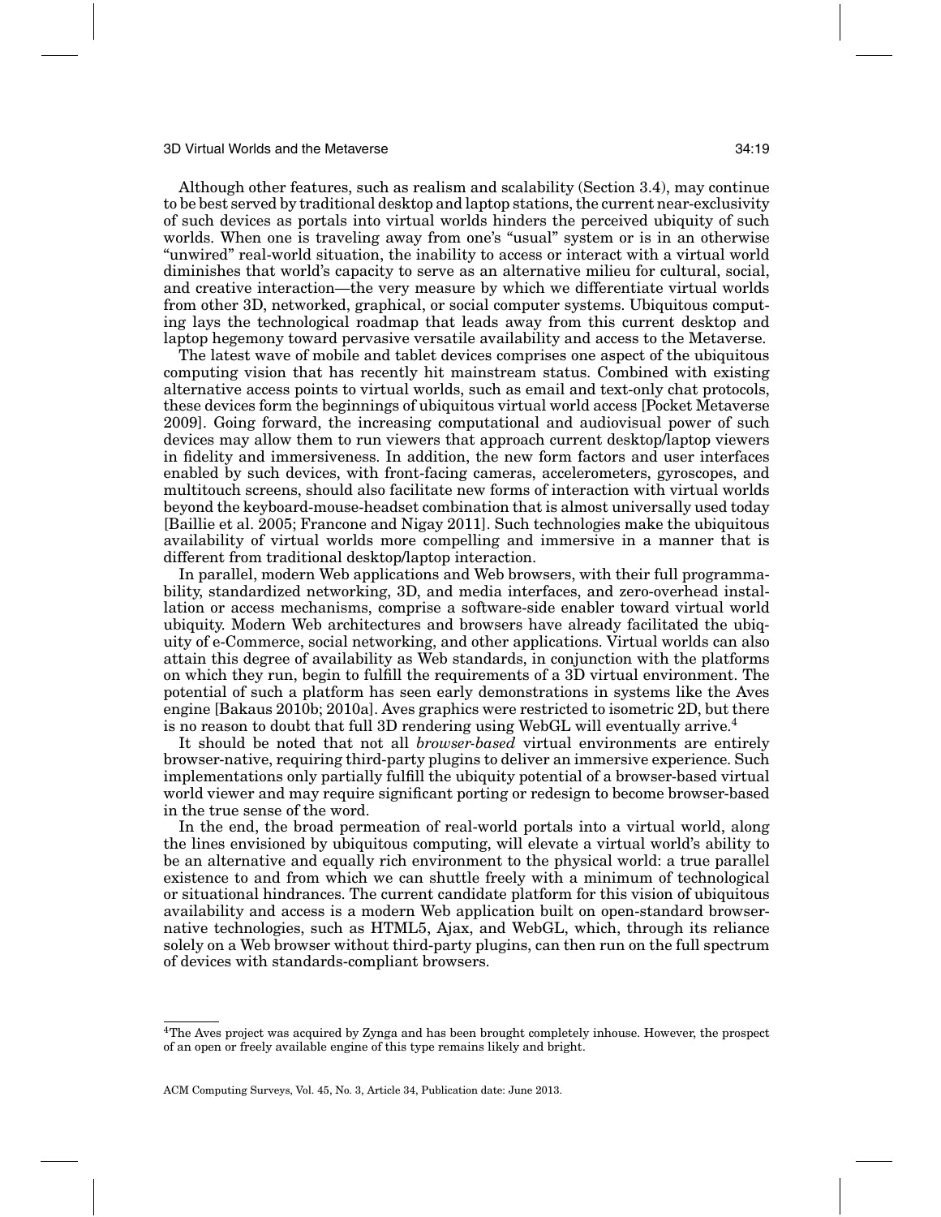Although other features, such as realism and scalability (Section 3.4), may continue to be best served by traditional desktop and laptop stations, the current near-exclusivity of such devices as portals into virtual worlds hinders the perceived ubiquity of such worlds. When one is traveling away from one's "usual" system or is in an otherwise "unwired" real-world situation, the inability to access or interact with a virtual world diminishes that world's capacity to serve as an alternative milieu for cultural, social, and creative interaction—the very measure by which we differentiate virtual worlds from other 3D, networked, graphical, or social computer systems. Ubiquitous computing lays the technological roadmap that leads away from this current desktop and laptop hegemony toward pervasive versatile availability and access to the Metaverse.

The latest wave of mobile and tablet devices comprises one aspect of the ubiquitous computing vision that has recently hit mainstream status. Combined with existing alternative access points to virtual worlds, such as email and text-only chat protocols, these devices form the beginnings of ubiquitous virtual world access [Pocket Metaverse 2009]. Going forward, the increasing computational and audiovisual power of such devices may allow them to run viewers that approach current desktop/laptop viewers in fidelity and immersiveness. In addition, the new form factors and user interfaces enabled by such devices, with front-facing cameras, accelerometers, gyroscopes, and multitouch screens, should also facilitate new forms of interaction with virtual worlds beyond the keyboard-mouse-headset combination that is almost universally used today [Baillie et al. 2005; Francone and Nigay 2011]. Such technologies make the ubiquitous availability of virtual worlds more compelling and immersive in a manner that is different from traditional desktop/laptop interaction.

In parallel, modern Web applications and Web browsers, with their full programmability, standardized networking, 3D, and media interfaces, and zero-overhead installation or access mechanisms, comprise a software-side enabler toward virtual world ubiquity. Modern Web architectures and browsers have already facilitated the ubiquity of e-Commerce, social networking, and other applications. Virtual worlds can also attain this degree of availability as Web standards, in conjunction with the platforms on which they run, begin to fulfill the requirements of a 3D virtual environment. The potential of such a platform has seen early demonstrations in systems like the Aves engine [Bakaus 2010b; 2010a]. Aves graphics were restricted to isometric 2D, but there is no reason to doubt that full 3D rendering using WebGL will eventually arrive.[4]

It should be noted that not all *browser-based* virtual environments are entirely browser-native, requiring third-party plugins to deliver an immersive experience. Such implementations only partially fulfill the ubiquity potential of a browser-based virtual world viewer and may require significant porting or redesign to become browser-based in the true sense of the word.

In the end, the broad permeation of real-world portals into a virtual world, along the lines envisioned by ubiquitous computing, will elevate a virtual world's ability to be an alternative and equally rich environment to the physical world: a true parallel existence to and from which we can shuttle freely with a minimum of technological or situational hindrances. The current candidate platform for this vision of ubiquitous availability and access is a modern Web application built on open-standard browser-native technologies, such as HTML5, Ajax, and WebGL, which, through its reliance solely on a Web browser without third-party plugins, can then run on the full spectrum of devices with standards-compliant browsers.

[4]The Aves project was acquired by Zynga and has been brought completely inhouse. However, the prospect of an open or freely available engine of this type remains likely and bright.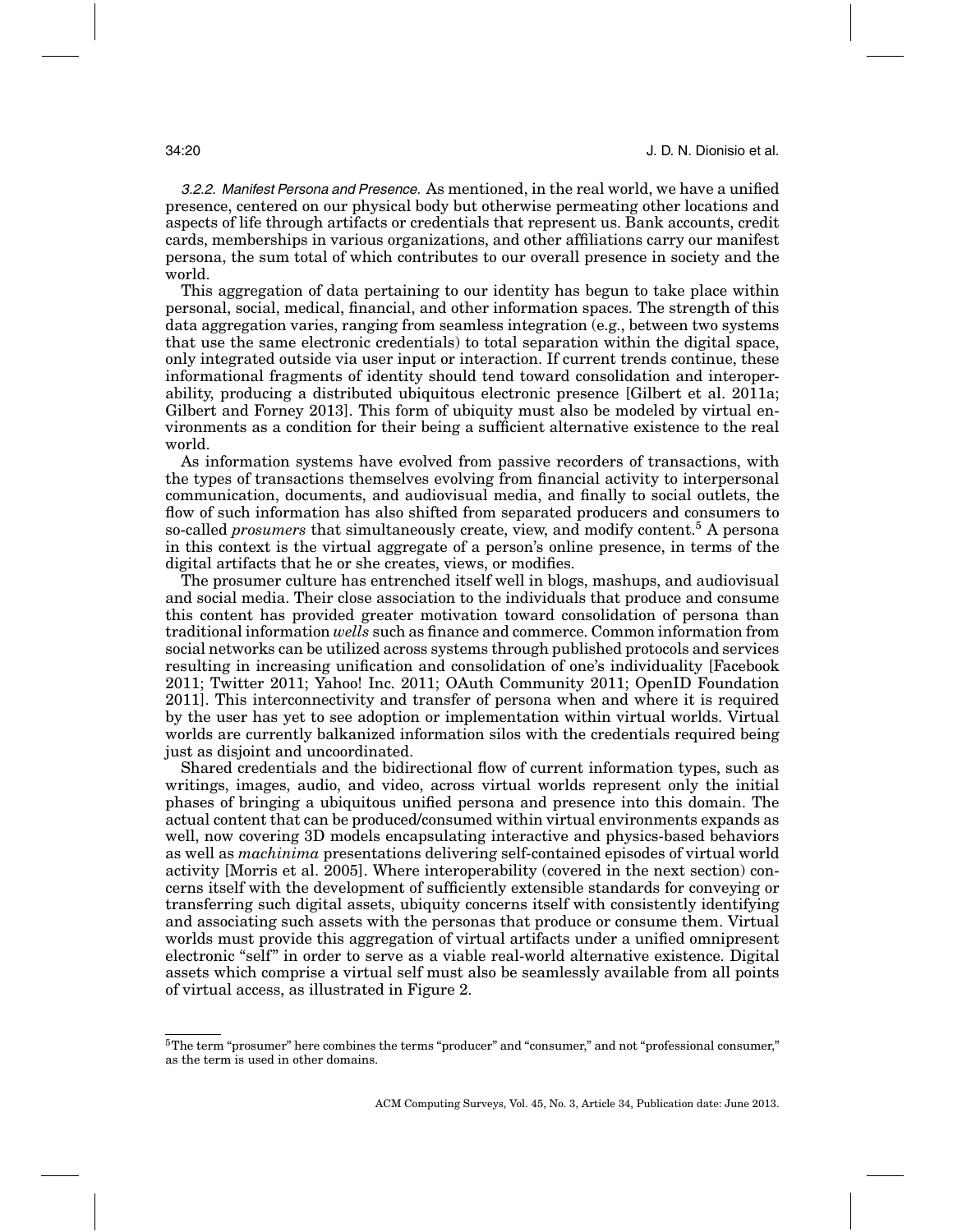*3.2.2. Manifest Persona and Presence.* As mentioned, in the real world, we have a unified presence, centered on our physical body but otherwise permeating other locations and aspects of life through artifacts or credentials that represent us. Bank accounts, credit cards, memberships in various organizations, and other affiliations carry our manifest persona, the sum total of which contributes to our overall presence in society and the world.

This aggregation of data pertaining to our identity has begun to take place within personal, social, medical, financial, and other information spaces. The strength of this data aggregation varies, ranging from seamless integration (e.g., between two systems that use the same electronic credentials) to total separation within the digital space, only integrated outside via user input or interaction. If current trends continue, these informational fragments of identity should tend toward consolidation and interoperability, producing a distributed ubiquitous electronic presence [Gilbert et al. 2011a; Gilbert and Forney 2013]. This form of ubiquity must also be modeled by virtual environments as a condition for their being a sufficient alternative existence to the real world.

As information systems have evolved from passive recorders of transactions, with the types of transactions themselves evolving from financial activity to interpersonal communication, documents, and audiovisual media, and finally to social outlets, the flow of such information has also shifted from separated producers and consumers to so-called *prosumers* that simultaneously create, view, and modify content.[5] A persona in this context is the virtual aggregate of a person's online presence, in terms of the digital artifacts that he or she creates, views, or modifies.

The prosumer culture has entrenched itself well in blogs, mashups, and audiovisual and social media. Their close association to the individuals that produce and consume this content has provided greater motivation toward consolidation of persona than traditional information *wells* such as finance and commerce. Common information from social networks can be utilized across systems through published protocols and services resulting in increasing unification and consolidation of one's individuality [Facebook 2011; Twitter 2011; Yahoo! Inc. 2011; OAuth Community 2011; OpenID Foundation 2011]. This interconnectivity and transfer of persona when and where it is required by the user has yet to see adoption or implementation within virtual worlds. Virtual worlds are currently balkanized information silos with the credentials required being just as disjoint and uncoordinated.

Shared credentials and the bidirectional flow of current information types, such as writings, images, audio, and video, across virtual worlds represent only the initial phases of bringing a ubiquitous unified persona and presence into this domain. The actual content that can be produced/consumed within virtual environments expands as well, now covering 3D models encapsulating interactive and physics-based behaviors as well as *machinima* presentations delivering self-contained episodes of virtual world activity [Morris et al. 2005]. Where interoperability (covered in the next section) concerns itself with the development of sufficiently extensible standards for conveying or transferring such digital assets, ubiquity concerns itself with consistently identifying and associating such assets with the personas that produce or consume them. Virtual worlds must provide this aggregation of virtual artifacts under a unified omnipresent electronic "self" in order to serve as a viable real-world alternative existence. Digital assets which comprise a virtual self must also be seamlessly available from all points of virtual access, as illustrated in Figure 2.

[5] The term "prosumer" here combines the terms "producer" and "consumer," and not "professional consumer," as the term is used in other domains.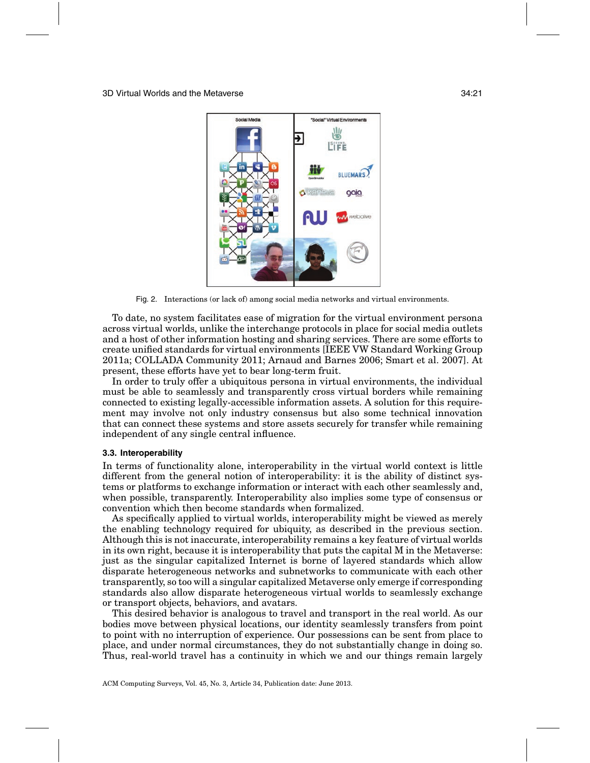Fig. 2. Interactions (or lack of) among social media networks and virtual environments.

To date, no system facilitates ease of migration for the virtual environment persona across virtual worlds, unlike the interchange protocols in place for social media outlets and a host of other information hosting and sharing services. There are some efforts to create unified standards for virtual environments [IEEE VW Standard Working Group 2011a; COLLADA Community 2011; Arnaud and Barnes 2006; Smart et al. 2007]. At present, these efforts have yet to bear long-term fruit.

In order to truly offer a ubiquitous persona in virtual environments, the individual must be able to seamlessly and transparently cross virtual borders while remaining connected to existing legally-accessible information assets. A solution for this requirement may involve not only industry consensus but also some technical innovation that can connect these systems and store assets securely for transfer while remaining independent of any single central influence.

### 3.3. Interoperability

In terms of functionality alone, interoperability in the virtual world context is little different from the general notion of interoperability: it is the ability of distinct systems or platforms to exchange information or interact with each other seamlessly and, when possible, transparently. Interoperability also implies some type of consensus or convention which then become standards when formalized.

As specifically applied to virtual worlds, interoperability might be viewed as merely the enabling technology required for ubiquity, as described in the previous section. Although this is not inaccurate, interoperability remains a key feature of virtual worlds in its own right, because it is interoperability that puts the capital M in the Metaverse: just as the singular capitalized Internet is borne of layered standards which allow disparate heterogeneous networks and subnetworks to communicate with each other transparently, so too will a singular capitalized Metaverse only emerge if corresponding standards also allow disparate heterogeneous virtual worlds to seamlessly exchange or transport objects, behaviors, and avatars.

This desired behavior is analogous to travel and transport in the real world. As our bodies move between physical locations, our identity seamlessly transfers from point to point with no interruption of experience. Our possessions can be sent from place to place, and under normal circumstances, they do not substantially change in doing so. Thus, real-world travel has a continuity in which we and our things remain largely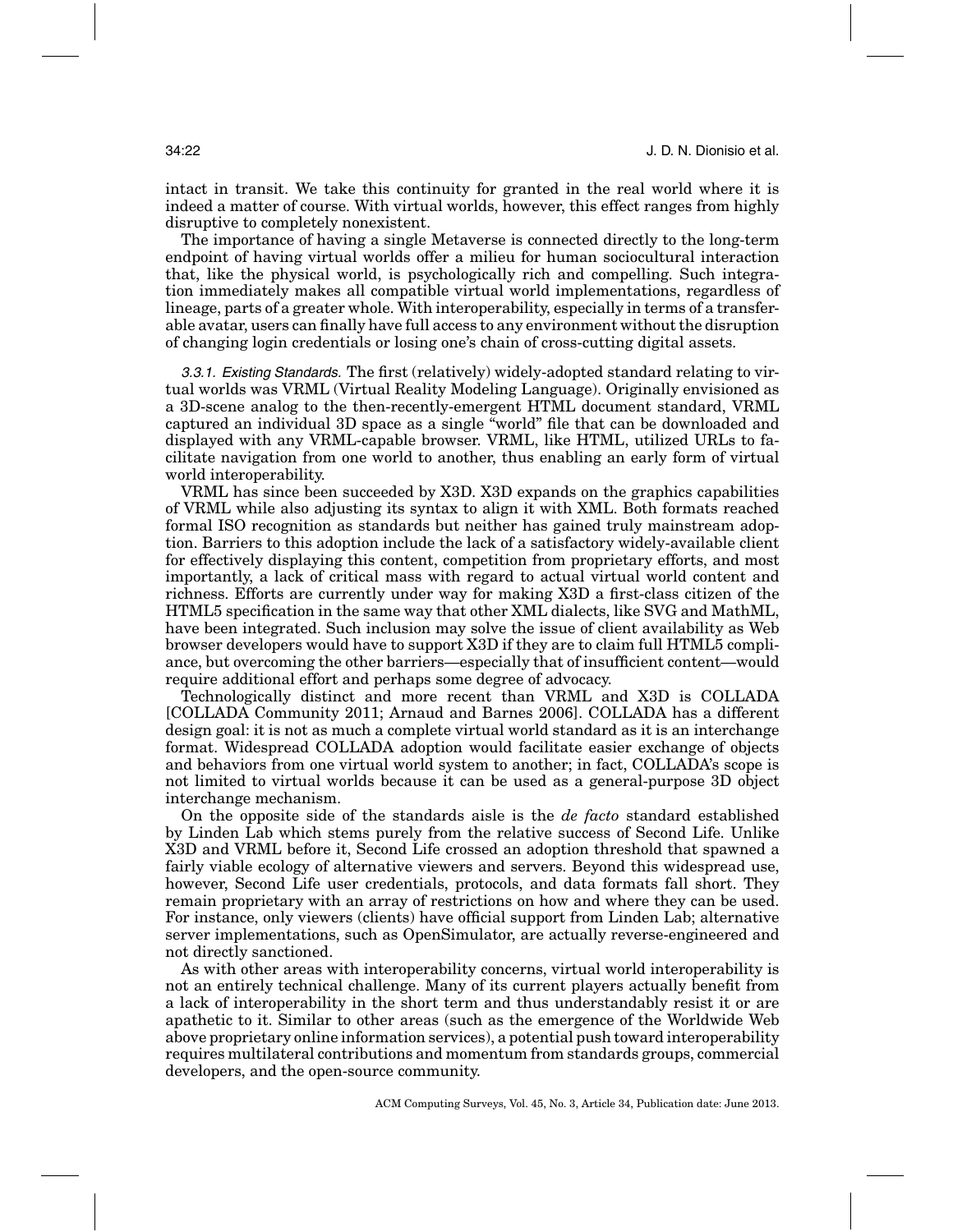intact in transit. We take this continuity for granted in the real world where it is indeed a matter of course. With virtual worlds, however, this effect ranges from highly disruptive to completely nonexistent.

The importance of having a single Metaverse is connected directly to the long-term endpoint of having virtual worlds offer a milieu for human sociocultural interaction that, like the physical world, is psychologically rich and compelling. Such integration immediately makes all compatible virtual world implementations, regardless of lineage, parts of a greater whole. With interoperability, especially in terms of a transferable avatar, users can finally have full access to any environment without the disruption of changing login credentials or losing one's chain of cross-cutting digital assets.

*3.3.1. Existing Standards.* The first (relatively) widely-adopted standard relating to virtual worlds was VRML (Virtual Reality Modeling Language). Originally envisioned as a 3D-scene analog to the then-recently-emergent HTML document standard, VRML captured an individual 3D space as a single "world" file that can be downloaded and displayed with any VRML-capable browser. VRML, like HTML, utilized URLs to facilitate navigation from one world to another, thus enabling an early form of virtual world interoperability.

VRML has since been succeeded by X3D. X3D expands on the graphics capabilities of VRML while also adjusting its syntax to align it with XML. Both formats reached formal ISO recognition as standards but neither has gained truly mainstream adoption. Barriers to this adoption include the lack of a satisfactory widely-available client for effectively displaying this content, competition from proprietary efforts, and most importantly, a lack of critical mass with regard to actual virtual world content and richness. Efforts are currently under way for making X3D a first-class citizen of the HTML5 specification in the same way that other XML dialects, like SVG and MathML, have been integrated. Such inclusion may solve the issue of client availability as Web browser developers would have to support X3D if they are to claim full HTML5 compliance, but overcoming the other barriers—especially that of insufficient content—would require additional effort and perhaps some degree of advocacy.

Technologically distinct and more recent than VRML and X3D is COLLADA [COLLADA Community 2011; Arnaud and Barnes 2006]. COLLADA has a different design goal: it is not as much a complete virtual world standard as it is an interchange format. Widespread COLLADA adoption would facilitate easier exchange of objects and behaviors from one virtual world system to another; in fact, COLLADA's scope is not limited to virtual worlds because it can be used as a general-purpose 3D object interchange mechanism.

On the opposite side of the standards aisle is the *de facto* standard established by Linden Lab which stems purely from the relative success of Second Life. Unlike X3D and VRML before it, Second Life crossed an adoption threshold that spawned a fairly viable ecology of alternative viewers and servers. Beyond this widespread use, however, Second Life user credentials, protocols, and data formats fall short. They remain proprietary with an array of restrictions on how and where they can be used. For instance, only viewers (clients) have official support from Linden Lab; alternative server implementations, such as OpenSimulator, are actually reverse-engineered and not directly sanctioned.

As with other areas with interoperability concerns, virtual world interoperability is not an entirely technical challenge. Many of its current players actually benefit from a lack of interoperability in the short term and thus understandably resist it or are apathetic to it. Similar to other areas (such as the emergence of the Worldwide Web above proprietary online information services), a potential push toward interoperability requires multilateral contributions and momentum from standards groups, commercial developers, and the open-source community.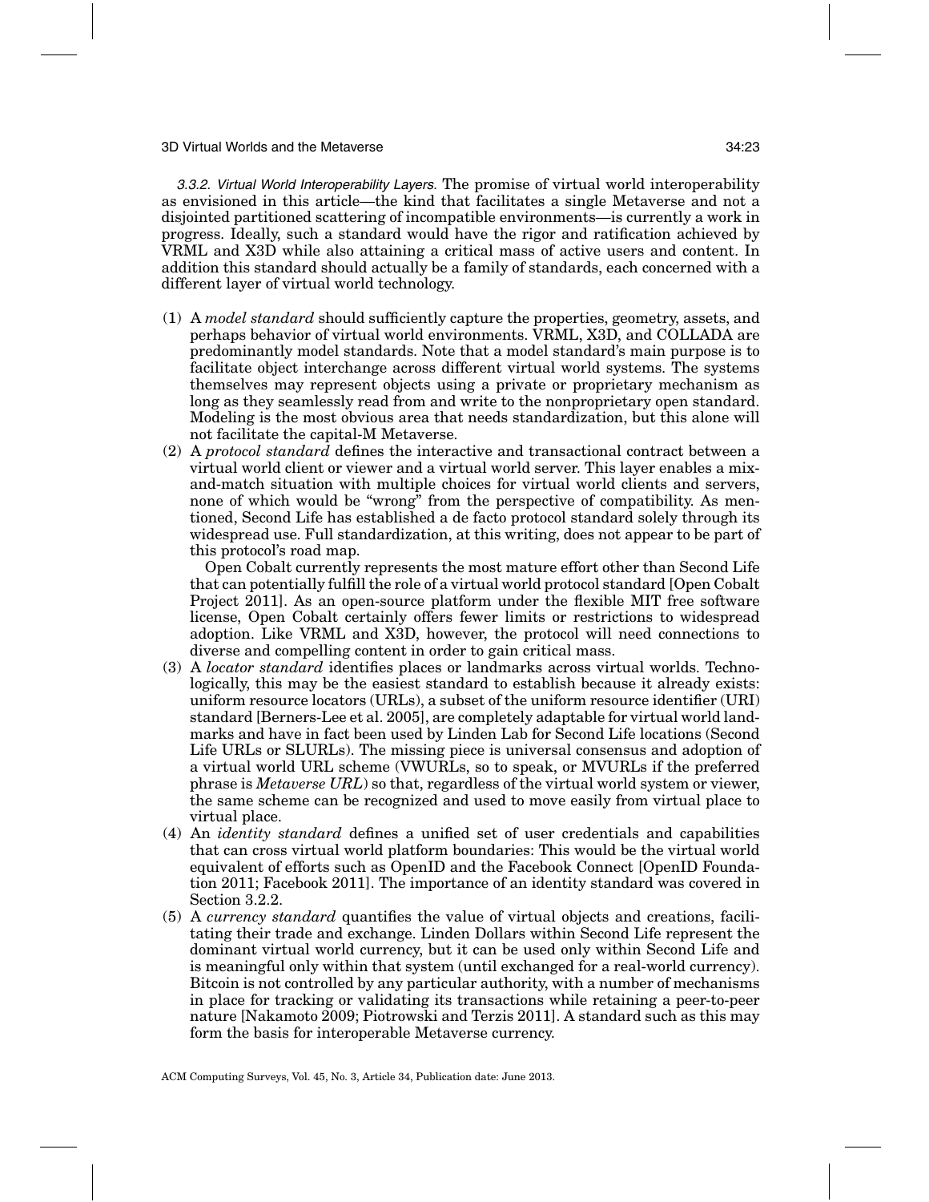*3.3.2. Virtual World Interoperability Layers.* The promise of virtual world interoperability as envisioned in this article—the kind that facilitates a single Metaverse and not a disjointed partitioned scattering of incompatible environments—is currently a work in progress. Ideally, such a standard would have the rigor and ratification achieved by VRML and X3D while also attaining a critical mass of active users and content. In addition this standard should actually be a family of standards, each concerned with a different layer of virtual world technology.

(1) A *model standard* should sufficiently capture the properties, geometry, assets, and perhaps behavior of virtual world environments. VRML, X3D, and COLLADA are predominantly model standards. Note that a model standard's main purpose is to facilitate object interchange across different virtual world systems. The systems themselves may represent objects using a private or proprietary mechanism as long as they seamlessly read from and write to the nonproprietary open standard. Modeling is the most obvious area that needs standardization, but this alone will not facilitate the capital-M Metaverse.

(2) A *protocol standard* defines the interactive and transactional contract between a virtual world client or viewer and a virtual world server. This layer enables a mix-and-match situation with multiple choices for virtual world clients and servers, none of which would be "wrong" from the perspective of compatibility. As mentioned, Second Life has established a de facto protocol standard solely through its widespread use. Full standardization, at this writing, does not appear to be part of this protocol's road map.

   Open Cobalt currently represents the most mature effort other than Second Life that can potentially fulfill the role of a virtual world protocol standard [Open Cobalt Project 2011]. As an open-source platform under the flexible MIT free software license, Open Cobalt certainly offers fewer limits or restrictions to widespread adoption. Like VRML and X3D, however, the protocol will need connections to diverse and compelling content in order to gain critical mass.

(3) A *locator standard* identifies places or landmarks across virtual worlds. Technologically, this may be the easiest standard to establish because it already exists: uniform resource locators (URLs), a subset of the uniform resource identifier (URI) standard [Berners-Lee et al. 2005], are completely adaptable for virtual world landmarks and have in fact been used by Linden Lab for Second Life locations (Second Life URLs or SLURLs). The missing piece is universal consensus and adoption of a virtual world URL scheme (VWURLs, so to speak, or MVURLs if the preferred phrase is *Metaverse URL*) so that, regardless of the virtual world system or viewer, the same scheme can be recognized and used to move easily from virtual place to virtual place.

(4) An *identity standard* defines a unified set of user credentials and capabilities that can cross virtual world platform boundaries: This would be the virtual world equivalent of efforts such as OpenID and the Facebook Connect [OpenID Foundation 2011; Facebook 2011]. The importance of an identity standard was covered in Section 3.2.2.

(5) A *currency standard* quantifies the value of virtual objects and creations, facilitating their trade and exchange. Linden Dollars within Second Life represent the dominant virtual world currency, but it can be used only within Second Life and is meaningful only within that system (until exchanged for a real-world currency). Bitcoin is not controlled by any particular authority, with a number of mechanisms in place for tracking or validating its transactions while retaining a peer-to-peer nature [Nakamoto 2009; Piotrowski and Terzis 2011]. A standard such as this may form the basis for interoperable Metaverse currency.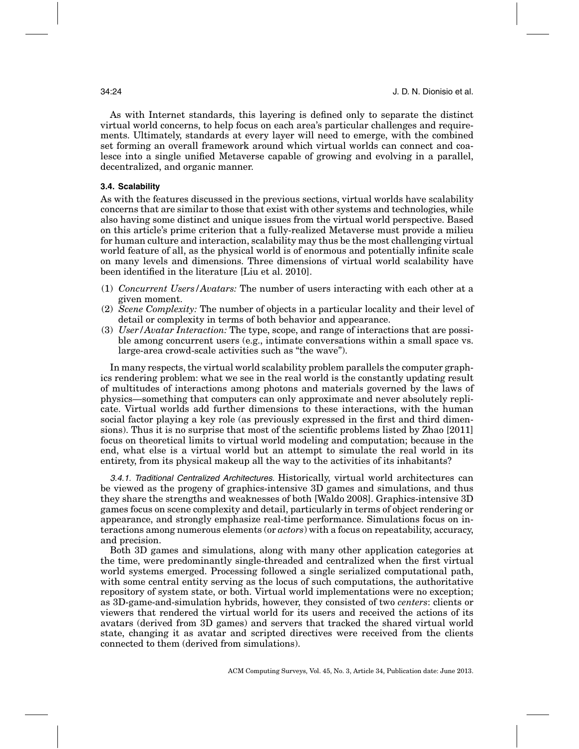As with Internet standards, this layering is defined only to separate the distinct virtual world concerns, to help focus on each area's particular challenges and requirements. Ultimately, standards at every layer will need to emerge, with the combined set forming an overall framework around which virtual worlds can connect and coalesce into a single unified Metaverse capable of growing and evolving in a parallel, decentralized, and organic manner.

### 3.4. Scalability

As with the features discussed in the previous sections, virtual worlds have scalability concerns that are similar to those that exist with other systems and technologies, while also having some distinct and unique issues from the virtual world perspective. Based on this article's prime criterion that a fully-realized Metaverse must provide a milieu for human culture and interaction, scalability may thus be the most challenging virtual world feature of all, as the physical world is of enormous and potentially infinite scale on many levels and dimensions. Three dimensions of virtual world scalability have been identified in the literature [Liu et al. 2010].

1. *Concurrent Users/Avatars:* The number of users interacting with each other at a given moment.
2. *Scene Complexity:* The number of objects in a particular locality and their level of detail or complexity in terms of both behavior and appearance.
3. *User/Avatar Interaction:* The type, scope, and range of interactions that are possible among concurrent users (e.g., intimate conversations within a small space vs. large-area crowd-scale activities such as "the wave").

In many respects, the virtual world scalability problem parallels the computer graphics rendering problem: what we see in the real world is the constantly updating result of multitudes of interactions among photons and materials governed by the laws of physics—something that computers can only approximate and never absolutely replicate. Virtual worlds add further dimensions to these interactions, with the human social factor playing a key role (as previously expressed in the first and third dimensions). Thus it is no surprise that most of the scientific problems listed by Zhao [2011] focus on theoretical limits to virtual world modeling and computation; because in the end, what else is a virtual world but an attempt to simulate the real world in its entirety, from its physical makeup all the way to the activities of its inhabitants?

#### 3.4.1. Traditional Centralized Architectures.

Historically, virtual world architectures can be viewed as the progeny of graphics-intensive 3D games and simulations, and thus they share the strengths and weaknesses of both [Waldo 2008]. Graphics-intensive 3D games focus on scene complexity and detail, particularly in terms of object rendering or appearance, and strongly emphasize real-time performance. Simulations focus on interactions among numerous elements (or *actors*) with a focus on repeatability, accuracy, and precision.

Both 3D games and simulations, along with many other application categories at the time, were predominantly single-threaded and centralized when the first virtual world systems emerged. Processing followed a single serialized computational path, with some central entity serving as the locus of such computations, the authoritative repository of system state, or both. Virtual world implementations were no exception; as 3D-game-and-simulation hybrids, however, they consisted of two *centers*: clients or viewers that rendered the virtual world for its users and received the actions of its avatars (derived from 3D games) and servers that tracked the shared virtual world state, changing it as avatar and scripted directives were received from the clients connected to them (derived from simulations).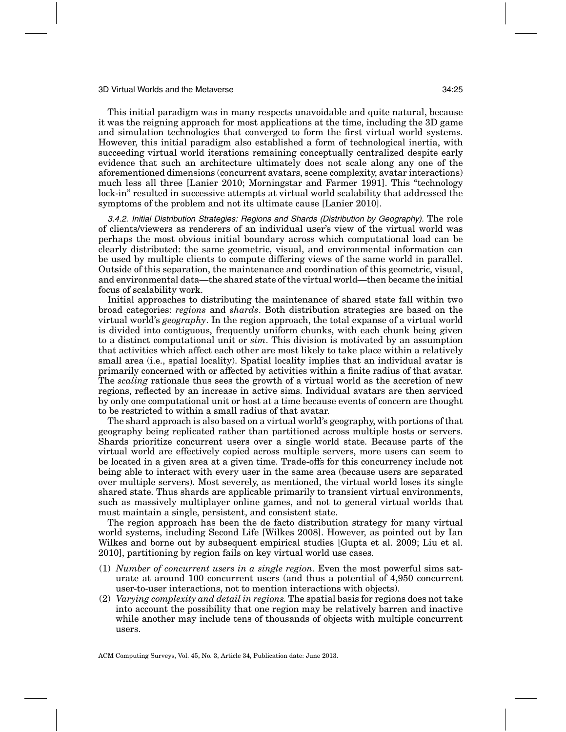This initial paradigm was in many respects unavoidable and quite natural, because it was the reigning approach for most applications at the time, including the 3D game and simulation technologies that converged to form the first virtual world systems. However, this initial paradigm also established a form of technological inertia, with succeeding virtual world iterations remaining conceptually centralized despite early evidence that such an architecture ultimately does not scale along any one of the aforementioned dimensions (concurrent avatars, scene complexity, avatar interactions) much less all three [Lanier 2010; Morningstar and Farmer 1991]. This "technology lock-in" resulted in successive attempts at virtual world scalability that addressed the symptoms of the problem and not its ultimate cause [Lanier 2010].

*3.4.2. Initial Distribution Strategies: Regions and Shards (Distribution by Geography).* The role of clients/viewers as renderers of an individual user's view of the virtual world was perhaps the most obvious initial boundary across which computational load can be clearly distributed: the same geometric, visual, and environmental information can be used by multiple clients to compute differing views of the same world in parallel. Outside of this separation, the maintenance and coordination of this geometric, visual, and environmental data—the shared state of the virtual world—then became the initial focus of scalability work.

Initial approaches to distributing the maintenance of shared state fall within two broad categories: *regions* and *shards*. Both distribution strategies are based on the virtual world's *geography*. In the region approach, the total expanse of a virtual world is divided into contiguous, frequently uniform chunks, with each chunk being given to a distinct computational unit or *sim*. This division is motivated by an assumption that activities which affect each other are most likely to take place within a relatively small area (i.e., spatial locality). Spatial locality implies that an individual avatar is primarily concerned with or affected by activities within a finite radius of that avatar. The *scaling* rationale thus sees the growth of a virtual world as the accretion of new regions, reflected by an increase in active sims. Individual avatars are then serviced by only one computational unit or host at a time because events of concern are thought to be restricted to within a small radius of that avatar.

The shard approach is also based on a virtual world's geography, with portions of that geography being replicated rather than partitioned across multiple hosts or servers. Shards prioritize concurrent users over a single world state. Because parts of the virtual world are effectively copied across multiple servers, more users can seem to be located in a given area at a given time. Trade-offs for this concurrency include not being able to interact with every user in the same area (because users are separated over multiple servers). Most severely, as mentioned, the virtual world loses its single shared state. Thus shards are applicable primarily to transient virtual environments, such as massively multiplayer online games, and not to general virtual worlds that must maintain a single, persistent, and consistent state.

The region approach has been the de facto distribution strategy for many virtual world systems, including Second Life [Wilkes 2008]. However, as pointed out by Ian Wilkes and borne out by subsequent empirical studies [Gupta et al. 2009; Liu et al. 2010], partitioning by region fails on key virtual world use cases.

(1) *Number of concurrent users in a single region*. Even the most powerful sims saturate at around 100 concurrent users (and thus a potential of 4,950 concurrent user-to-user interactions, not to mention interactions with objects).
(2) *Varying complexity and detail in regions.* The spatial basis for regions does not take into account the possibility that one region may be relatively barren and inactive while another may include tens of thousands of objects with multiple concurrent users.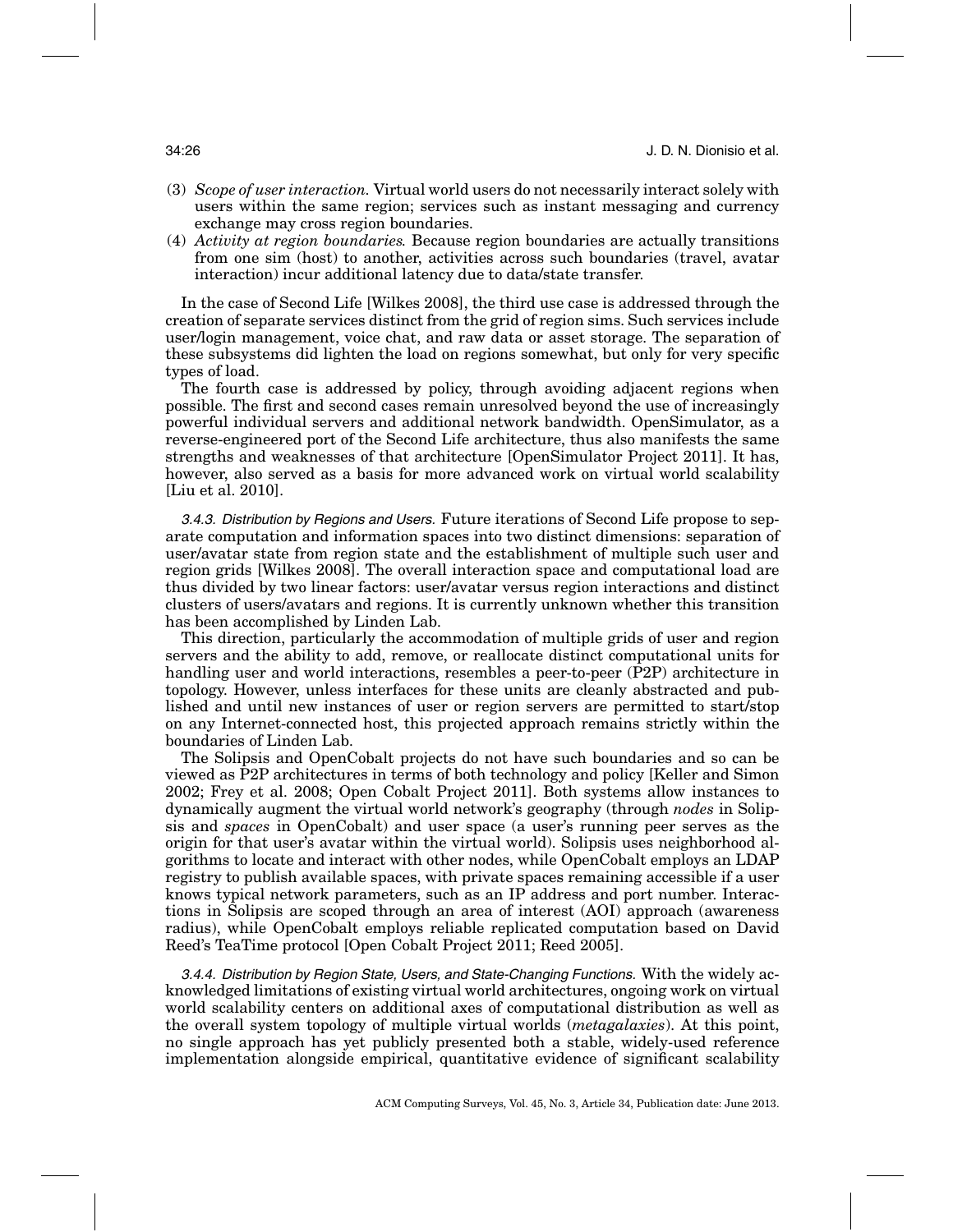(3) *Scope of user interaction.* Virtual world users do not necessarily interact solely with users within the same region; services such as instant messaging and currency exchange may cross region boundaries.

(4) *Activity at region boundaries.* Because region boundaries are actually transitions from one sim (host) to another, activities across such boundaries (travel, avatar interaction) incur additional latency due to data/state transfer.

In the case of Second Life [Wilkes 2008], the third use case is addressed through the creation of separate services distinct from the grid of region sims. Such services include user/login management, voice chat, and raw data or asset storage. The separation of these subsystems did lighten the load on regions somewhat, but only for very specific types of load.

The fourth case is addressed by policy, through avoiding adjacent regions when possible. The first and second cases remain unresolved beyond the use of increasingly powerful individual servers and additional network bandwidth. OpenSimulator, as a reverse-engineered port of the Second Life architecture, thus also manifests the same strengths and weaknesses of that architecture [OpenSimulator Project 2011]. It has, however, also served as a basis for more advanced work on virtual world scalability [Liu et al. 2010].

*3.4.3. Distribution by Regions and Users.* Future iterations of Second Life propose to separate computation and information spaces into two distinct dimensions: separation of user/avatar state from region state and the establishment of multiple such user and region grids [Wilkes 2008]. The overall interaction space and computational load are thus divided by two linear factors: user/avatar versus region interactions and distinct clusters of users/avatars and regions. It is currently unknown whether this transition has been accomplished by Linden Lab.

This direction, particularly the accommodation of multiple grids of user and region servers and the ability to add, remove, or reallocate distinct computational units for handling user and world interactions, resembles a peer-to-peer (P2P) architecture in topology. However, unless interfaces for these units are cleanly abstracted and published and until new instances of user or region servers are permitted to start/stop on any Internet-connected host, this projected approach remains strictly within the boundaries of Linden Lab.

The Solipsis and OpenCobalt projects do not have such boundaries and so can be viewed as P2P architectures in terms of both technology and policy [Keller and Simon 2002; Frey et al. 2008; Open Cobalt Project 2011]. Both systems allow instances to dynamically augment the virtual world network's geography (through *nodes* in Solipsis and *spaces* in OpenCobalt) and user space (a user's running peer serves as the origin for that user's avatar within the virtual world). Solipsis uses neighborhood algorithms to locate and interact with other nodes, while OpenCobalt employs an LDAP registry to publish available spaces, with private spaces remaining accessible if a user knows typical network parameters, such as an IP address and port number. Interactions in Solipsis are scoped through an area of interest (AOI) approach (awareness radius), while OpenCobalt employs reliable replicated computation based on David Reed's TeaTime protocol [Open Cobalt Project 2011; Reed 2005].

*3.4.4. Distribution by Region State, Users, and State-Changing Functions.* With the widely acknowledged limitations of existing virtual world architectures, ongoing work on virtual world scalability centers on additional axes of computational distribution as well as the overall system topology of multiple virtual worlds (*metagalaxies*). At this point, no single approach has yet publicly presented both a stable, widely-used reference implementation alongside empirical, quantitative evidence of significant scalability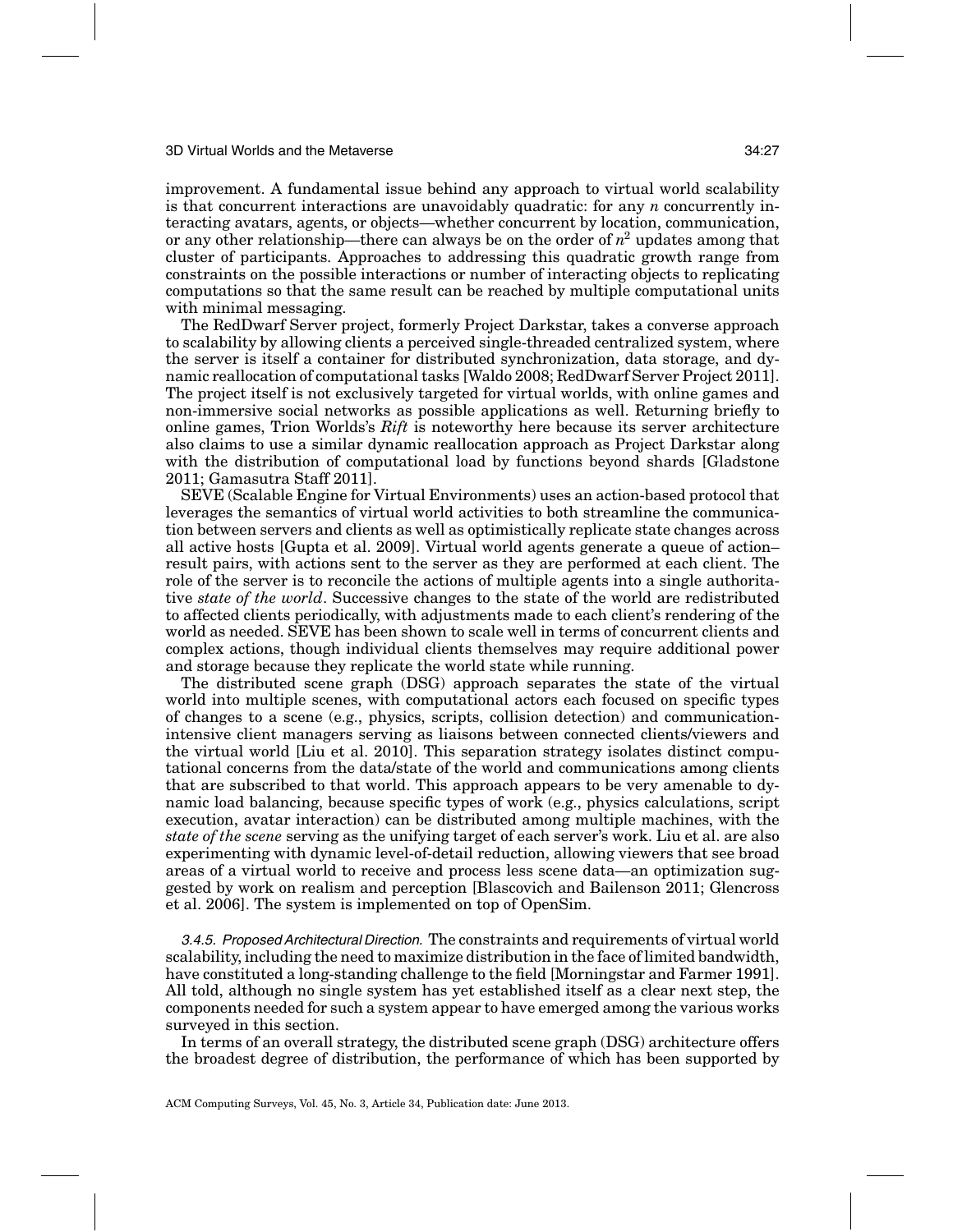improvement. A fundamental issue behind any approach to virtual world scalability is that concurrent interactions are unavoidably quadratic: for any $n$ concurrently interacting avatars, agents, or objects—whether concurrent by location, communication, or any other relationship—there can always be on the order of $n^2$ updates among that cluster of participants. Approaches to addressing this quadratic growth range from constraints on the possible interactions or number of interacting objects to replicating computations so that the same result can be reached by multiple computational units with minimal messaging.

The RedDwarf Server project, formerly Project Darkstar, takes a converse approach to scalability by allowing clients a perceived single-threaded centralized system, where the server is itself a container for distributed synchronization, data storage, and dynamic reallocation of computational tasks [Waldo 2008; RedDwarf Server Project 2011]. The project itself is not exclusively targeted for virtual worlds, with online games and non-immersive social networks as possible applications as well. Returning briefly to online games, Trion Worlds's *Rift* is noteworthy here because its server architecture also claims to use a similar dynamic reallocation approach as Project Darkstar along with the distribution of computational load by functions beyond shards [Gladstone 2011; Gamasutra Staff 2011].

SEVE (Scalable Engine for Virtual Environments) uses an action-based protocol that leverages the semantics of virtual world activities to both streamline the communication between servers and clients as well as optimistically replicate state changes across all active hosts [Gupta et al. 2009]. Virtual world agents generate a queue of action–result pairs, with actions sent to the server as they are performed at each client. The role of the server is to reconcile the actions of multiple agents into a single authoritative *state of the world*. Successive changes to the state of the world are redistributed to affected clients periodically, with adjustments made to each client's rendering of the world as needed. SEVE has been shown to scale well in terms of concurrent clients and complex actions, though individual clients themselves may require additional power and storage because they replicate the world state while running.

The distributed scene graph (DSG) approach separates the state of the virtual world into multiple scenes, with computational actors each focused on specific types of changes to a scene (e.g., physics, scripts, collision detection) and communication-intensive client managers serving as liaisons between connected clients/viewers and the virtual world [Liu et al. 2010]. This separation strategy isolates distinct computational concerns from the data/state of the world and communications among clients that are subscribed to that world. This approach appears to be very amenable to dynamic load balancing, because specific types of work (e.g., physics calculations, script execution, avatar interaction) can be distributed among multiple machines, with the *state of the scene* serving as the unifying target of each server's work. Liu et al. are also experimenting with dynamic level-of-detail reduction, allowing viewers that see broad areas of a virtual world to receive and process less scene data—an optimization suggested by work on realism and perception [Blascovich and Bailenson 2011; Glencross et al. 2006]. The system is implemented on top of OpenSim.

*3.4.5. Proposed Architectural Direction.* The constraints and requirements of virtual world scalability, including the need to maximize distribution in the face of limited bandwidth, have constituted a long-standing challenge to the field [Morningstar and Farmer 1991]. All told, although no single system has yet established itself as a clear next step, the components needed for such a system appear to have emerged among the various works surveyed in this section.

In terms of an overall strategy, the distributed scene graph (DSG) architecture offers the broadest degree of distribution, the performance of which has been supported by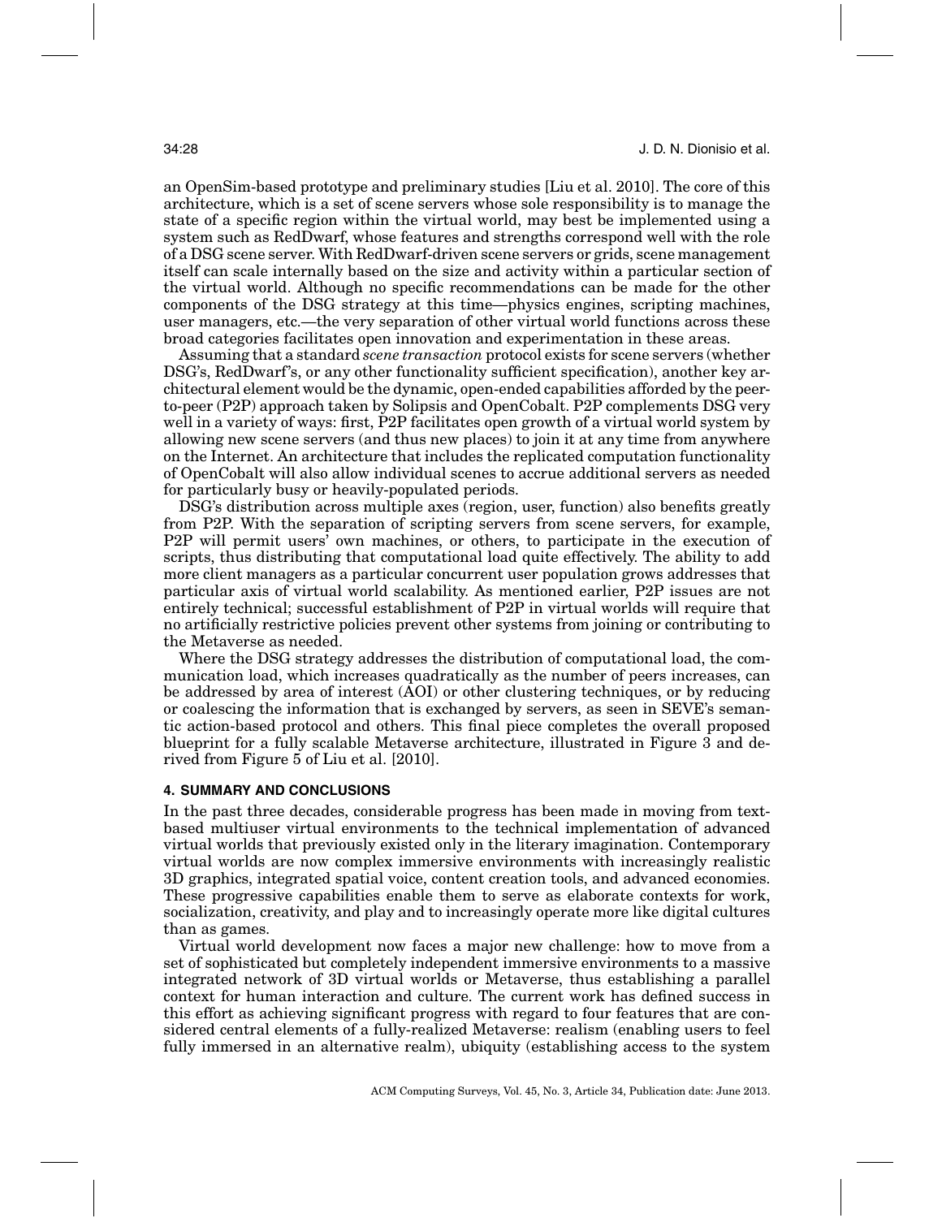an OpenSim-based prototype and preliminary studies [Liu et al. 2010]. The core of this architecture, which is a set of scene servers whose sole responsibility is to manage the state of a specific region within the virtual world, may best be implemented using a system such as RedDwarf, whose features and strengths correspond well with the role of a DSG scene server. With RedDwarf-driven scene servers or grids, scene management itself can scale internally based on the size and activity within a particular section of the virtual world. Although no specific recommendations can be made for the other components of the DSG strategy at this time—physics engines, scripting machines, user managers, etc.—the very separation of other virtual world functions across these broad categories facilitates open innovation and experimentation in these areas.

Assuming that a standard *scene transaction* protocol exists for scene servers (whether DSG's, RedDwarf's, or any other functionality sufficient specification), another key architectural element would be the dynamic, open-ended capabilities afforded by the peer-to-peer (P2P) approach taken by Solipsis and OpenCobalt. P2P complements DSG very well in a variety of ways: first, P2P facilitates open growth of a virtual world system by allowing new scene servers (and thus new places) to join it at any time from anywhere on the Internet. An architecture that includes the replicated computation functionality of OpenCobalt will also allow individual scenes to accrue additional servers as needed for particularly busy or heavily-populated periods.

DSG's distribution across multiple axes (region, user, function) also benefits greatly from P2P. With the separation of scripting servers from scene servers, for example, P2P will permit users' own machines, or others, to participate in the execution of scripts, thus distributing that computational load quite effectively. The ability to add more client managers as a particular concurrent user population grows addresses that particular axis of virtual world scalability. As mentioned earlier, P2P issues are not entirely technical; successful establishment of P2P in virtual worlds will require that no artificially restrictive policies prevent other systems from joining or contributing to the Metaverse as needed.

Where the DSG strategy addresses the distribution of computational load, the communication load, which increases quadratically as the number of peers increases, can be addressed by area of interest (AOI) or other clustering techniques, or by reducing or coalescing the information that is exchanged by servers, as seen in SEVE's semantic action-based protocol and others. This final piece completes the overall proposed blueprint for a fully scalable Metaverse architecture, illustrated in Figure 3 and derived from Figure 5 of Liu et al. [2010].

## 4. SUMMARY AND CONCLUSIONS

In the past three decades, considerable progress has been made in moving from text-based multiuser virtual environments to the technical implementation of advanced virtual worlds that previously existed only in the literary imagination. Contemporary virtual worlds are now complex immersive environments with increasingly realistic 3D graphics, integrated spatial voice, content creation tools, and advanced economies. These progressive capabilities enable them to serve as elaborate contexts for work, socialization, creativity, and play and to increasingly operate more like digital cultures than as games.

Virtual world development now faces a major new challenge: how to move from a set of sophisticated but completely independent immersive environments to a massive integrated network of 3D virtual worlds or Metaverse, thus establishing a parallel context for human interaction and culture. The current work has defined success in this effort as achieving significant progress with regard to four features that are considered central elements of a fully-realized Metaverse: realism (enabling users to feel fully immersed in an alternative realm), ubiquity (establishing access to the system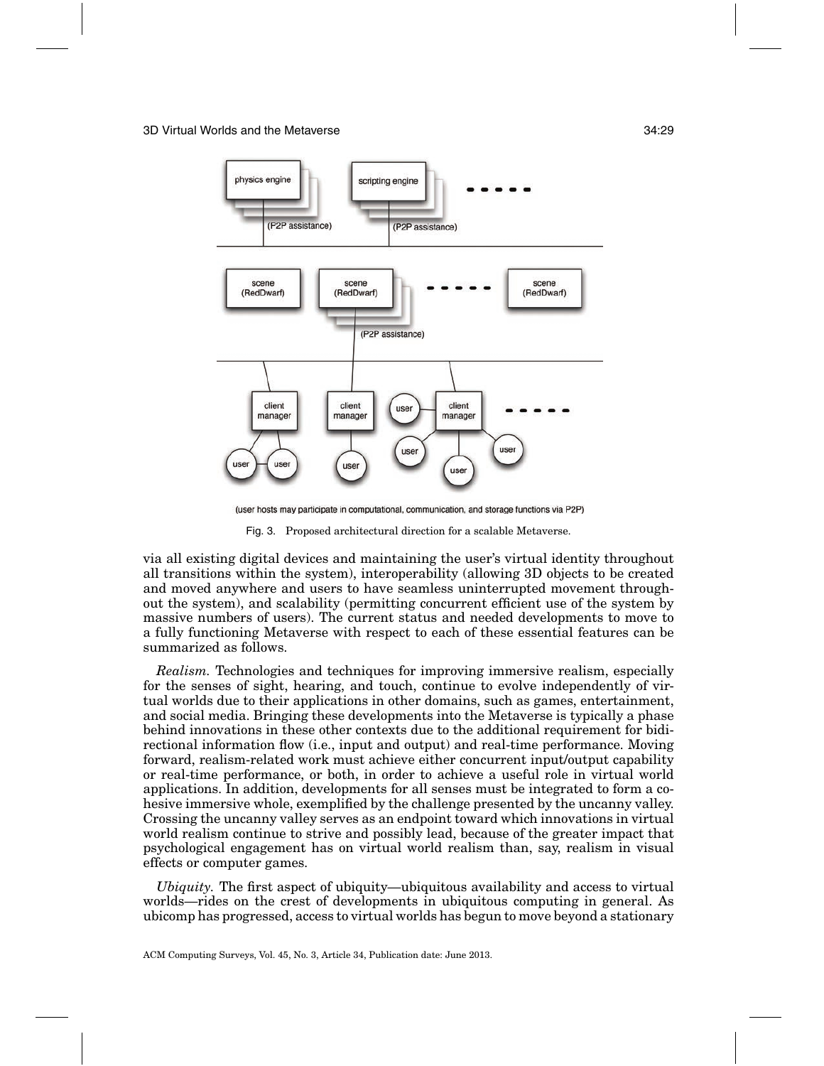(user hosts may participate in computational, communication, and storage functions via P2P)

Fig. 3. Proposed architectural direction for a scalable Metaverse.

via all existing digital devices and maintaining the user's virtual identity throughout all transitions within the system), interoperability (allowing 3D objects to be created and moved anywhere and users to have seamless uninterrupted movement throughout the system), and scalability (permitting concurrent efficient use of the system by massive numbers of users). The current status and needed developments to move to a fully functioning Metaverse with respect to each of these essential features can be summarized as follows.

*Realism.* Technologies and techniques for improving immersive realism, especially for the senses of sight, hearing, and touch, continue to evolve independently of virtual worlds due to their applications in other domains, such as games, entertainment, and social media. Bringing these developments into the Metaverse is typically a phase behind innovations in these other contexts due to the additional requirement for bidirectional information flow (i.e., input and output) and real-time performance. Moving forward, realism-related work must achieve either concurrent input/output capability or real-time performance, or both, in order to achieve a useful role in virtual world applications. In addition, developments for all senses must be integrated to form a cohesive immersive whole, exemplified by the challenge presented by the uncanny valley. Crossing the uncanny valley serves as an endpoint toward which innovations in virtual world realism continue to strive and possibly lead, because of the greater impact that psychological engagement has on virtual world realism than, say, realism in visual effects or computer games.

*Ubiquity.* The first aspect of ubiquity—ubiquitous availability and access to virtual worlds—rides on the crest of developments in ubiquitous computing in general. As ubicomp has progressed, access to virtual worlds has begun to move beyond a stationary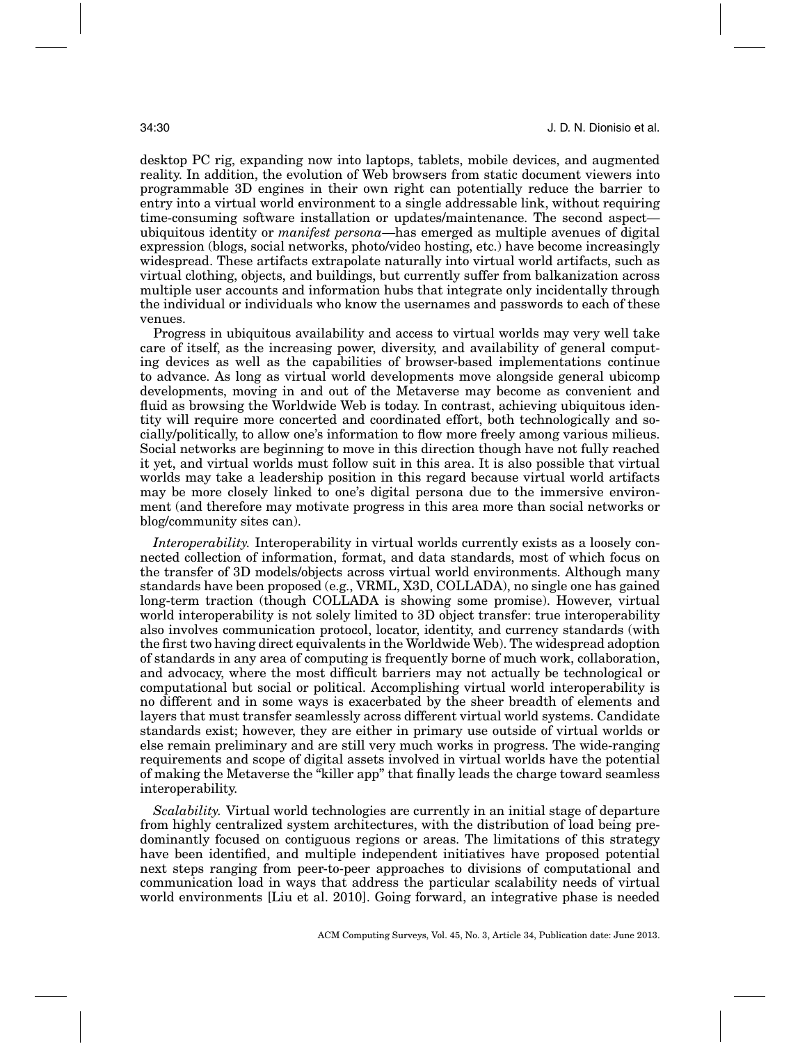desktop PC rig, expanding now into laptops, tablets, mobile devices, and augmented reality. In addition, the evolution of Web browsers from static document viewers into programmable 3D engines in their own right can potentially reduce the barrier to entry into a virtual world environment to a single addressable link, without requiring time-consuming software installation or updates/maintenance. The second aspect—ubiquitous identity or *manifest persona*—has emerged as multiple avenues of digital expression (blogs, social networks, photo/video hosting, etc.) have become increasingly widespread. These artifacts extrapolate naturally into virtual world artifacts, such as virtual clothing, objects, and buildings, but currently suffer from balkanization across multiple user accounts and information hubs that integrate only incidentally through the individual or individuals who know the usernames and passwords to each of these venues.

Progress in ubiquitous availability and access to virtual worlds may very well take care of itself, as the increasing power, diversity, and availability of general computing devices as well as the capabilities of browser-based implementations continue to advance. As long as virtual world developments move alongside general ubicomp developments, moving in and out of the Metaverse may become as convenient and fluid as browsing the Worldwide Web is today. In contrast, achieving ubiquitous identity will require more concerted and coordinated effort, both technologically and socially/politically, to allow one's information to flow more freely among various milieus. Social networks are beginning to move in this direction though have not fully reached it yet, and virtual worlds must follow suit in this area. It is also possible that virtual worlds may take a leadership position in this regard because virtual world artifacts may be more closely linked to one's digital persona due to the immersive environment (and therefore may motivate progress in this area more than social networks or blog/community sites can).

*Interoperability.* Interoperability in virtual worlds currently exists as a loosely connected collection of information, format, and data standards, most of which focus on the transfer of 3D models/objects across virtual world environments. Although many standards have been proposed (e.g., VRML, X3D, COLLADA), no single one has gained long-term traction (though COLLADA is showing some promise). However, virtual world interoperability is not solely limited to 3D object transfer: true interoperability also involves communication protocol, locator, identity, and currency standards (with the first two having direct equivalents in the Worldwide Web). The widespread adoption of standards in any area of computing is frequently borne of much work, collaboration, and advocacy, where the most difficult barriers may not actually be technological or computational but social or political. Accomplishing virtual world interoperability is no different and in some ways is exacerbated by the sheer breadth of elements and layers that must transfer seamlessly across different virtual world systems. Candidate standards exist; however, they are either in primary use outside of virtual worlds or else remain preliminary and are still very much works in progress. The wide-ranging requirements and scope of digital assets involved in virtual worlds have the potential of making the Metaverse the "killer app" that finally leads the charge toward seamless interoperability.

*Scalability.* Virtual world technologies are currently in an initial stage of departure from highly centralized system architectures, with the distribution of load being predominantly focused on contiguous regions or areas. The limitations of this strategy have been identified, and multiple independent initiatives have proposed potential next steps ranging from peer-to-peer approaches to divisions of computational and communication load in ways that address the particular scalability needs of virtual world environments [Liu et al. 2010]. Going forward, an integrative phase is needed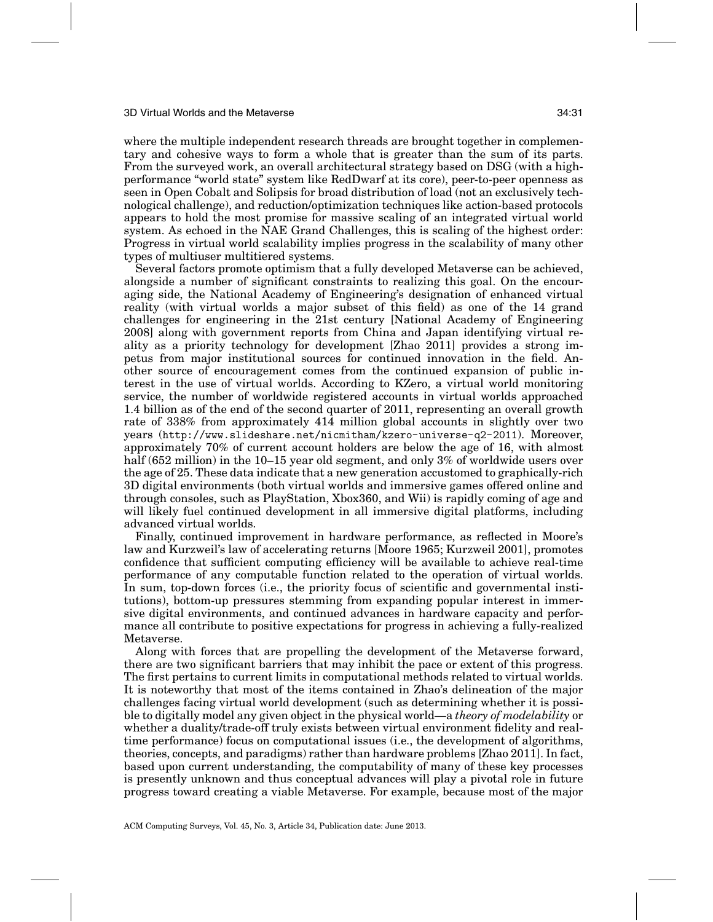where the multiple independent research threads are brought together in complementary and cohesive ways to form a whole that is greater than the sum of its parts. From the surveyed work, an overall architectural strategy based on DSG (with a high-performance "world state" system like RedDwarf at its core), peer-to-peer openness as seen in Open Cobalt and Solipsis for broad distribution of load (not an exclusively technological challenge), and reduction/optimization techniques like action-based protocols appears to hold the most promise for massive scaling of an integrated virtual world system. As echoed in the NAE Grand Challenges, this is scaling of the highest order: Progress in virtual world scalability implies progress in the scalability of many other types of multiuser multitiered systems.

Several factors promote optimism that a fully developed Metaverse can be achieved, alongside a number of significant constraints to realizing this goal. On the encouraging side, the National Academy of Engineering's designation of enhanced virtual reality (with virtual worlds a major subset of this field) as one of the 14 grand challenges for engineering in the 21st century [National Academy of Engineering 2008] along with government reports from China and Japan identifying virtual reality as a priority technology for development [Zhao 2011] provides a strong impetus from major institutional sources for continued innovation in the field. Another source of encouragement comes from the continued expansion of public interest in the use of virtual worlds. According to KZero, a virtual world monitoring service, the number of worldwide registered accounts in virtual worlds approached 1.4 billion as of the end of the second quarter of 2011, representing an overall growth rate of 338% from approximately 414 million global accounts in slightly over two years (http://www.slideshare.net/nicmitham/kzero-universe-q2-2011). Moreover, approximately 70% of current account holders are below the age of 16, with almost half (652 million) in the 10–15 year old segment, and only 3% of worldwide users over the age of 25. These data indicate that a new generation accustomed to graphically-rich 3D digital environments (both virtual worlds and immersive games offered online and through consoles, such as PlayStation, Xbox360, and Wii) is rapidly coming of age and will likely fuel continued development in all immersive digital platforms, including advanced virtual worlds.

Finally, continued improvement in hardware performance, as reflected in Moore's law and Kurzweil's law of accelerating returns [Moore 1965; Kurzweil 2001], promotes confidence that sufficient computing efficiency will be available to achieve real-time performance of any computable function related to the operation of virtual worlds. In sum, top-down forces (i.e., the priority focus of scientific and governmental institutions), bottom-up pressures stemming from expanding popular interest in immersive digital environments, and continued advances in hardware capacity and performance all contribute to positive expectations for progress in achieving a fully-realized Metaverse.

Along with forces that are propelling the development of the Metaverse forward, there are two significant barriers that may inhibit the pace or extent of this progress. The first pertains to current limits in computational methods related to virtual worlds. It is noteworthy that most of the items contained in Zhao's delineation of the major challenges facing virtual world development (such as determining whether it is possible to digitally model any given object in the physical world—a *theory of modelability* or whether a duality/trade-off truly exists between virtual environment fidelity and real-time performance) focus on computational issues (i.e., the development of algorithms, theories, concepts, and paradigms) rather than hardware problems [Zhao 2011]. In fact, based upon current understanding, the computability of many of these key processes is presently unknown and thus conceptual advances will play a pivotal role in future progress toward creating a viable Metaverse. For example, because most of the major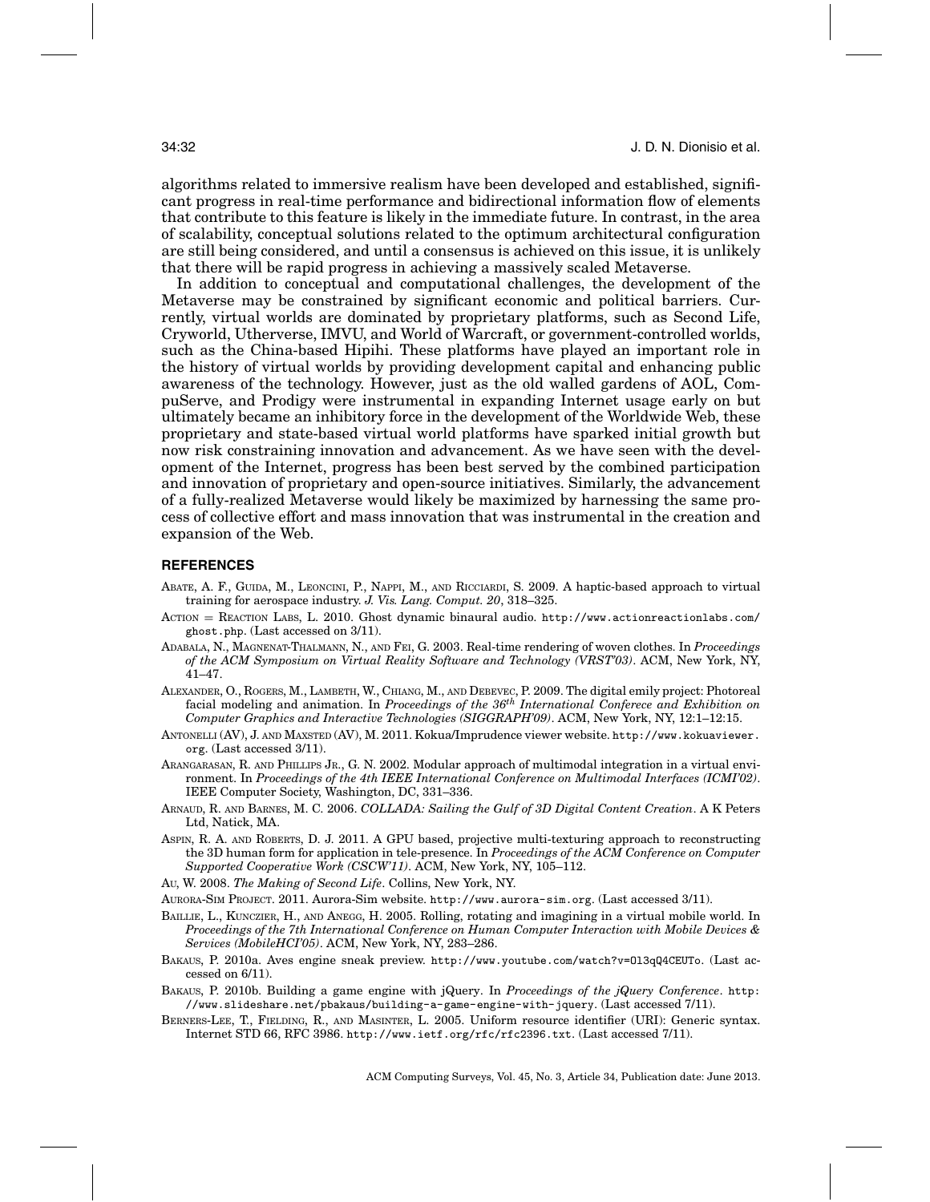algorithms related to immersive realism have been developed and established, significant progress in real-time performance and bidirectional information flow of elements that contribute to this feature is likely in the immediate future. In contrast, in the area of scalability, conceptual solutions related to the optimum architectural configuration are still being considered, and until a consensus is achieved on this issue, it is unlikely that there will be rapid progress in achieving a massively scaled Metaverse.

In addition to conceptual and computational challenges, the development of the Metaverse may be constrained by significant economic and political barriers. Currently, virtual worlds are dominated by proprietary platforms, such as Second Life, Cryworld, Utherverse, IMVU, and World of Warcraft, or government-controlled worlds, such as the China-based Hipihi. These platforms have played an important role in the history of virtual worlds by providing development capital and enhancing public awareness of the technology. However, just as the old walled gardens of AOL, CompuServe, and Prodigy were instrumental in expanding Internet usage early on but ultimately became an inhibitory force in the development of the Worldwide Web, these proprietary and state-based virtual world platforms have sparked initial growth but now risk constraining innovation and advancement. As we have seen with the development of the Internet, progress has been best served by the combined participation and innovation of proprietary and open-source initiatives. Similarly, the advancement of a fully-realized Metaverse would likely be maximized by harnessing the same process of collective effort and mass innovation that was instrumental in the creation and expansion of the Web.

## REFERENCES

ABATE, A. F., GUIDA, M., LEONCINI, P., NAPPI, M., AND RICCIARDI, S. 2009. A haptic-based approach to virtual training for aerospace industry. *J. Vis. Lang. Comput. 20*, 318–325.

ACTION = REACTION LABS, L. 2010. Ghost dynamic binaural audio. http://www.actionreactionlabs.com/ghost.php. (Last accessed on 3/11).

ADABALA, N., MAGNENAT-THALMANN, N., AND FEI, G. 2003. Real-time rendering of woven clothes. In *Proceedings of the ACM Symposium on Virtual Reality Software and Technology (VRST'03)*. ACM, New York, NY, 41–47.

ALEXANDER, O., ROGERS, M., LAMBETH, W., CHIANG, M., AND DEBEVEC, P. 2009. The digital emily project: Photoreal facial modeling and animation. In *Proceedings of the 36$^{th}$ International Conferece and Exhibition on Computer Graphics and Interactive Technologies (SIGGRAPH'09)*. ACM, New York, NY, 12:1–12:15.

ANTONELLI (AV), J. AND MAXSTED (AV), M. 2011. Kokua/Imprudence viewer website. http://www.kokuaviewer.org. (Last accessed 3/11).

ARANGARASAN, R. AND PHILLIPS JR., G. N. 2002. Modular approach of multimodal integration in a virtual environment. In *Proceedings of the 4th IEEE International Conference on Multimodal Interfaces (ICMI'02)*. IEEE Computer Society, Washington, DC, 331–336.

ARNAUD, R. AND BARNES, M. C. 2006. *COLLADA: Sailing the Gulf of 3D Digital Content Creation*. A K Peters Ltd, Natick, MA.

ASPIN, R. A. AND ROBERTS, D. J. 2011. A GPU based, projective multi-texturing approach to reconstructing the 3D human form for application in tele-presence. In *Proceedings of the ACM Conference on Computer Supported Cooperative Work (CSCW'11)*. ACM, New York, NY, 105–112.

AU, W. 2008. *The Making of Second Life*. Collins, New York, NY.

AURORA-SIM PROJECT. 2011. Aurora-Sim website. http://www.aurora-sim.org. (Last accessed 3/11).

BAILLIE, L., KUNCZIER, H., AND ANEGG, H. 2005. Rolling, rotating and imagining in a virtual mobile world. In *Proceedings of the 7th International Conference on Human Computer Interaction with Mobile Devices & Services (MobileHCI'05)*. ACM, New York, NY, 283–286.

BAKAUS, P. 2010a. Aves engine sneak preview. http://www.youtube.com/watch?v=Ol3qQ4CEUTo. (Last accessed on 6/11).

BAKAUS, P. 2010b. Building a game engine with jQuery. In *Proceedings of the jQuery Conference*. http://www.slideshare.net/pbakaus/building-a-game-engine-with-jquery. (Last accessed 7/11).

BERNERS-LEE, T., FIELDING, R., AND MASINTER, L. 2005. Uniform resource identifier (URI): Generic syntax. Internet STD 66, RFC 3986. http://www.ietf.org/rfc/rfc2396.txt. (Last accessed 7/11).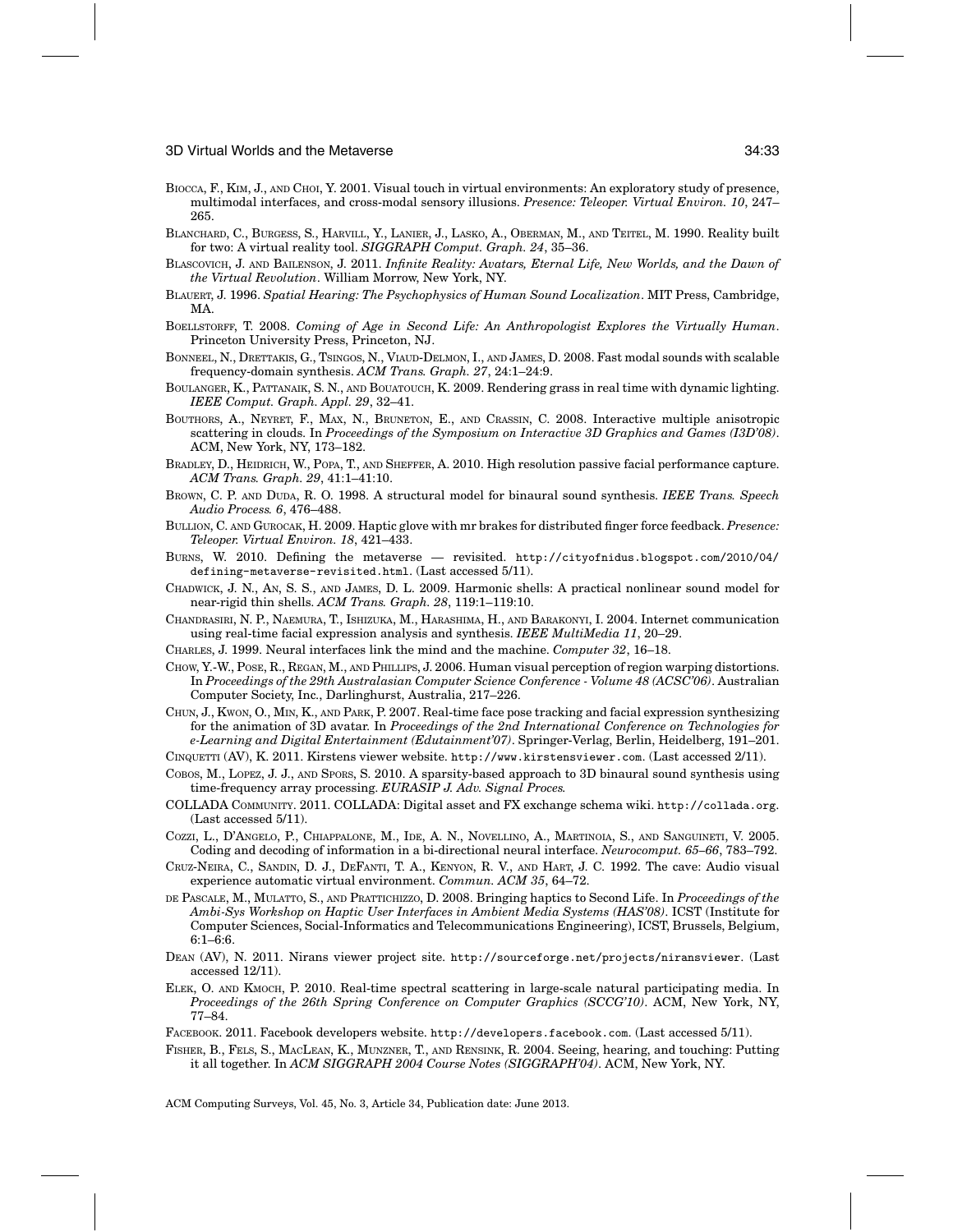Biocca, F., Kim, J., and Choi, Y. 2001. Visual touch in virtual environments: An exploratory study of presence, multimodal interfaces, and cross-modal sensory illusions. *Presence: Teleoper. Virtual Environ. 10*, 247–265.

Blanchard, C., Burgess, S., Harvill, Y., Lanier, J., Lasko, A., Oberman, M., and Teitel, M. 1990. Reality built for two: A virtual reality tool. *SIGGRAPH Comput. Graph. 24*, 35–36.

Blascovich, J. and Bailenson, J. 2011. *Infinite Reality: Avatars, Eternal Life, New Worlds, and the Dawn of the Virtual Revolution*. William Morrow, New York, NY.

Blauert, J. 1996. *Spatial Hearing: The Psychophysics of Human Sound Localization*. MIT Press, Cambridge, MA.

Boellstorff, T. 2008. *Coming of Age in Second Life: An Anthropologist Explores the Virtually Human*. Princeton University Press, Princeton, NJ.

Bonneel, N., Drettakis, G., Tsingos, N., Viaud-Delmon, I., and James, D. 2008. Fast modal sounds with scalable frequency-domain synthesis. *ACM Trans. Graph. 27*, 24:1–24:9.

Boulanger, K., Pattanaik, S. N., and Bouatouch, K. 2009. Rendering grass in real time with dynamic lighting. *IEEE Comput. Graph. Appl. 29*, 32–41.

Bouthors, A., Neyret, F., Max, N., Bruneton, E., and Crassin, C. 2008. Interactive multiple anisotropic scattering in clouds. In *Proceedings of the Symposium on Interactive 3D Graphics and Games (I3D'08)*. ACM, New York, NY, 173–182.

Bradley, D., Heidrich, W., Popa, T., and Sheffer, A. 2010. High resolution passive facial performance capture. *ACM Trans. Graph. 29*, 41:1–41:10.

Brown, C. P. and Duda, R. O. 1998. A structural model for binaural sound synthesis. *IEEE Trans. Speech Audio Process. 6*, 476–488.

Bullion, C. and Gurocak, H. 2009. Haptic glove with mr brakes for distributed finger force feedback. *Presence: Teleoper. Virtual Environ. 18*, 421–433.

Burns, W. 2010. Defining the metaverse — revisited. http://cityofnidus.blogspot.com/2010/04/defining-metaverse-revisited.html. (Last accessed 5/11).

Chadwick, J. N., An, S. S., and James, D. L. 2009. Harmonic shells: A practical nonlinear sound model for near-rigid thin shells. *ACM Trans. Graph. 28*, 119:1–119:10.

Chandrasiri, N. P., Naemura, T., Ishizuka, M., Harashima, H., and Barakonyi, I. 2004. Internet communication using real-time facial expression analysis and synthesis. *IEEE MultiMedia 11*, 20–29.

Charles, J. 1999. Neural interfaces link the mind and the machine. *Computer 32*, 16–18.

Chow, Y.-W., Pose, R., Regan, M., and Phillips, J. 2006. Human visual perception of region warping distortions. In *Proceedings of the 29th Australasian Computer Science Conference - Volume 48 (ACSC'06)*. Australian Computer Society, Inc., Darlinghurst, Australia, 217–226.

Chun, J., Kwon, O., Min, K., and Park, P. 2007. Real-time face pose tracking and facial expression synthesizing for the animation of 3D avatar. In *Proceedings of the 2nd International Conference on Technologies for e-Learning and Digital Entertainment (Edutainment'07)*. Springer-Verlag, Berlin, Heidelberg, 191–201.

Cinquetti (AV), K. 2011. Kirstens viewer website. http://www.kirstensviewer.com. (Last accessed 2/11).

Cobos, M., Lopez, J. J., and Spors, S. 2010. A sparsity-based approach to 3D binaural sound synthesis using time-frequency array processing. *EURASIP J. Adv. Signal Proces.*

COLLADA Community. 2011. COLLADA: Digital asset and FX exchange schema wiki. http://collada.org. (Last accessed 5/11).

Cozzi, L., D'Angelo, P., Chiappalone, M., Ide, A. N., Novellino, A., Martinoia, S., and Sanguineti, V. 2005. Coding and decoding of information in a bi-directional neural interface. *Neurocomput. 65–66*, 783–792.

Cruz-Neira, C., Sandin, D. J., DeFanti, T. A., Kenyon, R. V., and Hart, J. C. 1992. The cave: Audio visual experience automatic virtual environment. *Commun. ACM 35*, 64–72.

de Pascale, M., Mulatto, S., and Prattichizzo, D. 2008. Bringing haptics to Second Life. In *Proceedings of the Ambi-Sys Workshop on Haptic User Interfaces in Ambient Media Systems (HAS'08)*. ICST (Institute for Computer Sciences, Social-Informatics and Telecommunications Engineering), ICST, Brussels, Belgium, 6:1–6:6.

Dean (AV), N. 2011. Nirans viewer project site. http://sourceforge.net/projects/niransviewer. (Last accessed 12/11).

Elek, O. and Kmoch, P. 2010. Real-time spectral scattering in large-scale natural participating media. In *Proceedings of the 26th Spring Conference on Computer Graphics (SCCG'10)*. ACM, New York, NY, 77–84.

Facebook. 2011. Facebook developers website. http://developers.facebook.com. (Last accessed 5/11).

Fisher, B., Fels, S., MacLean, K., Munzner, T., and Rensink, R. 2004. Seeing, hearing, and touching: Putting it all together. In *ACM SIGGRAPH 2004 Course Notes (SIGGRAPH'04)*. ACM, New York, NY.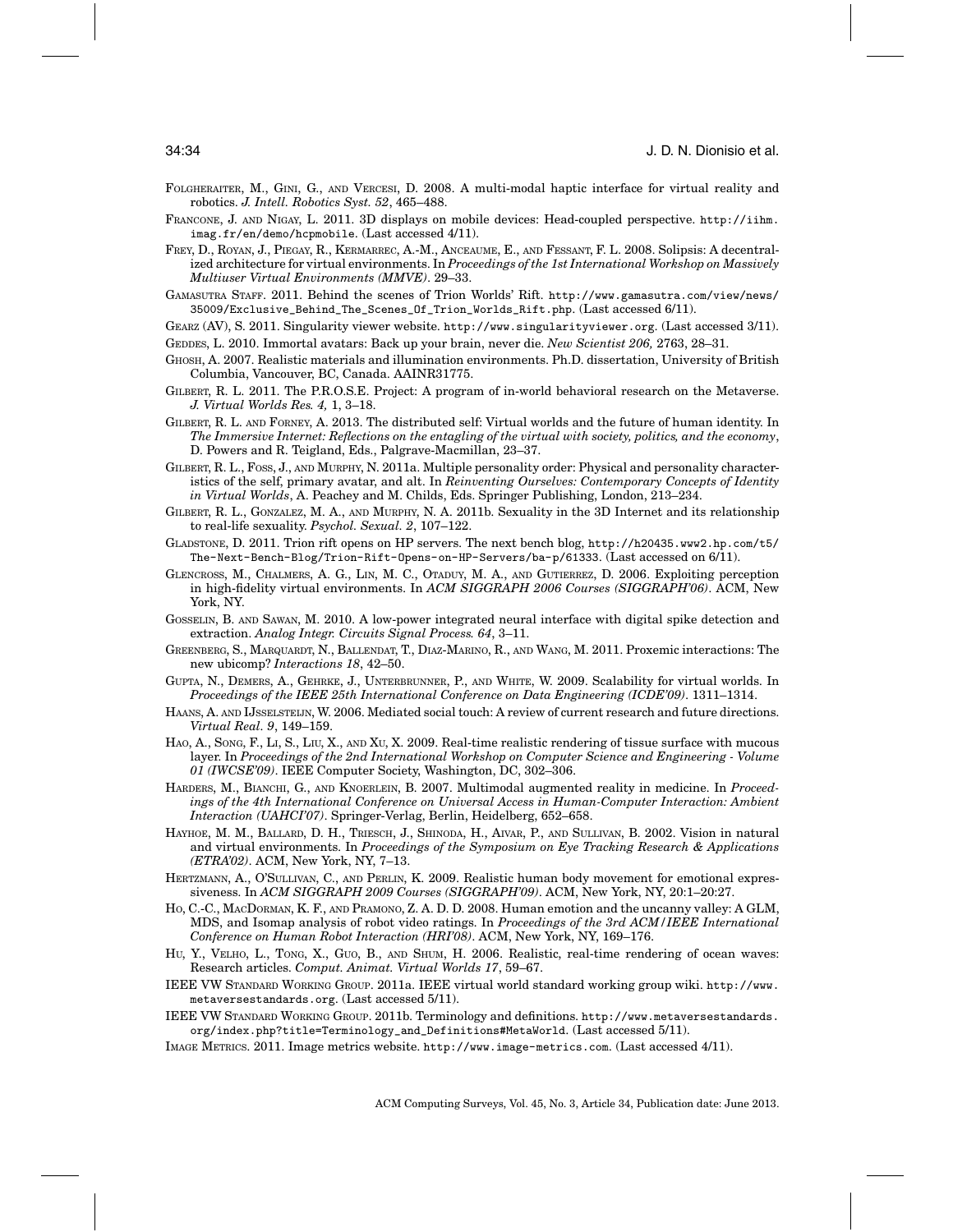Folgheraiter, M., Gini, G., and Vercesi, D. 2008. A multi-modal haptic interface for virtual reality and robotics. *J. Intell. Robotics Syst. 52*, 465–488.

Francone, J. and Nigay, L. 2011. 3D displays on mobile devices: Head-coupled perspective. http://iihm.imag.fr/en/demo/hcpmobile. (Last accessed 4/11).

Frey, D., Royan, J., Piegay, R., Kermarrec, A.-M., Anceaume, E., and Fessant, F. L. 2008. Solipsis: A decentralized architecture for virtual environments. In *Proceedings of the 1st International Workshop on Massively Multiuser Virtual Environments (MMVE)*. 29–33.

Gamasutra Staff. 2011. Behind the scenes of Trion Worlds' Rift. http://www.gamasutra.com/view/news/35009/Exclusive_Behind_The_Scenes_Of_Trion_Worlds_Rift.php. (Last accessed 6/11).

Gearz (AV), S. 2011. Singularity viewer website. http://www.singularityviewer.org. (Last accessed 3/11).

Geddes, L. 2010. Immortal avatars: Back up your brain, never die. *New Scientist 206,* 2763, 28–31.

Ghosh, A. 2007. Realistic materials and illumination environments. Ph.D. dissertation, University of British Columbia, Vancouver, BC, Canada. AAINR31775.

Gilbert, R. L. 2011. The P.R.O.S.E. Project: A program of in-world behavioral research on the Metaverse. *J. Virtual Worlds Res. 4,* 1, 3–18.

Gilbert, R. L. and Forney, A. 2013. The distributed self: Virtual worlds and the future of human identity. In *The Immersive Internet: Reflections on the entagling of the virtual with society, politics, and the economy*, D. Powers and R. Teigland, Eds., Palgrave-Macmillan, 23–37.

Gilbert, R. L., Foss, J., and Murphy, N. 2011a. Multiple personality order: Physical and personality characteristics of the self, primary avatar, and alt. In *Reinventing Ourselves: Contemporary Concepts of Identity in Virtual Worlds*, A. Peachey and M. Childs, Eds. Springer Publishing, London, 213–234.

Gilbert, R. L., Gonzalez, M. A., and Murphy, N. A. 2011b. Sexuality in the 3D Internet and its relationship to real-life sexuality. *Psychol. Sexual. 2*, 107–122.

Gladstone, D. 2011. Trion rift opens on HP servers. The next bench blog, http://h20435.www2.hp.com/t5/The-Next-Bench-Blog/Trion-Rift-Opens-on-HP-Servers/ba-p/61333. (Last accessed on 6/11).

Glencross, M., Chalmers, A. G., Lin, M. C., Otaduy, M. A., and Gutierrez, D. 2006. Exploiting perception in high-fidelity virtual environments. In *ACM SIGGRAPH 2006 Courses (SIGGRAPH'06)*. ACM, New York, NY.

Gosselin, B. and Sawan, M. 2010. A low-power integrated neural interface with digital spike detection and extraction. *Analog Integr. Circuits Signal Process. 64*, 3–11.

Greenberg, S., Marquardt, N., Ballendat, T., Diaz-Marino, R., and Wang, M. 2011. Proxemic interactions: The new ubicomp? *Interactions 18*, 42–50.

Gupta, N., Demers, A., Gehrke, J., Unterbrunner, P., and White, W. 2009. Scalability for virtual worlds. In *Proceedings of the IEEE 25th International Conference on Data Engineering (ICDE'09)*. 1311–1314.

Haans, A. and IJsselsteijn, W. 2006. Mediated social touch: A review of current research and future directions. *Virtual Real. 9*, 149–159.

Hao, A., Song, F., Li, S., Liu, X., and Xu, X. 2009. Real-time realistic rendering of tissue surface with mucous layer. In *Proceedings of the 2nd International Workshop on Computer Science and Engineering - Volume 01 (IWCSE'09)*. IEEE Computer Society, Washington, DC, 302–306.

Harders, M., Bianchi, G., and Knoerlein, B. 2007. Multimodal augmented reality in medicine. In *Proceedings of the 4th International Conference on Universal Access in Human-Computer Interaction: Ambient Interaction (UAHCI'07)*. Springer-Verlag, Berlin, Heidelberg, 652–658.

Hayhoe, M. M., Ballard, D. H., Triesch, J., Shinoda, H., Aivar, P., and Sullivan, B. 2002. Vision in natural and virtual environments. In *Proceedings of the Symposium on Eye Tracking Research & Applications (ETRA'02)*. ACM, New York, NY, 7–13.

Hertzmann, A., O'Sullivan, C., and Perlin, K. 2009. Realistic human body movement for emotional expressiveness. In *ACM SIGGRAPH 2009 Courses (SIGGRAPH'09)*. ACM, New York, NY, 20:1–20:27.

Ho, C.-C., MacDorman, K. F., and Pramono, Z. A. D. D. 2008. Human emotion and the uncanny valley: A GLM, MDS, and Isomap analysis of robot video ratings. In *Proceedings of the 3rd ACM/IEEE International Conference on Human Robot Interaction (HRI'08)*. ACM, New York, NY, 169–176.

Hu, Y., Velho, L., Tong, X., Guo, B., and Shum, H. 2006. Realistic, real-time rendering of ocean waves: Research articles. *Comput. Animat. Virtual Worlds 17*, 59–67.

IEEE VW Standard Working Group. 2011a. IEEE virtual world standard working group wiki. http://www.metaversestandards.org. (Last accessed 5/11).

IEEE VW Standard Working Group. 2011b. Terminology and definitions. http://www.metaversestandards.org/index.php?title=Terminology_and_Definitions#MetaWorld. (Last accessed 5/11).

Image Metrics. 2011. Image metrics website. http://www.image-metrics.com. (Last accessed 4/11).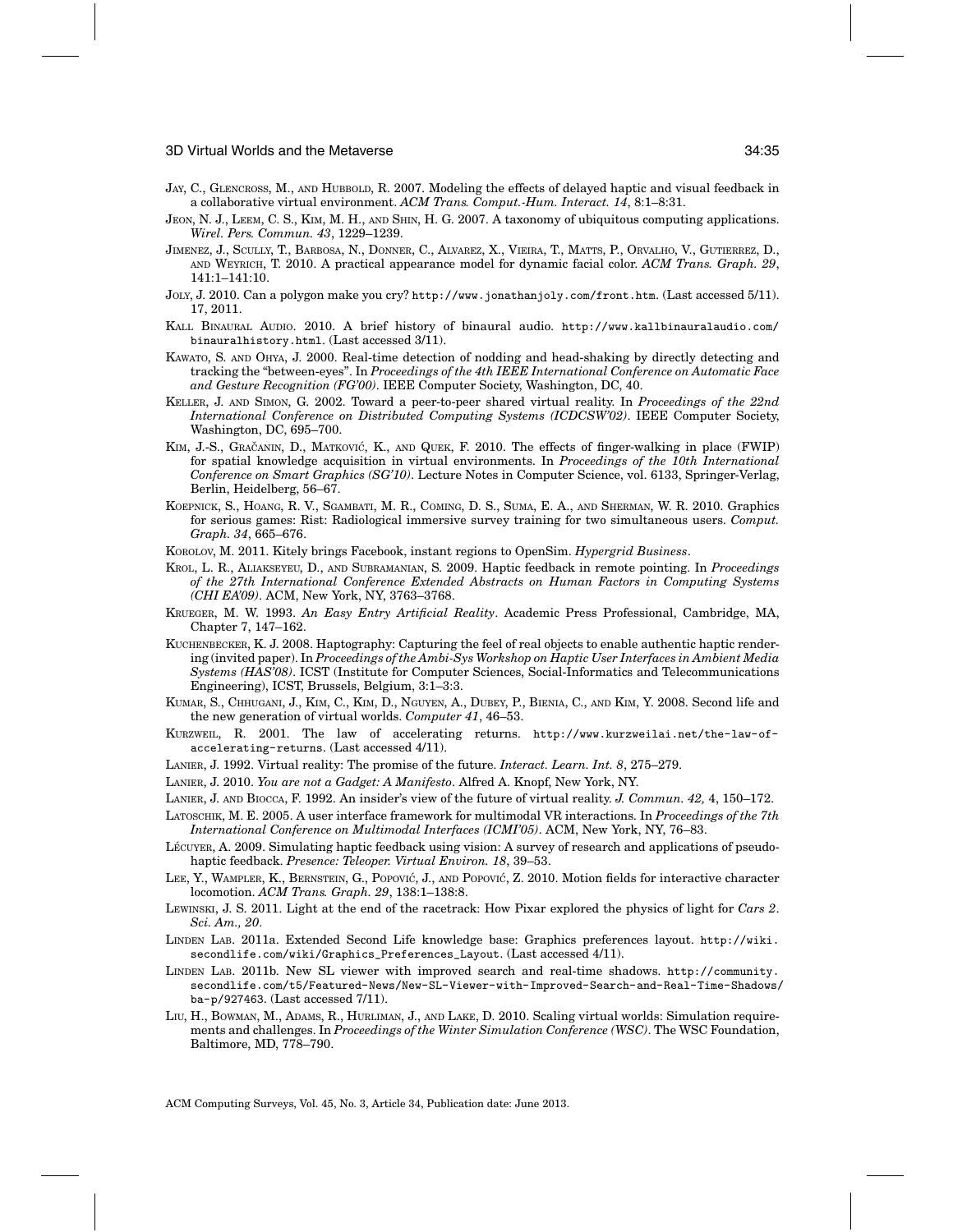JAY, C., GLENCROSS, M., AND HUBBOLD, R. 2007. Modeling the effects of delayed haptic and visual feedback in a collaborative virtual environment. *ACM Trans. Comput.-Hum. Interact. 14*, 8:1–8:31.

JEON, N. J., LEEM, C. S., KIM, M. H., AND SHIN, H. G. 2007. A taxonomy of ubiquitous computing applications. *Wirel. Pers. Commun. 43*, 1229–1239.

JIMENEZ, J., SCULLY, T., BARBOSA, N., DONNER, C., ALVAREZ, X., VIEIRA, T., MATTS, P., ORVALHO, V., GUTIERREZ, D., AND WEYRICH, T. 2010. A practical appearance model for dynamic facial color. *ACM Trans. Graph. 29*, 141:1–141:10.

JOLY, J. 2010. Can a polygon make you cry? http://www.jonathanjoly.com/front.htm. (Last accessed 5/11). 17, 2011.

KALL BINAURAL AUDIO. 2010. A brief history of binaural audio. http://www.kallbinauralaudio.com/binauralhistory.html. (Last accessed 3/11).

KAWATO, S. AND OHYA, J. 2000. Real-time detection of nodding and head-shaking by directly detecting and tracking the "between-eyes". In *Proceedings of the 4th IEEE International Conference on Automatic Face and Gesture Recognition (FG'00)*. IEEE Computer Society, Washington, DC, 40.

KELLER, J. AND SIMON, G. 2002. Toward a peer-to-peer shared virtual reality. In *Proceedings of the 22nd International Conference on Distributed Computing Systems (ICDCSW'02)*. IEEE Computer Society, Washington, DC, 695–700.

KIM, J.-S., GRAČANIN, D., MATKOVIĆ, K., AND QUEK, F. 2010. The effects of finger-walking in place (FWIP) for spatial knowledge acquisition in virtual environments. In *Proceedings of the 10th International Conference on Smart Graphics (SG'10)*. Lecture Notes in Computer Science, vol. 6133, Springer-Verlag, Berlin, Heidelberg, 56–67.

KOEPNICK, S., HOANG, R. V., SGAMBATI, M. R., COMING, D. S., SUMA, E. A., AND SHERMAN, W. R. 2010. Graphics for serious games: Rist: Radiological immersive survey training for two simultaneous users. *Comput. Graph. 34*, 665–676.

KOROLOV, M. 2011. Kitely brings Facebook, instant regions to OpenSim. *Hypergrid Business*.

KROL, L. R., ALIAKSEYEU, D., AND SUBRAMANIAN, S. 2009. Haptic feedback in remote pointing. In *Proceedings of the 27th International Conference Extended Abstracts on Human Factors in Computing Systems (CHI EA'09)*. ACM, New York, NY, 3763–3768.

KRUEGER, M. W. 1993. *An Easy Entry Artificial Reality*. Academic Press Professional, Cambridge, MA, Chapter 7, 147–162.

KUCHENBECKER, K. J. 2008. Haptography: Capturing the feel of real objects to enable authentic haptic rendering (invited paper). In *Proceedings of the Ambi-Sys Workshop on Haptic User Interfaces in Ambient Media Systems (HAS'08)*. ICST (Institute for Computer Sciences, Social-Informatics and Telecommunications Engineering), ICST, Brussels, Belgium, 3:1–3:3.

KUMAR, S., CHHUGANI, J., KIM, C., KIM, D., NGUYEN, A., DUBEY, P., BIENIA, C., AND KIM, Y. 2008. Second life and the new generation of virtual worlds. *Computer 41*, 46–53.

KURZWEIL, R. 2001. The law of accelerating returns. http://www.kurzweilai.net/the-law-of-accelerating-returns. (Last accessed 4/11).

LANIER, J. 1992. Virtual reality: The promise of the future. *Interact. Learn. Int. 8*, 275–279.

LANIER, J. 2010. *You are not a Gadget: A Manifesto*. Alfred A. Knopf, New York, NY.

LANIER, J. AND BIOCCA, F. 1992. An insider's view of the future of virtual reality. *J. Commun. 42,* 4, 150–172.

LATOSCHIK, M. E. 2005. A user interface framework for multimodal VR interactions. In *Proceedings of the 7th International Conference on Multimodal Interfaces (ICMI'05)*. ACM, New York, NY, 76–83.

LÉCUYER, A. 2009. Simulating haptic feedback using vision: A survey of research and applications of pseudo-haptic feedback. *Presence: Teleoper. Virtual Environ. 18,* 39–53.

LEE, Y., WAMPLER, K., BERNSTEIN, G., POPOVIĆ, J., AND POPOVIĆ, Z. 2010. Motion fields for interactive character locomotion. *ACM Trans. Graph. 29*, 138:1–138:8.

LEWINSKI, J. S. 2011. Light at the end of the racetrack: How Pixar explored the physics of light for *Cars 2*. *Sci. Am., 20*.

LINDEN LAB. 2011a. Extended Second Life knowledge base: Graphics preferences layout. http://wiki.secondlife.com/wiki/Graphics_Preferences_Layout. (Last accessed 4/11).

LINDEN LAB. 2011b. New SL viewer with improved search and real-time shadows. http://community.secondlife.com/t5/Featured-News/New-SL-Viewer-with-Improved-Search-and-Real-Time-Shadows/ba-p/927463. (Last accessed 7/11).

LIU, H., BOWMAN, M., ADAMS, R., HURLIMAN, J., AND LAKE, D. 2010. Scaling virtual worlds: Simulation requirements and challenges. In *Proceedings of the Winter Simulation Conference (WSC)*. The WSC Foundation, Baltimore, MD, 778–790.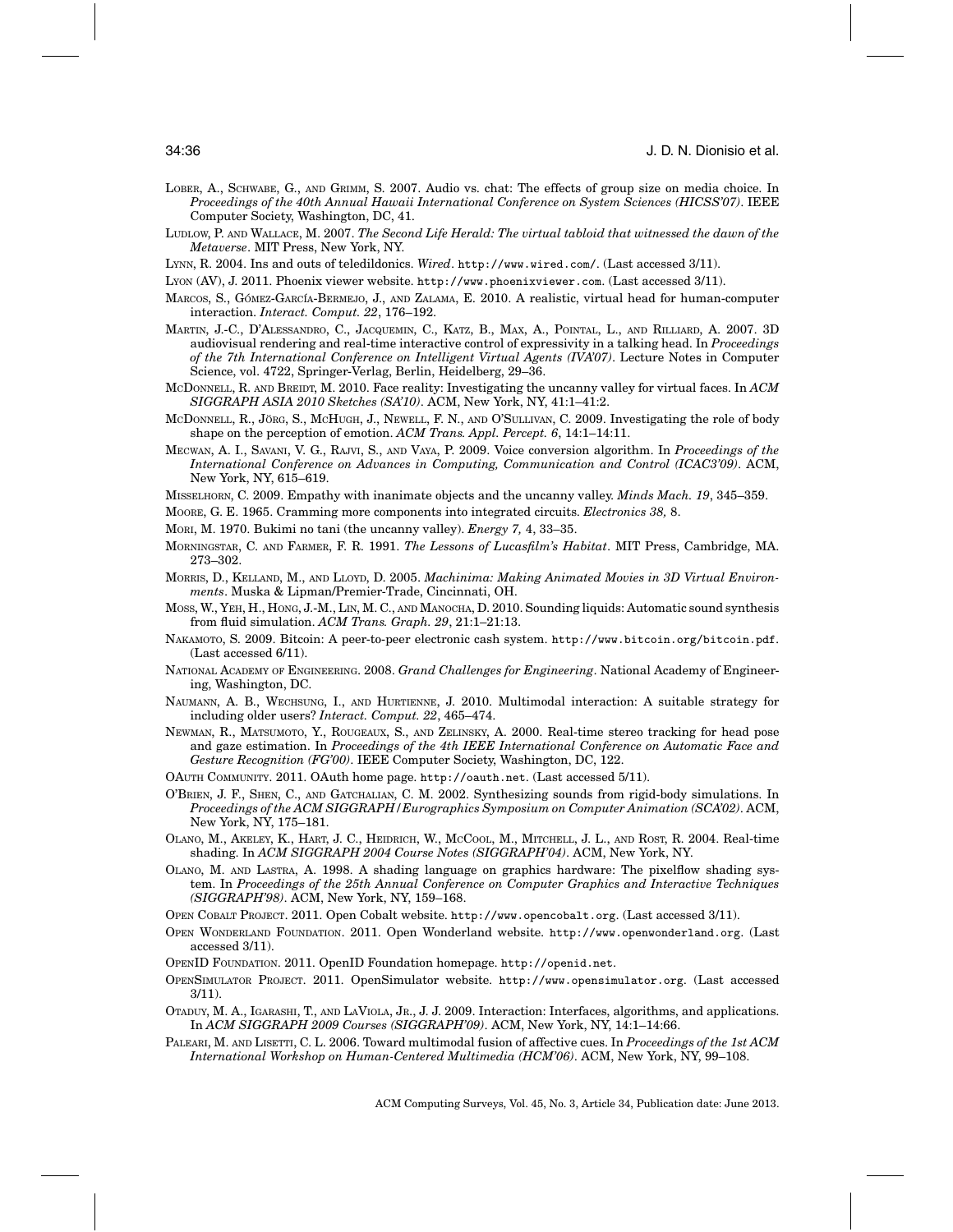LOBER, A., SCHWABE, G., AND GRIMM, S. 2007. Audio vs. chat: The effects of group size on media choice. In *Proceedings of the 40th Annual Hawaii International Conference on System Sciences (HICSS'07)*. IEEE Computer Society, Washington, DC, 41.

LUDLOW, P. AND WALLACE, M. 2007. *The Second Life Herald: The virtual tabloid that witnessed the dawn of the Metaverse*. MIT Press, New York, NY.

LYNN, R. 2004. Ins and outs of teledildonics. *Wired*. http://www.wired.com/. (Last accessed 3/11).

LYON (AV), J. 2011. Phoenix viewer website. http://www.phoenixviewer.com. (Last accessed 3/11).

MARCOS, S., GÓMEZ-GARCÍA-BERMEJO, J., AND ZALAMA, E. 2010. A realistic, virtual head for human-computer interaction. *Interact. Comput. 22*, 176–192.

MARTIN, J.-C., D'ALESSANDRO, C., JACQUEMIN, C., KATZ, B., MAX, A., POINTAL, L., AND RILLIARD, A. 2007. 3D audiovisual rendering and real-time interactive control of expressivity in a talking head. In *Proceedings of the 7th International Conference on Intelligent Virtual Agents (IVA'07)*. Lecture Notes in Computer Science, vol. 4722, Springer-Verlag, Berlin, Heidelberg, 29–36.

MCDONNELL, R. AND BREIDT, M. 2010. Face reality: Investigating the uncanny valley for virtual faces. In *ACM SIGGRAPH ASIA 2010 Sketches (SA'10)*. ACM, New York, NY, 41:1–41:2.

MCDONNELL, R., JÖRG, S., MCHUGH, J., NEWELL, F. N., AND O'SULLIVAN, C. 2009. Investigating the role of body shape on the perception of emotion. *ACM Trans. Appl. Percept. 6*, 14:1–14:11.

MECWAN, A. I., SAVANI, V. G., RAJVI, S., AND VAYA, P. 2009. Voice conversion algorithm. In *Proceedings of the International Conference on Advances in Computing, Communication and Control (ICAC3'09)*. ACM, New York, NY, 615–619.

MISSELHORN, C. 2009. Empathy with inanimate objects and the uncanny valley. *Minds Mach. 19*, 345–359.

MOORE, G. E. 1965. Cramming more components into integrated circuits. *Electronics 38*, 8.

MORI, M. 1970. Bukimi no tani (the uncanny valley). *Energy 7*, 4, 33–35.

MORNINGSTAR, C. AND FARMER, F. R. 1991. *The Lessons of Lucasfilm's Habitat*. MIT Press, Cambridge, MA. 273–302.

MORRIS, D., KELLAND, M., AND LLOYD, D. 2005. *Machinima: Making Animated Movies in 3D Virtual Environments*. Muska & Lipman/Premier-Trade, Cincinnati, OH.

MOSS, W., YEH, H., HONG, J.-M., LIN, M. C., AND MANOCHA, D. 2010. Sounding liquids: Automatic sound synthesis from fluid simulation. *ACM Trans. Graph. 29*, 21:1–21:13.

NAKAMOTO, S. 2009. Bitcoin: A peer-to-peer electronic cash system. http://www.bitcoin.org/bitcoin.pdf. (Last accessed 6/11).

NATIONAL ACADEMY OF ENGINEERING. 2008. *Grand Challenges for Engineering*. National Academy of Engineering, Washington, DC.

NAUMANN, A. B., WECHSUNG, I., AND HURTIENNE, J. 2010. Multimodal interaction: A suitable strategy for including older users? *Interact. Comput. 22*, 465–474.

NEWMAN, R., MATSUMOTO, Y., ROUGEAUX, S., AND ZELINSKY, A. 2000. Real-time stereo tracking for head pose and gaze estimation. In *Proceedings of the 4th IEEE International Conference on Automatic Face and Gesture Recognition (FG'00)*. IEEE Computer Society, Washington, DC, 122.

OAUTH COMMUNITY. 2011. OAuth home page. http://oauth.net. (Last accessed 5/11).

O'BRIEN, J. F., SHEN, C., AND GATCHALIAN, C. M. 2002. Synthesizing sounds from rigid-body simulations. In *Proceedings of the ACM SIGGRAPH/Eurographics Symposium on Computer Animation (SCA'02)*. ACM, New York, NY, 175–181.

OLANO, M., AKELEY, K., HART, J. C., HEIDRICH, W., MCCOOL, M., MITCHELL, J. L., AND ROST, R. 2004. Real-time shading. In *ACM SIGGRAPH 2004 Course Notes (SIGGRAPH'04)*. ACM, New York, NY.

OLANO, M. AND LASTRA, A. 1998. A shading language on graphics hardware: The pixelflow shading system. In *Proceedings of the 25th Annual Conference on Computer Graphics and Interactive Techniques (SIGGRAPH'98)*. ACM, New York, NY, 159–168.

OPEN COBALT PROJECT. 2011. Open Cobalt website. http://www.opencobalt.org. (Last accessed 3/11).

OPEN WONDERLAND FOUNDATION. 2011. Open Wonderland website. http://www.openwonderland.org. (Last accessed 3/11).

OPENID FOUNDATION. 2011. OpenID Foundation homepage. http://openid.net.

OPENSIMULATOR PROJECT. 2011. OpenSimulator website. http://www.opensimulator.org. (Last accessed 3/11).

OTADUY, M. A., IGARASHI, T., AND LAVIOLA, JR., J. J. 2009. Interaction: Interfaces, algorithms, and applications. In *ACM SIGGRAPH 2009 Courses (SIGGRAPH'09)*. ACM, New York, NY, 14:1–14:66.

PALEARI, M. AND LISETTI, C. L. 2006. Toward multimodal fusion of affective cues. In *Proceedings of the 1st ACM International Workshop on Human-Centered Multimedia (HCM'06)*. ACM, New York, NY, 99–108.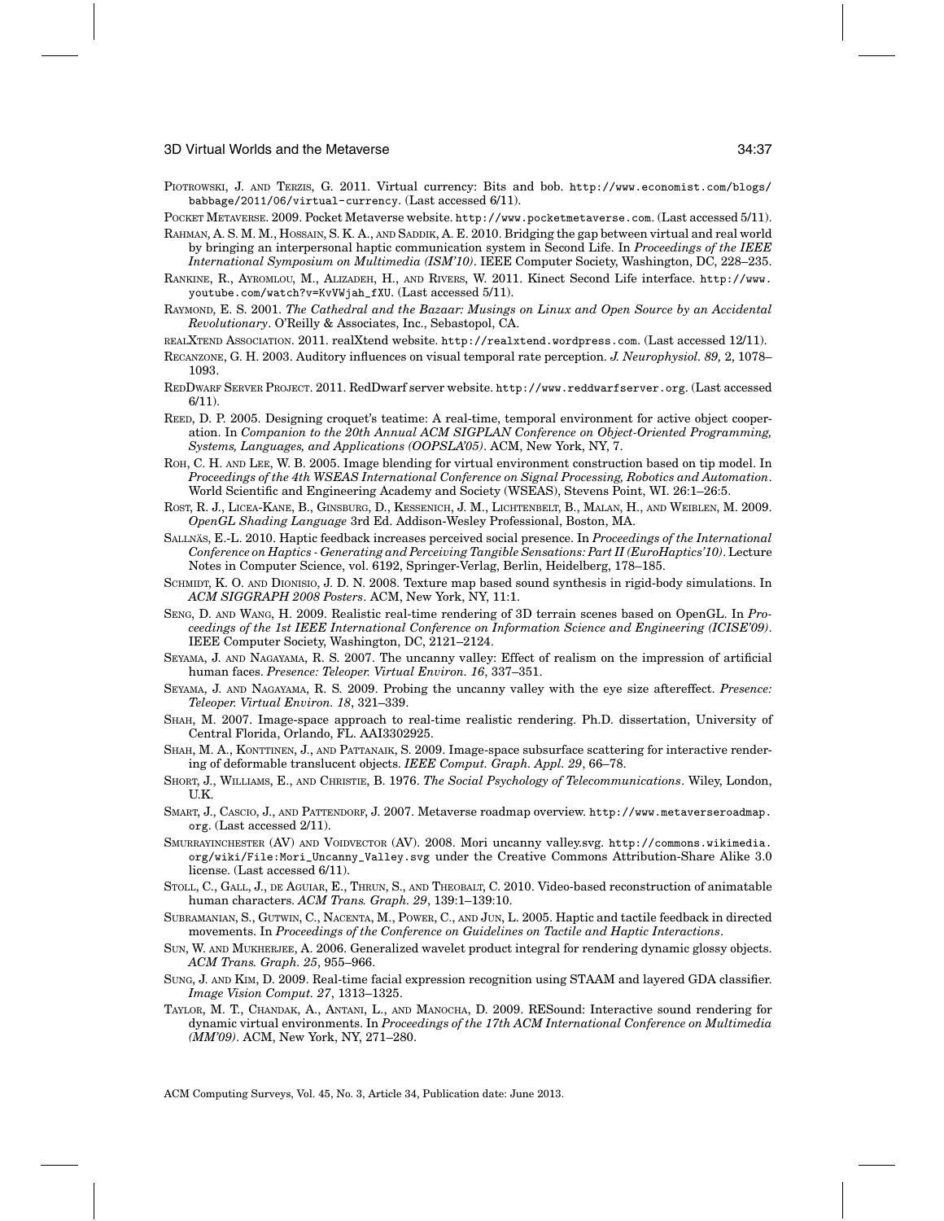PIOTROWSKI, J. AND TERZIS, G. 2011. Virtual currency: Bits and bob. http://www.economist.com/blogs/babbage/2011/06/virtual-currency. (Last accessed 6/11).

POCKET METAVERSE. 2009. Pocket Metaverse website. http://www.pocketmetaverse.com. (Last accessed 5/11).

RAHMAN, A. S. M. M., HOSSAIN, S. K. A., AND SADDIK, A. E. 2010. Bridging the gap between virtual and real world by bringing an interpersonal haptic communication system in Second Life. In *Proceedings of the IEEE International Symposium on Multimedia (ISM'10)*. IEEE Computer Society, Washington, DC, 228–235.

RANKINE, R., AYROMLOU, M., ALIZADEH, H., AND RIVERS, W. 2011. Kinect Second Life interface. http://www.youtube.com/watch?v=KvVWjah_fXU. (Last accessed 5/11).

RAYMOND, E. S. 2001. *The Cathedral and the Bazaar: Musings on Linux and Open Source by an Accidental Revolutionary*. O'Reilly & Associates, Inc., Sebastopol, CA.

REALXTEND ASSOCIATION. 2011. realXtend website. http://realxtend.wordpress.com. (Last accessed 12/11).

RECANZONE, G. H. 2003. Auditory influences on visual temporal rate perception. *J. Neurophysiol. 89,* 2, 1078–1093.

REDDWARF SERVER PROJECT. 2011. RedDwarf server website. http://www.reddwarfserver.org. (Last accessed 6/11).

REED, D. P. 2005. Designing croquet's teatime: A real-time, temporal environment for active object cooperation. In *Companion to the 20th Annual ACM SIGPLAN Conference on Object-Oriented Programming, Systems, Languages, and Applications (OOPSLA'05)*. ACM, New York, NY, 7.

ROH, C. H. AND LEE, W. B. 2005. Image blending for virtual environment construction based on tip model. In *Proceedings of the 4th WSEAS International Conference on Signal Processing, Robotics and Automation*. World Scientific and Engineering Academy and Society (WSEAS), Stevens Point, WI. 26:1–26:5.

ROST, R. J., LICEA-KANE, B., GINSBURG, D., KESSENICH, J. M., LICHTENBELT, B., MALAN, H., AND WEIBLEN, M. 2009. *OpenGL Shading Language* 3rd Ed. Addison-Wesley Professional, Boston, MA.

SALLNÄS, E.-L. 2010. Haptic feedback increases perceived social presence. In *Proceedings of the International Conference on Haptics - Generating and Perceiving Tangible Sensations: Part II (EuroHaptics'10)*. Lecture Notes in Computer Science, vol. 6192, Springer-Verlag, Berlin, Heidelberg, 178–185.

SCHMIDT, K. O. AND DIONISIO, J. D. N. 2008. Texture map based sound synthesis in rigid-body simulations. In *ACM SIGGRAPH 2008 Posters*. ACM, New York, NY, 11:1.

SENG, D. AND WANG, H. 2009. Realistic real-time rendering of 3D terrain scenes based on OpenGL. In *Proceedings of the 1st IEEE International Conference on Information Science and Engineering (ICISE'09)*. IEEE Computer Society, Washington, DC, 2121–2124.

SEYAMA, J. AND NAGAYAMA, R. S. 2007. The uncanny valley: Effect of realism on the impression of artificial human faces. *Presence: Teleoper. Virtual Environ. 16*, 337–351.

SEYAMA, J. AND NAGAYAMA, R. S. 2009. Probing the uncanny valley with the eye size aftereffect. *Presence: Teleoper. Virtual Environ. 18*, 321–339.

SHAH, M. 2007. Image-space approach to real-time realistic rendering. Ph.D. dissertation, University of Central Florida, Orlando, FL. AAI3302925.

SHAH, M. A., KONTTINEN, J., AND PATTANAIK, S. 2009. Image-space subsurface scattering for interactive rendering of deformable translucent objects. *IEEE Comput. Graph. Appl. 29*, 66–78.

SHORT, J., WILLIAMS, E., AND CHRISTIE, B. 1976. *The Social Psychology of Telecommunications*. Wiley, London, U.K.

SMART, J., CASCIO, J., AND PATTENDORF, J. 2007. Metaverse roadmap overview. http://www.metaverseroadmap.org. (Last accessed 2/11).

SMURRAYINCHESTER (AV) AND VOIDVECTOR (AV). 2008. Mori uncanny valley.svg. http://commons.wikimedia.org/wiki/File:Mori_Uncanny_Valley.svg under the Creative Commons Attribution-Share Alike 3.0 license. (Last accessed 6/11).

STOLL, C., GALL, J., DE AGUIAR, E., THRUN, S., AND THEOBALT, C. 2010. Video-based reconstruction of animatable human characters. *ACM Trans. Graph. 29*, 139:1–139:10.

SUBRAMANIAN, S., GUTWIN, C., NACENTA, M., POWER, C., AND JUN, L. 2005. Haptic and tactile feedback in directed movements. In *Proceedings of the Conference on Guidelines on Tactile and Haptic Interactions*.

SUN, W. AND MUKHERJEE, A. 2006. Generalized wavelet product integral for rendering dynamic glossy objects. *ACM Trans. Graph. 25*, 955–966.

SUNG, J. AND KIM, D. 2009. Real-time facial expression recognition using STAAM and layered GDA classifier. *Image Vision Comput. 27*, 1313–1325.

TAYLOR, M. T., CHANDAK, A., ANTANI, L., AND MANOCHA, D. 2009. RESound: Interactive sound rendering for dynamic virtual environments. In *Proceedings of the 17th ACM International Conference on Multimedia (MM'09)*. ACM, New York, NY, 271–280.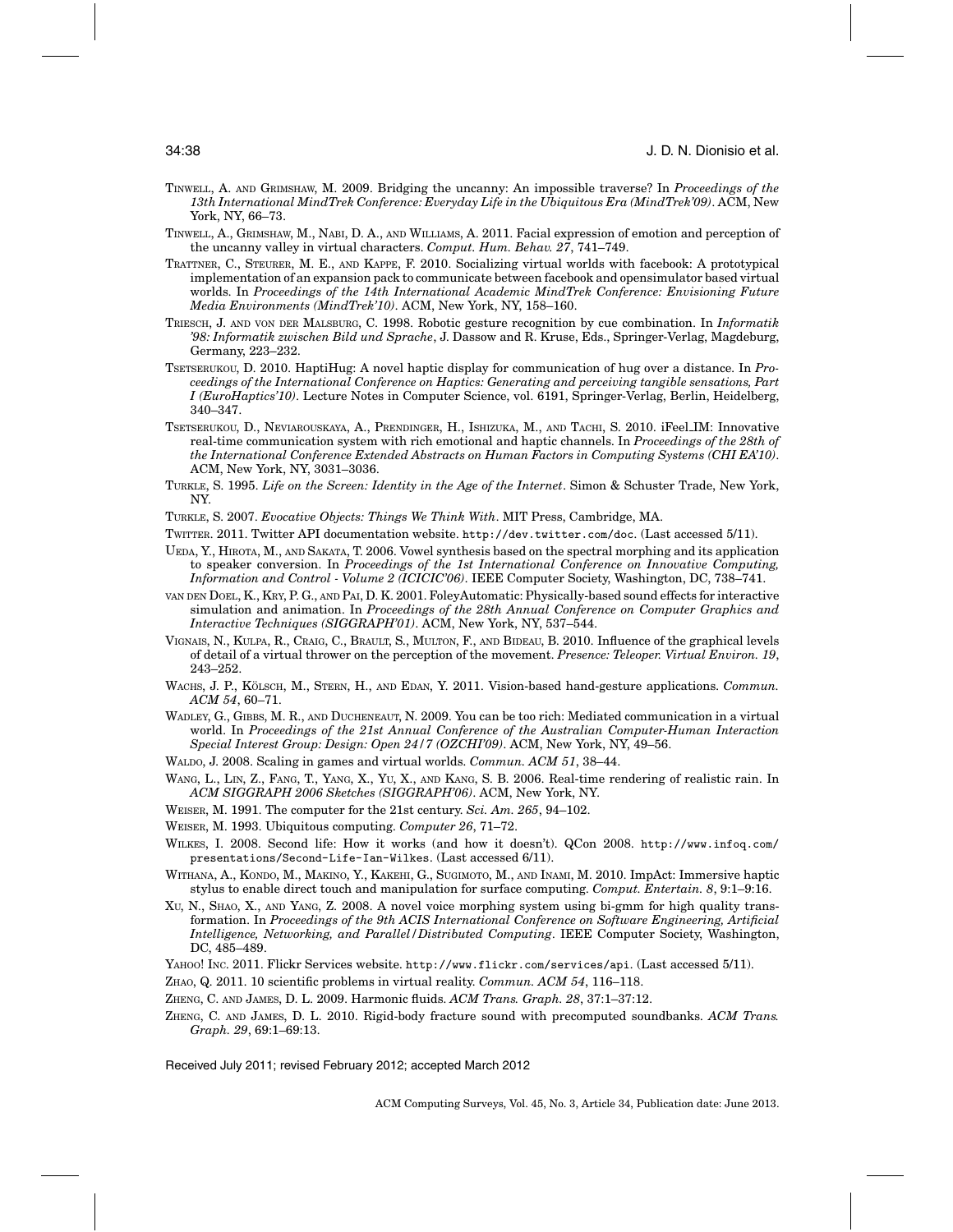TINWELL, A. AND GRIMSHAW, M. 2009. Bridging the uncanny: An impossible traverse? In *Proceedings of the 13th International MindTrek Conference: Everyday Life in the Ubiquitous Era (MindTrek'09)*. ACM, New York, NY, 66–73.

TINWELL, A., GRIMSHAW, M., NABI, D. A., AND WILLIAMS, A. 2011. Facial expression of emotion and perception of the uncanny valley in virtual characters. *Comput. Hum. Behav. 27*, 741–749.

TRATTNER, C., STEURER, M. E., AND KAPPE, F. 2010. Socializing virtual worlds with facebook: A prototypical implementation of an expansion pack to communicate between facebook and opensimulator based virtual worlds. In *Proceedings of the 14th International Academic MindTrek Conference: Envisioning Future Media Environments (MindTrek'10)*. ACM, New York, NY, 158–160.

TRIESCH, J. AND VON DER MALSBURG, C. 1998. Robotic gesture recognition by cue combination. In *Informatik '98: Informatik zwischen Bild und Sprache*, J. Dassow and R. Kruse, Eds., Springer-Verlag, Magdeburg, Germany, 223–232.

TSETSERUKOU, D. 2010. HaptiHug: A novel haptic display for communication of hug over a distance. In *Proceedings of the International Conference on Haptics: Generating and perceiving tangible sensations, Part I (EuroHaptics'10)*. Lecture Notes in Computer Science, vol. 6191, Springer-Verlag, Berlin, Heidelberg, 340–347.

TSETSERUKOU, D., NEVIAROUSKAYA, A., PRENDINGER, H., ISHIZUKA, M., AND TACHI, S. 2010. iFeel_IM: Innovative real-time communication system with rich emotional and haptic channels. In *Proceedings of the 28th of the International Conference Extended Abstracts on Human Factors in Computing Systems (CHI EA'10)*. ACM, New York, NY, 3031–3036.

TURKLE, S. 1995. *Life on the Screen: Identity in the Age of the Internet*. Simon & Schuster Trade, New York, NY.

TURKLE, S. 2007. *Evocative Objects: Things We Think With*. MIT Press, Cambridge, MA.

TWITTER. 2011. Twitter API documentation website. http://dev.twitter.com/doc. (Last accessed 5/11).

UEDA, Y., HIROTA, M., AND SAKATA, T. 2006. Vowel synthesis based on the spectral morphing and its application to speaker conversion. In *Proceedings of the 1st International Conference on Innovative Computing, Information and Control - Volume 2 (ICICIC'06)*. IEEE Computer Society, Washington, DC, 738–741.

VAN DEN DOEL, K., KRY, P. G., AND PAI, D. K. 2001. FoleyAutomatic: Physically-based sound effects for interactive simulation and animation. In *Proceedings of the 28th Annual Conference on Computer Graphics and Interactive Techniques (SIGGRAPH'01)*. ACM, New York, NY, 537–544.

VIGNAIS, N., KULPA, R., CRAIG, C., BRAULT, S., MULTON, F., AND BIDEAU, B. 2010. Influence of the graphical levels of detail of a virtual thrower on the perception of the movement. *Presence: Teleoper. Virtual Environ. 19*, 243–252.

WACHS, J. P., KÖLSCH, M., STERN, H., AND EDAN, Y. 2011. Vision-based hand-gesture applications. *Commun. ACM 54*, 60–71.

WADLEY, G., GIBBS, M. R., AND DUCHENEAUT, N. 2009. You can be too rich: Mediated communication in a virtual world. In *Proceedings of the 21st Annual Conference of the Australian Computer-Human Interaction Special Interest Group: Design: Open 24/7 (OZCHI'09)*. ACM, New York, NY, 49–56.

WALDO, J. 2008. Scaling in games and virtual worlds. *Commun. ACM 51*, 38–44.

WANG, L., LIN, Z., FANG, T., YANG, X., YU, X., AND KANG, S. B. 2006. Real-time rendering of realistic rain. In *ACM SIGGRAPH 2006 Sketches (SIGGRAPH'06)*. ACM, New York, NY.

WEISER, M. 1991. The computer for the 21st century. *Sci. Am. 265*, 94–102.

WEISER, M. 1993. Ubiquitous computing. *Computer 26*, 71–72.

WILKES, I. 2008. Second life: How it works (and how it doesn't). QCon 2008. http://www.infoq.com/presentations/Second-Life-Ian-Wilkes. (Last accessed 6/11).

WITHANA, A., KONDO, M., MAKINO, Y., KAKEHI, G., SUGIMOTO, M., AND INAMI, M. 2010. ImpAct: Immersive haptic stylus to enable direct touch and manipulation for surface computing. *Comput. Entertain. 8*, 9:1–9:16.

XU, N., SHAO, X., AND YANG, Z. 2008. A novel voice morphing system using bi-gmm for high quality transformation. In *Proceedings of the 9th ACIS International Conference on Software Engineering, Artificial Intelligence, Networking, and Parallel/Distributed Computing*. IEEE Computer Society, Washington, DC, 485–489.

YAHOO! INC. 2011. Flickr Services website. http://www.flickr.com/services/api. (Last accessed 5/11).

ZHAO, Q. 2011. 10 scientific problems in virtual reality. *Commun. ACM 54*, 116–118.

ZHENG, C. AND JAMES, D. L. 2009. Harmonic fluids. *ACM Trans. Graph. 28*, 37:1–37:12.

ZHENG, C. AND JAMES, D. L. 2010. Rigid-body fracture sound with precomputed soundbanks. *ACM Trans. Graph. 29*, 69:1–69:13.

Received July 2011; revised February 2012; accepted March 2012